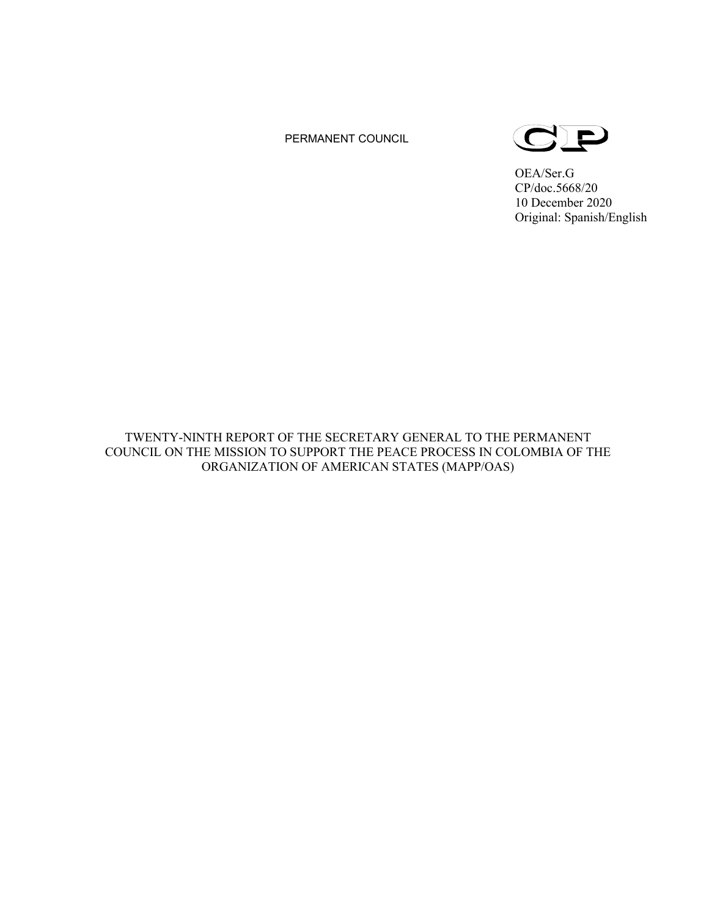PERMANENT COUNCIL

CP

OEA/Ser.G
CP/doc.5668/20
10 December 2020
Original: Spanish/English

# TWENTY-NINTH REPORT OF THE SECRETARY GENERAL TO THE PERMANENT COUNCIL ON THE MISSION TO SUPPORT THE PEACE PROCESS IN COLOMBIA OF THE ORGANIZATION OF AMERICAN STATES (MAPP/OAS)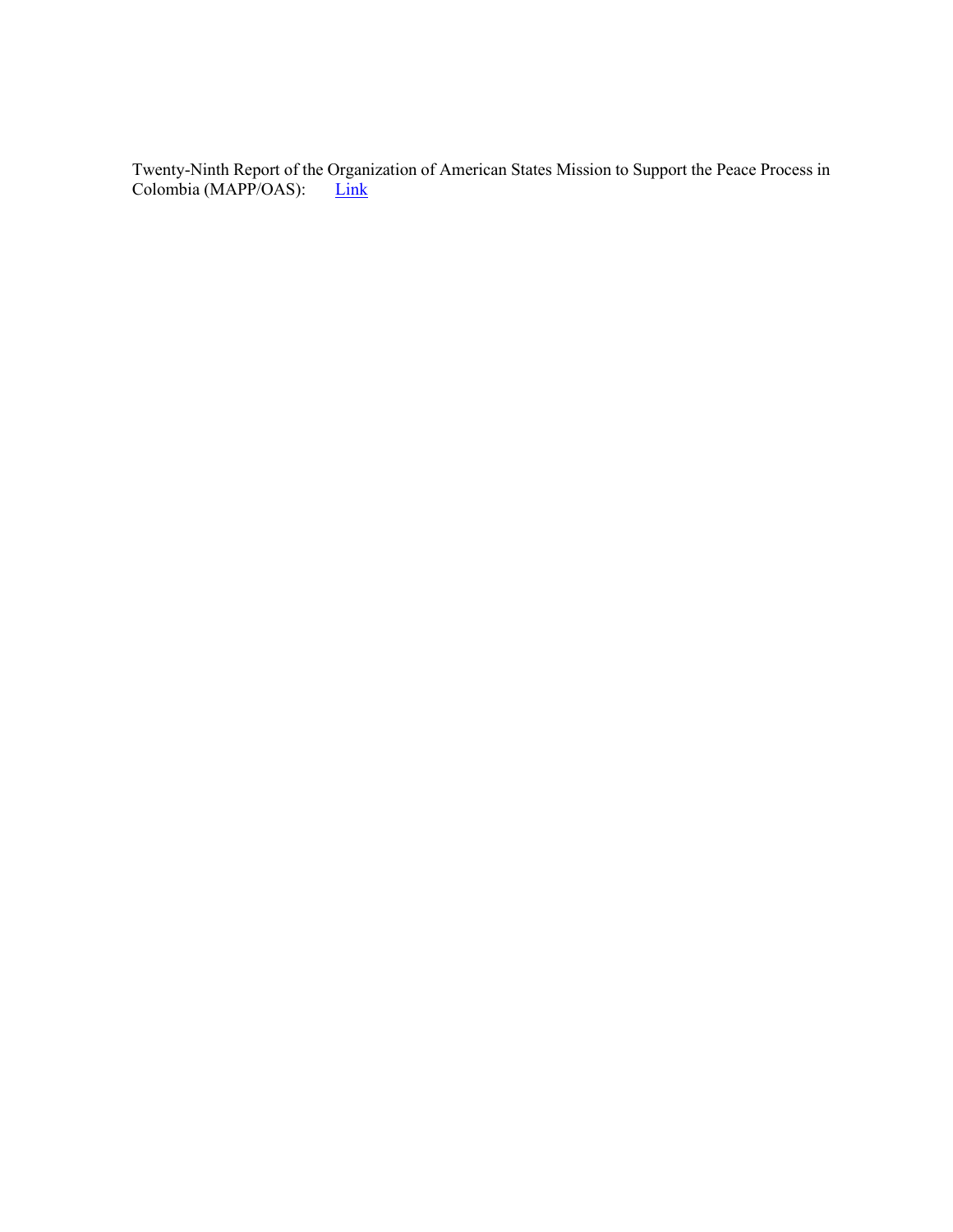Twenty-Ninth Report of the Organization of American States Mission to Support the Peace Process in Colombia (MAPP/OAS): Link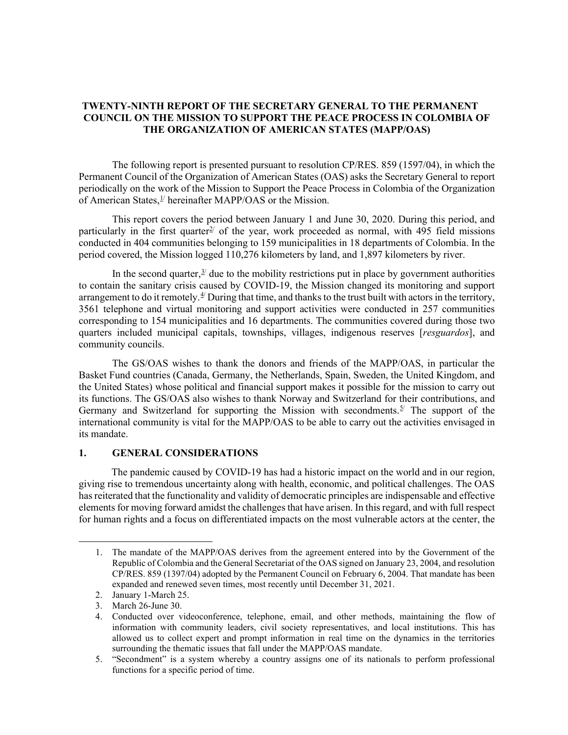**TWENTY-NINTH REPORT OF THE SECRETARY GENERAL TO THE PERMANENT COUNCIL ON THE MISSION TO SUPPORT THE PEACE PROCESS IN COLOMBIA OF THE ORGANIZATION OF AMERICAN STATES (MAPP/OAS)**

The following report is presented pursuant to resolution CP/RES. 859 (1597/04), in which the Permanent Council of the Organization of American States (OAS) asks the Secretary General to report periodically on the work of the Mission to Support the Peace Process in Colombia of the Organization of American States,[1/] hereinafter MAPP/OAS or the Mission.

This report covers the period between January 1 and June 30, 2020. During this period, and particularly in the first quarter[2/] of the year, work proceeded as normal, with 495 field missions conducted in 404 communities belonging to 159 municipalities in 18 departments of Colombia. In the period covered, the Mission logged 110,276 kilometers by land, and 1,897 kilometers by river.

In the second quarter,[3/] due to the mobility restrictions put in place by government authorities to contain the sanitary crisis caused by COVID-19, the Mission changed its monitoring and support arrangement to do it remotely.[4/] During that time, and thanks to the trust built with actors in the territory, 3561 telephone and virtual monitoring and support activities were conducted in 257 communities corresponding to 154 municipalities and 16 departments. The communities covered during those two quarters included municipal capitals, townships, villages, indigenous reserves [*resguardos*], and community councils.

The GS/OAS wishes to thank the donors and friends of the MAPP/OAS, in particular the Basket Fund countries (Canada, Germany, the Netherlands, Spain, Sweden, the United Kingdom, and the United States) whose political and financial support makes it possible for the mission to carry out its functions. The GS/OAS also wishes to thank Norway and Switzerland for their contributions, and Germany and Switzerland for supporting the Mission with secondments.[5/] The support of the international community is vital for the MAPP/OAS to be able to carry out the activities envisaged in its mandate.

## 1. GENERAL CONSIDERATIONS

The pandemic caused by COVID-19 has had a historic impact on the world and in our region, giving rise to tremendous uncertainty along with health, economic, and political challenges. The OAS has reiterated that the functionality and validity of democratic principles are indispensable and effective elements for moving forward amidst the challenges that have arisen. In this regard, and with full respect for human rights and a focus on differentiated impacts on the most vulnerable actors at the center, the

---

1. The mandate of the MAPP/OAS derives from the agreement entered into by the Government of the Republic of Colombia and the General Secretariat of the OAS signed on January 23, 2004, and resolution CP/RES. 859 (1397/04) adopted by the Permanent Council on February 6, 2004. That mandate has been expanded and renewed seven times, most recently until December 31, 2021.
2. January 1-March 25.
3. March 26-June 30.
4. Conducted over videoconference, telephone, email, and other methods, maintaining the flow of information with community leaders, civil society representatives, and local institutions. This has allowed us to collect expert and prompt information in real time on the dynamics in the territories surrounding the thematic issues that fall under the MAPP/OAS mandate.
5. "Secondment" is a system whereby a country assigns one of its nationals to perform professional functions for a specific period of time.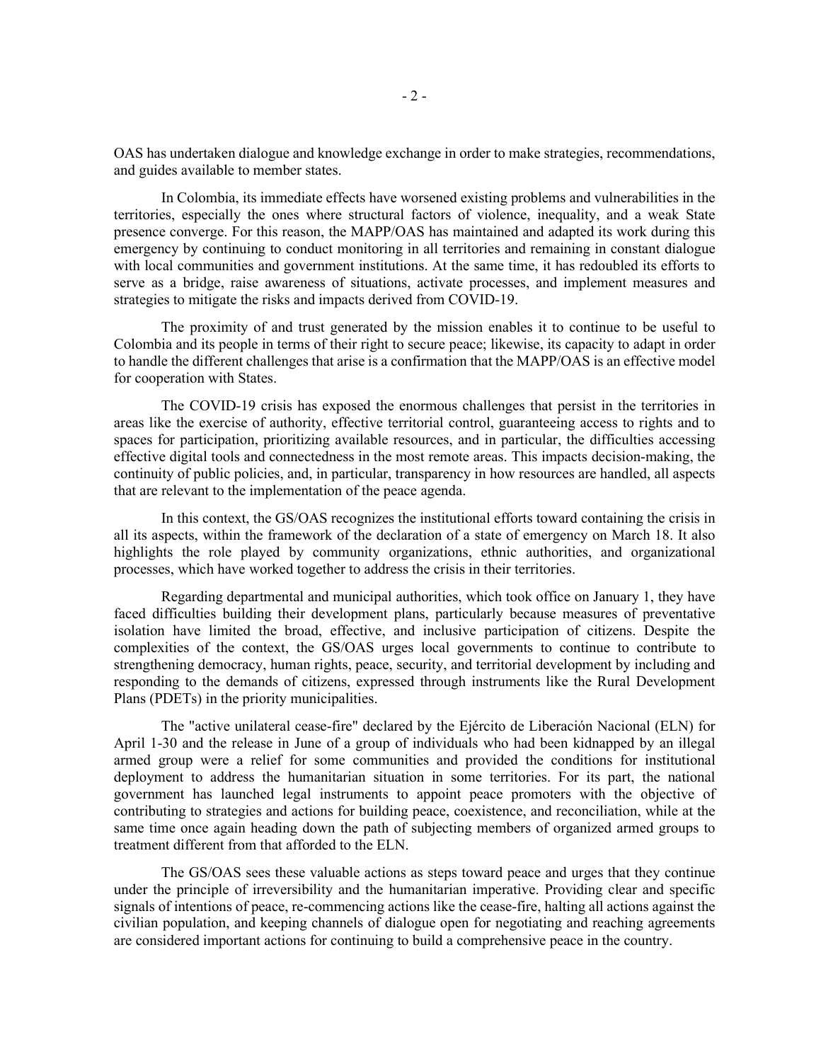OAS has undertaken dialogue and knowledge exchange in order to make strategies, recommendations, and guides available to member states.

In Colombia, its immediate effects have worsened existing problems and vulnerabilities in the territories, especially the ones where structural factors of violence, inequality, and a weak State presence converge. For this reason, the MAPP/OAS has maintained and adapted its work during this emergency by continuing to conduct monitoring in all territories and remaining in constant dialogue with local communities and government institutions. At the same time, it has redoubled its efforts to serve as a bridge, raise awareness of situations, activate processes, and implement measures and strategies to mitigate the risks and impacts derived from COVID-19.

The proximity of and trust generated by the mission enables it to continue to be useful to Colombia and its people in terms of their right to secure peace; likewise, its capacity to adapt in order to handle the different challenges that arise is a confirmation that the MAPP/OAS is an effective model for cooperation with States.

The COVID-19 crisis has exposed the enormous challenges that persist in the territories in areas like the exercise of authority, effective territorial control, guaranteeing access to rights and to spaces for participation, prioritizing available resources, and in particular, the difficulties accessing effective digital tools and connectedness in the most remote areas. This impacts decision-making, the continuity of public policies, and, in particular, transparency in how resources are handled, all aspects that are relevant to the implementation of the peace agenda.

In this context, the GS/OAS recognizes the institutional efforts toward containing the crisis in all its aspects, within the framework of the declaration of a state of emergency on March 18. It also highlights the role played by community organizations, ethnic authorities, and organizational processes, which have worked together to address the crisis in their territories.

Regarding departmental and municipal authorities, which took office on January 1, they have faced difficulties building their development plans, particularly because measures of preventative isolation have limited the broad, effective, and inclusive participation of citizens. Despite the complexities of the context, the GS/OAS urges local governments to continue to contribute to strengthening democracy, human rights, peace, security, and territorial development by including and responding to the demands of citizens, expressed through instruments like the Rural Development Plans (PDETs) in the priority municipalities.

The "active unilateral cease-fire" declared by the Ejército de Liberación Nacional (ELN) for April 1-30 and the release in June of a group of individuals who had been kidnapped by an illegal armed group were a relief for some communities and provided the conditions for institutional deployment to address the humanitarian situation in some territories. For its part, the national government has launched legal instruments to appoint peace promoters with the objective of contributing to strategies and actions for building peace, coexistence, and reconciliation, while at the same time once again heading down the path of subjecting members of organized armed groups to treatment different from that afforded to the ELN.

The GS/OAS sees these valuable actions as steps toward peace and urges that they continue under the principle of irreversibility and the humanitarian imperative. Providing clear and specific signals of intentions of peace, re-commencing actions like the cease-fire, halting all actions against the civilian population, and keeping channels of dialogue open for negotiating and reaching agreements are considered important actions for continuing to build a comprehensive peace in the country.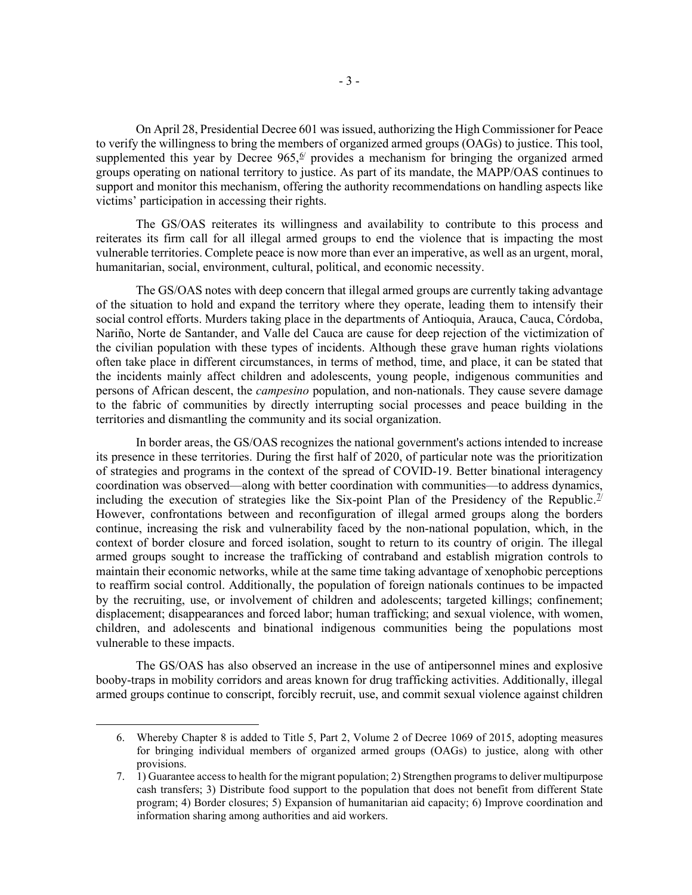On April 28, Presidential Decree 601 was issued, authorizing the High Commissioner for Peace to verify the willingness to bring the members of organized armed groups (OAGs) to justice. This tool, supplemented this year by Decree 965,[6] provides a mechanism for bringing the organized armed groups operating on national territory to justice. As part of its mandate, the MAPP/OAS continues to support and monitor this mechanism, offering the authority recommendations on handling aspects like victims' participation in accessing their rights.

The GS/OAS reiterates its willingness and availability to contribute to this process and reiterates its firm call for all illegal armed groups to end the violence that is impacting the most vulnerable territories. Complete peace is now more than ever an imperative, as well as an urgent, moral, humanitarian, social, environment, cultural, political, and economic necessity.

The GS/OAS notes with deep concern that illegal armed groups are currently taking advantage of the situation to hold and expand the territory where they operate, leading them to intensify their social control efforts. Murders taking place in the departments of Antioquia, Arauca, Cauca, Córdoba, Nariño, Norte de Santander, and Valle del Cauca are cause for deep rejection of the victimization of the civilian population with these types of incidents. Although these grave human rights violations often take place in different circumstances, in terms of method, time, and place, it can be stated that the incidents mainly affect children and adolescents, young people, indigenous communities and persons of African descent, the *campesino* population, and non-nationals. They cause severe damage to the fabric of communities by directly interrupting social processes and peace building in the territories and dismantling the community and its social organization.

In border areas, the GS/OAS recognizes the national government's actions intended to increase its presence in these territories. During the first half of 2020, of particular note was the prioritization of strategies and programs in the context of the spread of COVID-19. Better binational interagency coordination was observed—along with better coordination with communities—to address dynamics, including the execution of strategies like the Six-point Plan of the Presidency of the Republic.[7] However, confrontations between and reconfiguration of illegal armed groups along the borders continue, increasing the risk and vulnerability faced by the non-national population, which, in the context of border closure and forced isolation, sought to return to its country of origin. The illegal armed groups sought to increase the trafficking of contraband and establish migration controls to maintain their economic networks, while at the same time taking advantage of xenophobic perceptions to reaffirm social control. Additionally, the population of foreign nationals continues to be impacted by the recruiting, use, or involvement of children and adolescents; targeted killings; confinement; displacement; disappearances and forced labor; human trafficking; and sexual violence, with women, children, and adolescents and binational indigenous communities being the populations most vulnerable to these impacts.

The GS/OAS has also observed an increase in the use of antipersonnel mines and explosive booby-traps in mobility corridors and areas known for drug trafficking activities. Additionally, illegal armed groups continue to conscript, forcibly recruit, use, and commit sexual violence against children

---

6. Whereby Chapter 8 is added to Title 5, Part 2, Volume 2 of Decree 1069 of 2015, adopting measures for bringing individual members of organized armed groups (OAGs) to justice, along with other provisions.

7. 1) Guarantee access to health for the migrant population; 2) Strengthen programs to deliver multipurpose cash transfers; 3) Distribute food support to the population that does not benefit from different State program; 4) Border closures; 5) Expansion of humanitarian aid capacity; 6) Improve coordination and information sharing among authorities and aid workers.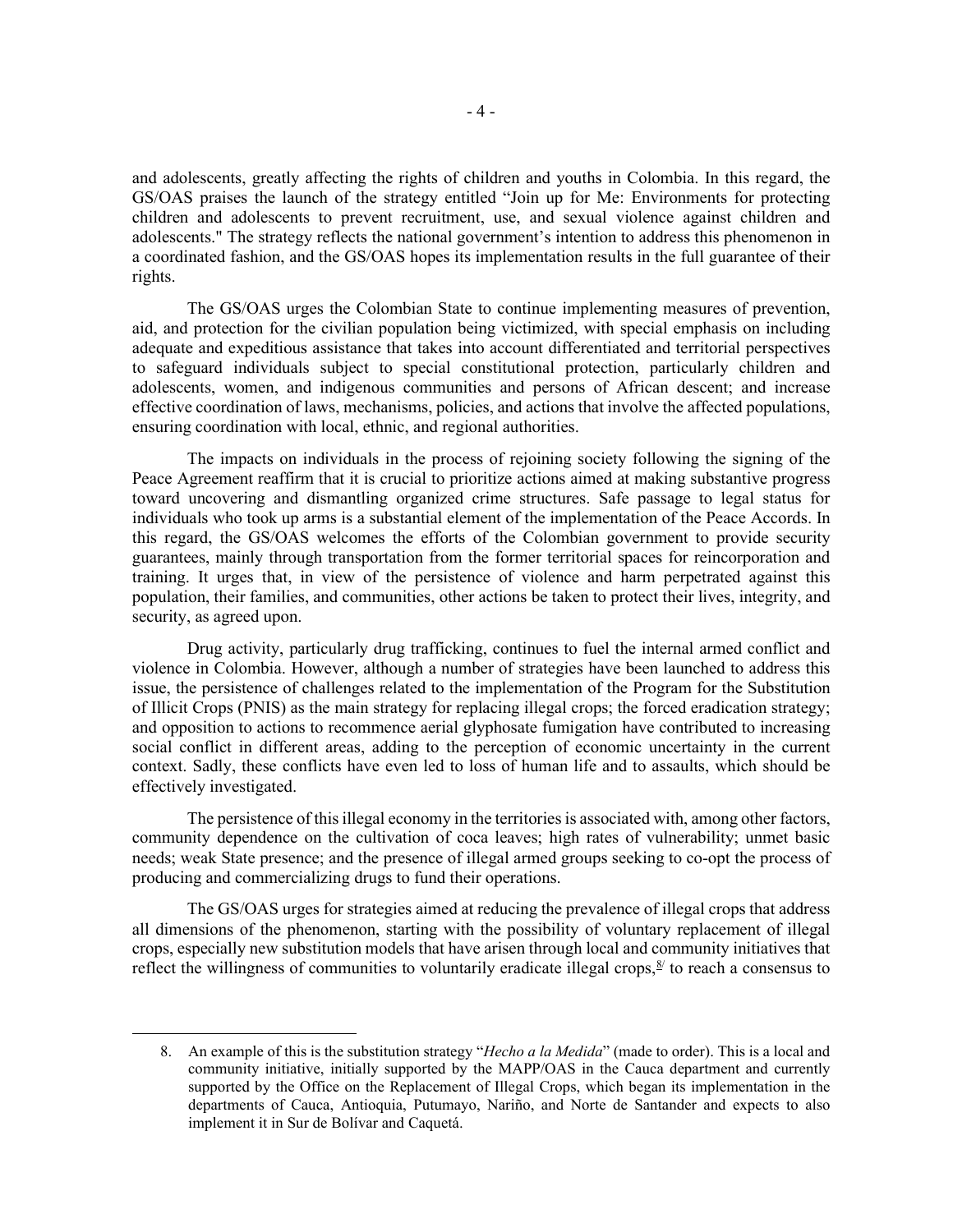and adolescents, greatly affecting the rights of children and youths in Colombia. In this regard, the GS/OAS praises the launch of the strategy entitled "Join up for Me: Environments for protecting children and adolescents to prevent recruitment, use, and sexual violence against children and adolescents." The strategy reflects the national government's intention to address this phenomenon in a coordinated fashion, and the GS/OAS hopes its implementation results in the full guarantee of their rights.

The GS/OAS urges the Colombian State to continue implementing measures of prevention, aid, and protection for the civilian population being victimized, with special emphasis on including adequate and expeditious assistance that takes into account differentiated and territorial perspectives to safeguard individuals subject to special constitutional protection, particularly children and adolescents, women, and indigenous communities and persons of African descent; and increase effective coordination of laws, mechanisms, policies, and actions that involve the affected populations, ensuring coordination with local, ethnic, and regional authorities.

The impacts on individuals in the process of rejoining society following the signing of the Peace Agreement reaffirm that it is crucial to prioritize actions aimed at making substantive progress toward uncovering and dismantling organized crime structures. Safe passage to legal status for individuals who took up arms is a substantial element of the implementation of the Peace Accords. In this regard, the GS/OAS welcomes the efforts of the Colombian government to provide security guarantees, mainly through transportation from the former territorial spaces for reincorporation and training. It urges that, in view of the persistence of violence and harm perpetrated against this population, their families, and communities, other actions be taken to protect their lives, integrity, and security, as agreed upon.

Drug activity, particularly drug trafficking, continues to fuel the internal armed conflict and violence in Colombia. However, although a number of strategies have been launched to address this issue, the persistence of challenges related to the implementation of the Program for the Substitution of Illicit Crops (PNIS) as the main strategy for replacing illegal crops; the forced eradication strategy; and opposition to actions to recommence aerial glyphosate fumigation have contributed to increasing social conflict in different areas, adding to the perception of economic uncertainty in the current context. Sadly, these conflicts have even led to loss of human life and to assaults, which should be effectively investigated.

The persistence of this illegal economy in the territories is associated with, among other factors, community dependence on the cultivation of coca leaves; high rates of vulnerability; unmet basic needs; weak State presence; and the presence of illegal armed groups seeking to co-opt the process of producing and commercializing drugs to fund their operations.

The GS/OAS urges for strategies aimed at reducing the prevalence of illegal crops that address all dimensions of the phenomenon, starting with the possibility of voluntary replacement of illegal crops, especially new substitution models that have arisen through local and community initiatives that reflect the willingness of communities to voluntarily eradicate illegal crops,[8] to reach a consensus to

8. An example of this is the substitution strategy "*Hecho a la Medida*" (made to order). This is a local and community initiative, initially supported by the MAPP/OAS in the Cauca department and currently supported by the Office on the Replacement of Illegal Crops, which began its implementation in the departments of Cauca, Antioquia, Putumayo, Nariño, and Norte de Santander and expects to also implement it in Sur de Bolívar and Caquetá.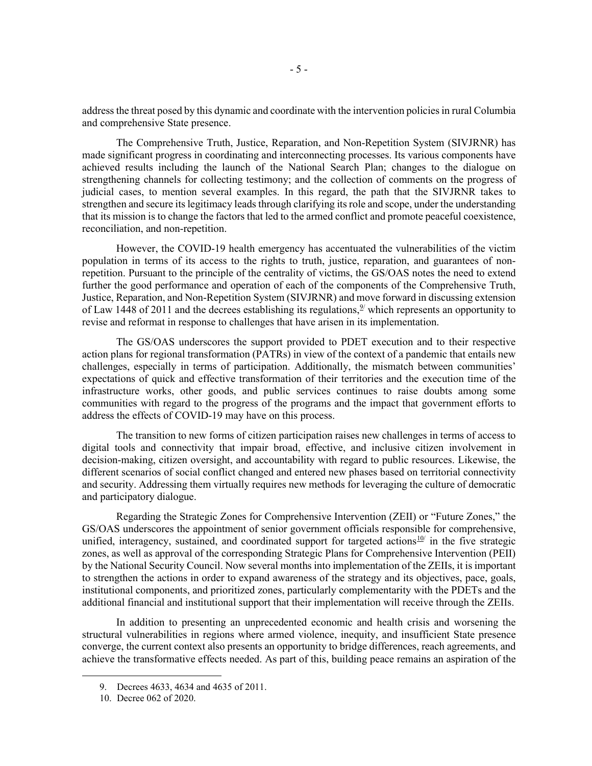address the threat posed by this dynamic and coordinate with the intervention policies in rural Columbia and comprehensive State presence.

The Comprehensive Truth, Justice, Reparation, and Non-Repetition System (SIVJRNR) has made significant progress in coordinating and interconnecting processes. Its various components have achieved results including the launch of the National Search Plan; changes to the dialogue on strengthening channels for collecting testimony; and the collection of comments on the progress of judicial cases, to mention several examples. In this regard, the path that the SIVJRNR takes to strengthen and secure its legitimacy leads through clarifying its role and scope, under the understanding that its mission is to change the factors that led to the armed conflict and promote peaceful coexistence, reconciliation, and non-repetition.

However, the COVID-19 health emergency has accentuated the vulnerabilities of the victim population in terms of its access to the rights to truth, justice, reparation, and guarantees of non-repetition. Pursuant to the principle of the centrality of victims, the GS/OAS notes the need to extend further the good performance and operation of each of the components of the Comprehensive Truth, Justice, Reparation, and Non-Repetition System (SIVJRNR) and move forward in discussing extension of Law 1448 of 2011 and the decrees establishing its regulations,[9] which represents an opportunity to revise and reformat in response to challenges that have arisen in its implementation.

The GS/OAS underscores the support provided to PDET execution and to their respective action plans for regional transformation (PATRs) in view of the context of a pandemic that entails new challenges, especially in terms of participation. Additionally, the mismatch between communities' expectations of quick and effective transformation of their territories and the execution time of the infrastructure works, other goods, and public services continues to raise doubts among some communities with regard to the progress of the programs and the impact that government efforts to address the effects of COVID-19 may have on this process.

The transition to new forms of citizen participation raises new challenges in terms of access to digital tools and connectivity that impair broad, effective, and inclusive citizen involvement in decision-making, citizen oversight, and accountability with regard to public resources. Likewise, the different scenarios of social conflict changed and entered new phases based on territorial connectivity and security. Addressing them virtually requires new methods for leveraging the culture of democratic and participatory dialogue.

Regarding the Strategic Zones for Comprehensive Intervention (ZEII) or "Future Zones," the GS/OAS underscores the appointment of senior government officials responsible for comprehensive, unified, interagency, sustained, and coordinated support for targeted actions[10] in the five strategic zones, as well as approval of the corresponding Strategic Plans for Comprehensive Intervention (PEII) by the National Security Council. Now several months into implementation of the ZEIIs, it is important to strengthen the actions in order to expand awareness of the strategy and its objectives, pace, goals, institutional components, and prioritized zones, particularly complementarity with the PDETs and the additional financial and institutional support that their implementation will receive through the ZEIIs.

In addition to presenting an unprecedented economic and health crisis and worsening the structural vulnerabilities in regions where armed violence, inequity, and insufficient State presence converge, the current context also presents an opportunity to bridge differences, reach agreements, and achieve the transformative effects needed. As part of this, building peace remains an aspiration of the

9. Decrees 4633, 4634 and 4635 of 2011.
10. Decree 062 of 2020.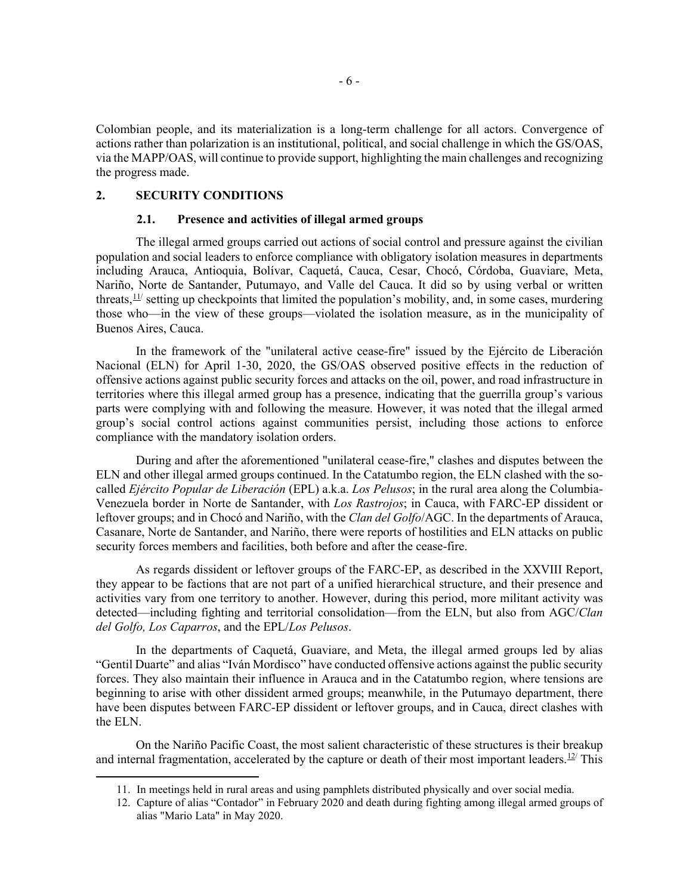Colombian people, and its materialization is a long-term challenge for all actors. Convergence of actions rather than polarization is an institutional, political, and social challenge in which the GS/OAS, via the MAPP/OAS, will continue to provide support, highlighting the main challenges and recognizing the progress made.

## 2. SECURITY CONDITIONS

### 2.1. Presence and activities of illegal armed groups

The illegal armed groups carried out actions of social control and pressure against the civilian population and social leaders to enforce compliance with obligatory isolation measures in departments including Arauca, Antioquia, Bolívar, Caquetá, Cauca, Cesar, Chocó, Córdoba, Guaviare, Meta, Nariño, Norte de Santander, Putumayo, and Valle del Cauca. It did so by using verbal or written threats,[11] setting up checkpoints that limited the population's mobility, and, in some cases, murdering those who—in the view of these groups—violated the isolation measure, as in the municipality of Buenos Aires, Cauca.

In the framework of the "unilateral active cease-fire" issued by the Ejército de Liberación Nacional (ELN) for April 1-30, 2020, the GS/OAS observed positive effects in the reduction of offensive actions against public security forces and attacks on the oil, power, and road infrastructure in territories where this illegal armed group has a presence, indicating that the guerrilla group's various parts were complying with and following the measure. However, it was noted that the illegal armed group's social control actions against communities persist, including those actions to enforce compliance with the mandatory isolation orders.

During and after the aforementioned "unilateral cease-fire," clashes and disputes between the ELN and other illegal armed groups continued. In the Catatumbo region, the ELN clashed with the so-called *Ejército Popular de Liberación* (EPL) a.k.a. *Los Pelusos*; in the rural area along the Columbia-Venezuela border in Norte de Santander, with *Los Rastrojos*; in Cauca, with FARC-EP dissident or leftover groups; and in Chocó and Nariño, with the *Clan del Golfo*/AGC. In the departments of Arauca, Casanare, Norte de Santander, and Nariño, there were reports of hostilities and ELN attacks on public security forces members and facilities, both before and after the cease-fire.

As regards dissident or leftover groups of the FARC-EP, as described in the XXVIII Report, they appear to be factions that are not part of a unified hierarchical structure, and their presence and activities vary from one territory to another. However, during this period, more militant activity was detected—including fighting and territorial consolidation—from the ELN, but also from AGC/*Clan del Golfo, Los Caparros*, and the EPL/*Los Pelusos*.

In the departments of Caquetá, Guaviare, and Meta, the illegal armed groups led by alias "Gentil Duarte" and alias "Iván Mordisco" have conducted offensive actions against the public security forces. They also maintain their influence in Arauca and in the Catatumbo region, where tensions are beginning to arise with other dissident armed groups; meanwhile, in the Putumayo department, there have been disputes between FARC-EP dissident or leftover groups, and in Cauca, direct clashes with the ELN.

On the Nariño Pacific Coast, the most salient characteristic of these structures is their breakup and internal fragmentation, accelerated by the capture or death of their most important leaders.[12] This

---

11. In meetings held in rural areas and using pamphlets distributed physically and over social media.
12. Capture of alias "Contador" in February 2020 and death during fighting among illegal armed groups of alias "Mario Lata" in May 2020.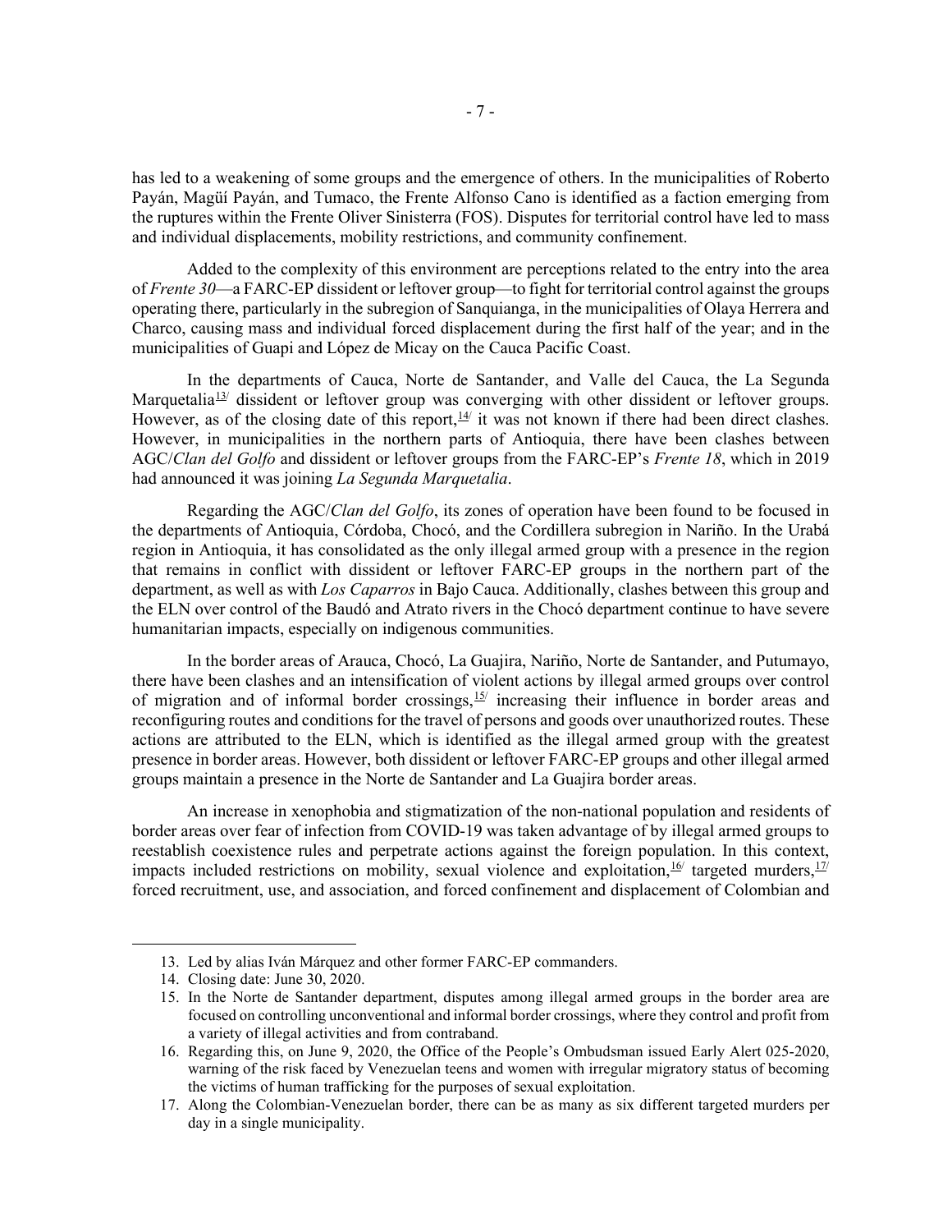has led to a weakening of some groups and the emergence of others. In the municipalities of Roberto Payán, Magüí Payán, and Tumaco, the Frente Alfonso Cano is identified as a faction emerging from the ruptures within the Frente Oliver Sinisterra (FOS). Disputes for territorial control have led to mass and individual displacements, mobility restrictions, and community confinement.

Added to the complexity of this environment are perceptions related to the entry into the area of *Frente 30*—a FARC-EP dissident or leftover group—to fight for territorial control against the groups operating there, particularly in the subregion of Sanquianga, in the municipalities of Olaya Herrera and Charco, causing mass and individual forced displacement during the first half of the year; and in the municipalities of Guapi and López de Micay on the Cauca Pacific Coast.

In the departments of Cauca, Norte de Santander, and Valle del Cauca, the La Segunda Marquetalia[13] dissident or leftover group was converging with other dissident or leftover groups. However, as of the closing date of this report,[14] it was not known if there had been direct clashes. However, in municipalities in the northern parts of Antioquia, there have been clashes between AGC/*Clan del Golfo* and dissident or leftover groups from the FARC-EP's *Frente 18*, which in 2019 had announced it was joining *La Segunda Marquetalia*.

Regarding the AGC/*Clan del Golfo*, its zones of operation have been found to be focused in the departments of Antioquia, Córdoba, Chocó, and the Cordillera subregion in Nariño. In the Urabá region in Antioquia, it has consolidated as the only illegal armed group with a presence in the region that remains in conflict with dissident or leftover FARC-EP groups in the northern part of the department, as well as with *Los Caparros* in Bajo Cauca. Additionally, clashes between this group and the ELN over control of the Baudó and Atrato rivers in the Chocó department continue to have severe humanitarian impacts, especially on indigenous communities.

In the border areas of Arauca, Chocó, La Guajira, Nariño, Norte de Santander, and Putumayo, there have been clashes and an intensification of violent actions by illegal armed groups over control of migration and of informal border crossings,[15] increasing their influence in border areas and reconfiguring routes and conditions for the travel of persons and goods over unauthorized routes. These actions are attributed to the ELN, which is identified as the illegal armed group with the greatest presence in border areas. However, both dissident or leftover FARC-EP groups and other illegal armed groups maintain a presence in the Norte de Santander and La Guajira border areas.

An increase in xenophobia and stigmatization of the non-national population and residents of border areas over fear of infection from COVID-19 was taken advantage of by illegal armed groups to reestablish coexistence rules and perpetrate actions against the foreign population. In this context, impacts included restrictions on mobility, sexual violence and exploitation,[16] targeted murders,[17] forced recruitment, use, and association, and forced confinement and displacement of Colombian and

---

13. Led by alias Iván Márquez and other former FARC-EP commanders.
14. Closing date: June 30, 2020.
15. In the Norte de Santander department, disputes among illegal armed groups in the border area are focused on controlling unconventional and informal border crossings, where they control and profit from a variety of illegal activities and from contraband.
16. Regarding this, on June 9, 2020, the Office of the People's Ombudsman issued Early Alert 025-2020, warning of the risk faced by Venezuelan teens and women with irregular migratory status of becoming the victims of human trafficking for the purposes of sexual exploitation.
17. Along the Colombian-Venezuelan border, there can be as many as six different targeted murders per day in a single municipality.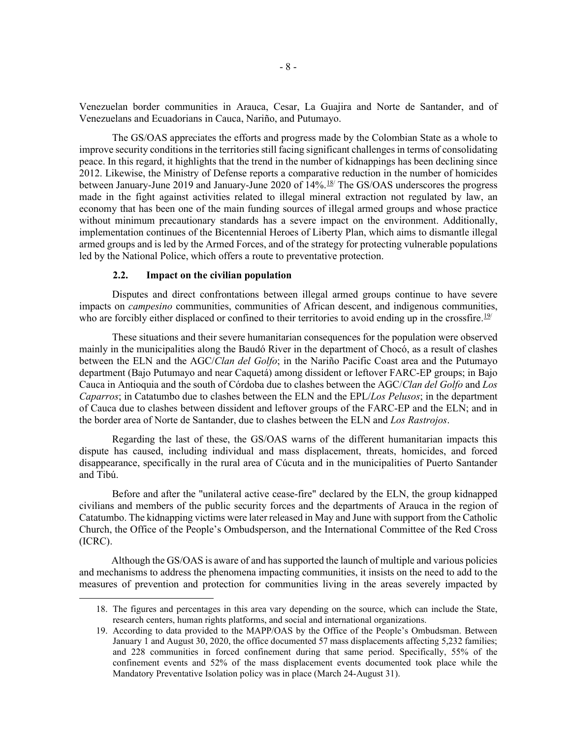Venezuelan border communities in Arauca, Cesar, La Guajira and Norte de Santander, and of Venezuelans and Ecuadorians in Cauca, Nariño, and Putumayo.

The GS/OAS appreciates the efforts and progress made by the Colombian State as a whole to improve security conditions in the territories still facing significant challenges in terms of consolidating peace. In this regard, it highlights that the trend in the number of kidnappings has been declining since 2012. Likewise, the Ministry of Defense reports a comparative reduction in the number of homicides between January-June 2019 and January-June 2020 of 14%.[18] The GS/OAS underscores the progress made in the fight against activities related to illegal mineral extraction not regulated by law, an economy that has been one of the main funding sources of illegal armed groups and whose practice without minimum precautionary standards has a severe impact on the environment. Additionally, implementation continues of the Bicentennial Heroes of Liberty Plan, which aims to dismantle illegal armed groups and is led by the Armed Forces, and of the strategy for protecting vulnerable populations led by the National Police, which offers a route to preventative protection.

### 2.2. Impact on the civilian population

Disputes and direct confrontations between illegal armed groups continue to have severe impacts on *campesino* communities, communities of African descent, and indigenous communities, who are forcibly either displaced or confined to their territories to avoid ending up in the crossfire.[19]

These situations and their severe humanitarian consequences for the population were observed mainly in the municipalities along the Baudó River in the department of Chocó, as a result of clashes between the ELN and the AGC/*Clan del Golfo*; in the Nariño Pacific Coast area and the Putumayo department (Bajo Putumayo and near Caquetá) among dissident or leftover FARC-EP groups; in Bajo Cauca in Antioquia and the south of Córdoba due to clashes between the AGC/*Clan del Golfo* and *Los Caparros*; in Catatumbo due to clashes between the ELN and the EPL/*Los Pelusos*; in the department of Cauca due to clashes between dissident and leftover groups of the FARC-EP and the ELN; and in the border area of Norte de Santander, due to clashes between the ELN and *Los Rastrojos*.

Regarding the last of these, the GS/OAS warns of the different humanitarian impacts this dispute has caused, including individual and mass displacement, threats, homicides, and forced disappearance, specifically in the rural area of Cúcuta and in the municipalities of Puerto Santander and Tibú.

Before and after the "unilateral active cease-fire" declared by the ELN, the group kidnapped civilians and members of the public security forces and the departments of Arauca in the region of Catatumbo. The kidnapping victims were later released in May and June with support from the Catholic Church, the Office of the People's Ombudsperson, and the International Committee of the Red Cross (ICRC).

Although the GS/OAS is aware of and has supported the launch of multiple and various policies and mechanisms to address the phenomena impacting communities, it insists on the need to add to the measures of prevention and protection for communities living in the areas severely impacted by

---

18. The figures and percentages in this area vary depending on the source, which can include the State, research centers, human rights platforms, and social and international organizations.

19. According to data provided to the MAPP/OAS by the Office of the People's Ombudsman. Between January 1 and August 30, 2020, the office documented 57 mass displacements affecting 5,232 families; and 228 communities in forced confinement during that same period. Specifically, 55% of the confinement events and 52% of the mass displacement events documented took place while the Mandatory Preventative Isolation policy was in place (March 24-August 31).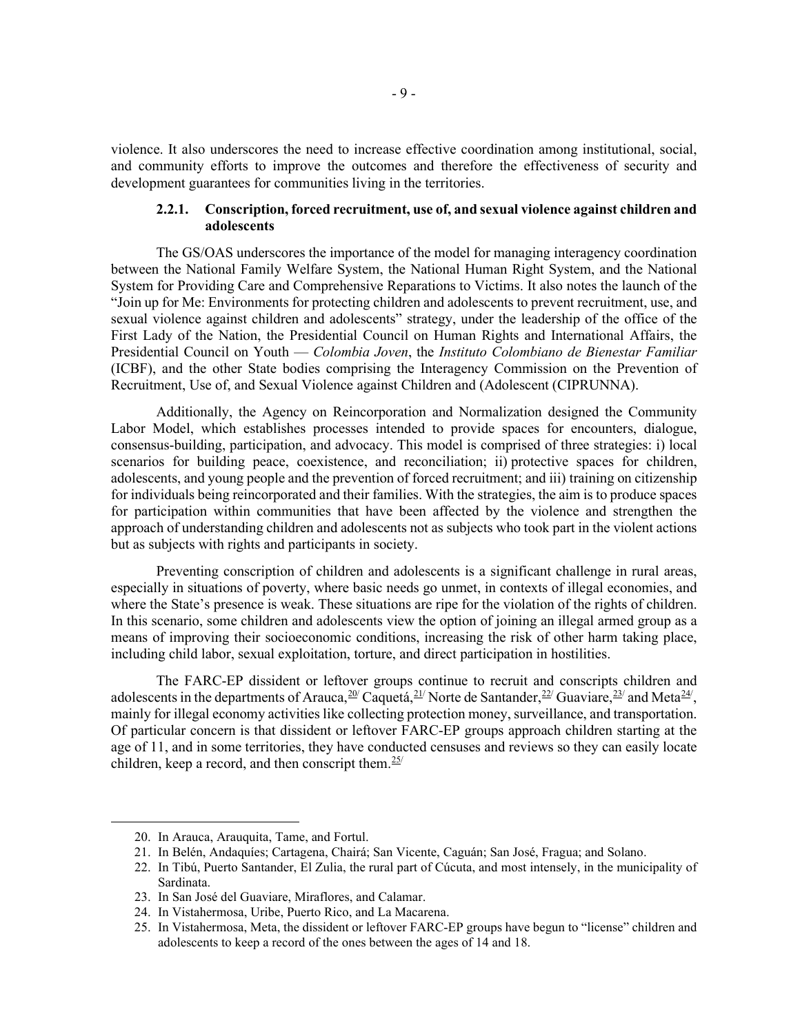violence. It also underscores the need to increase effective coordination among institutional, social, and community efforts to improve the outcomes and therefore the effectiveness of security and development guarantees for communities living in the territories.

### 2.2.1. Conscription, forced recruitment, use of, and sexual violence against children and adolescents

The GS/OAS underscores the importance of the model for managing interagency coordination between the National Family Welfare System, the National Human Right System, and the National System for Providing Care and Comprehensive Reparations to Victims. It also notes the launch of the "Join up for Me: Environments for protecting children and adolescents to prevent recruitment, use, and sexual violence against children and adolescents" strategy, under the leadership of the office of the First Lady of the Nation, the Presidential Council on Human Rights and International Affairs, the Presidential Council on Youth — *Colombia Joven*, the *Instituto Colombiano de Bienestar Familiar* (ICBF), and the other State bodies comprising the Interagency Commission on the Prevention of Recruitment, Use of, and Sexual Violence against Children and (Adolescent (CIPRUNNA).

Additionally, the Agency on Reincorporation and Normalization designed the Community Labor Model, which establishes processes intended to provide spaces for encounters, dialogue, consensus-building, participation, and advocacy. This model is comprised of three strategies: i) local scenarios for building peace, coexistence, and reconciliation; ii) protective spaces for children, adolescents, and young people and the prevention of forced recruitment; and iii) training on citizenship for individuals being reincorporated and their families. With the strategies, the aim is to produce spaces for participation within communities that have been affected by the violence and strengthen the approach of understanding children and adolescents not as subjects who took part in the violent actions but as subjects with rights and participants in society.

Preventing conscription of children and adolescents is a significant challenge in rural areas, especially in situations of poverty, where basic needs go unmet, in contexts of illegal economies, and where the State's presence is weak. These situations are ripe for the violation of the rights of children. In this scenario, some children and adolescents view the option of joining an illegal armed group as a means of improving their socioeconomic conditions, increasing the risk of other harm taking place, including child labor, sexual exploitation, torture, and direct participation in hostilities.

The FARC-EP dissident or leftover groups continue to recruit and conscripts children and adolescents in the departments of Arauca,[20] Caquetá,[21] Norte de Santander,[22] Guaviare,[23] and Meta[24], mainly for illegal economy activities like collecting protection money, surveillance, and transportation. Of particular concern is that dissident or leftover FARC-EP groups approach children starting at the age of 11, and in some territories, they have conducted censuses and reviews so they can easily locate children, keep a record, and then conscript them.[25]

---

20. In Arauca, Arauquita, Tame, and Fortul.
21. In Belén, Andaquíes; Cartagena, Chairá; San Vicente, Caguán; San José, Fragua; and Solano.
22. In Tibú, Puerto Santander, El Zulia, the rural part of Cúcuta, and most intensely, in the municipality of Sardinata.
23. In San José del Guaviare, Miraflores, and Calamar.
24. In Vistahermosa, Uribe, Puerto Rico, and La Macarena.
25. In Vistahermosa, Meta, the dissident or leftover FARC-EP groups have begun to "license" children and adolescents to keep a record of the ones between the ages of 14 and 18.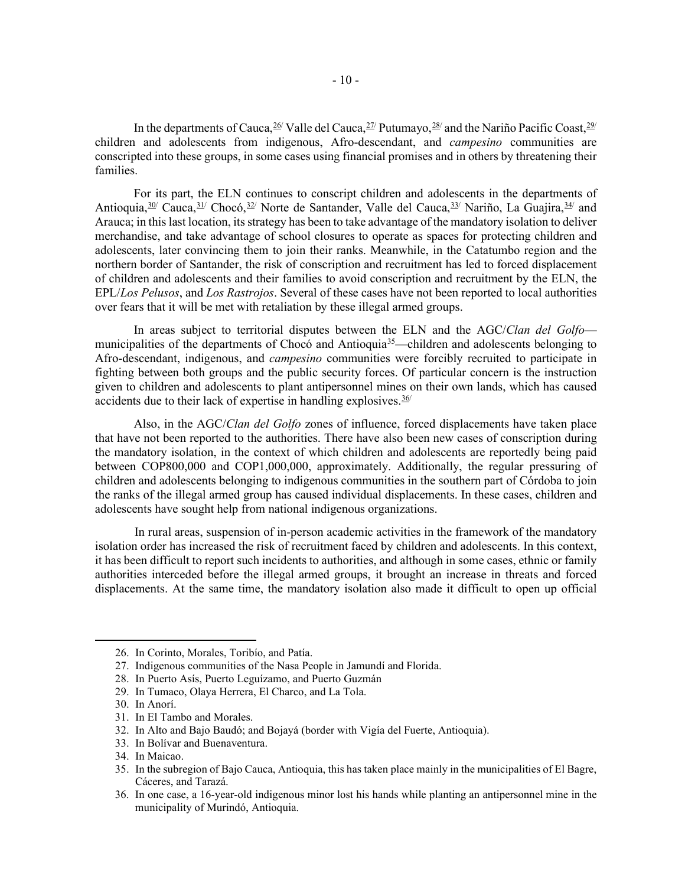In the departments of Cauca,[26] Valle del Cauca,[27] Putumayo,[28] and the Nariño Pacific Coast,[29] children and adolescents from indigenous, Afro-descendant, and *campesino* communities are conscripted into these groups, in some cases using financial promises and in others by threatening their families.

For its part, the ELN continues to conscript children and adolescents in the departments of Antioquia,[30] Cauca,[31] Chocó,[32] Norte de Santander, Valle del Cauca,[33] Nariño, La Guajira,[34] and Arauca; in this last location, its strategy has been to take advantage of the mandatory isolation to deliver merchandise, and take advantage of school closures to operate as spaces for protecting children and adolescents, later convincing them to join their ranks. Meanwhile, in the Catatumbo region and the northern border of Santander, the risk of conscription and recruitment has led to forced displacement of children and adolescents and their families to avoid conscription and recruitment by the ELN, the EPL/*Los Pelusos*, and *Los Rastrojos*. Several of these cases have not been reported to local authorities over fears that it will be met with retaliation by these illegal armed groups.

In areas subject to territorial disputes between the ELN and the AGC/*Clan del Golfo*—municipalities of the departments of Chocó and Antioquia[35]—children and adolescents belonging to Afro-descendant, indigenous, and *campesino* communities were forcibly recruited to participate in fighting between both groups and the public security forces. Of particular concern is the instruction given to children and adolescents to plant antipersonnel mines on their own lands, which has caused accidents due to their lack of expertise in handling explosives.[36]

Also, in the AGC/*Clan del Golfo* zones of influence, forced displacements have taken place that have not been reported to the authorities. There have also been new cases of conscription during the mandatory isolation, in the context of which children and adolescents are reportedly being paid between COP800,000 and COP1,000,000, approximately. Additionally, the regular pressuring of children and adolescents belonging to indigenous communities in the southern part of Córdoba to join the ranks of the illegal armed group has caused individual displacements. In these cases, children and adolescents have sought help from national indigenous organizations.

In rural areas, suspension of in-person academic activities in the framework of the mandatory isolation order has increased the risk of recruitment faced by children and adolescents. In this context, it has been difficult to report such incidents to authorities, and although in some cases, ethnic or family authorities interceded before the illegal armed groups, it brought an increase in threats and forced displacements. At the same time, the mandatory isolation also made it difficult to open up official

---

26. In Corinto, Morales, Toribío, and Patía.
27. Indigenous communities of the Nasa People in Jamundí and Florida.
28. In Puerto Asís, Puerto Leguízamo, and Puerto Guzmán
29. In Tumaco, Olaya Herrera, El Charco, and La Tola.
30. In Anorí.
31. In El Tambo and Morales.
32. In Alto and Bajo Baudó; and Bojayá (border with Vigía del Fuerte, Antioquia).
33. In Bolívar and Buenaventura.
34. In Maicao.
35. In the subregion of Bajo Cauca, Antioquia, this has taken place mainly in the municipalities of El Bagre, Cáceres, and Tarazá.
36. In one case, a 16-year-old indigenous minor lost his hands while planting an antipersonnel mine in the municipality of Murindó, Antioquia.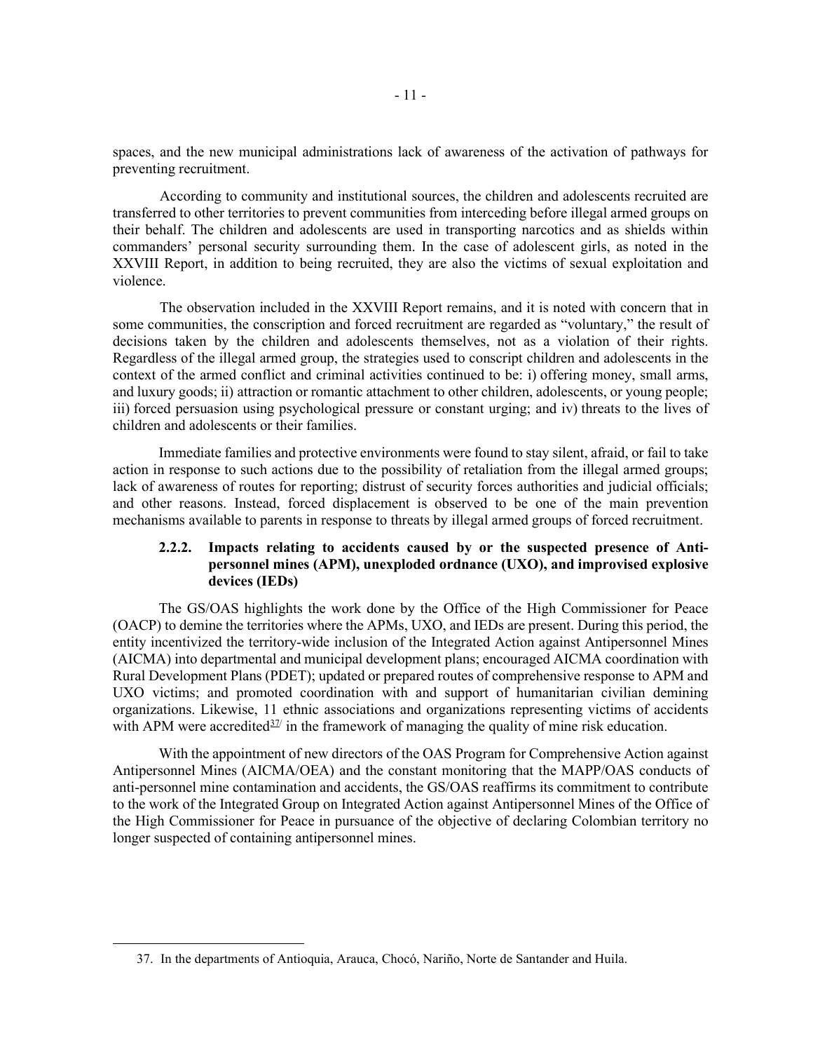spaces, and the new municipal administrations lack of awareness of the activation of pathways for preventing recruitment.

According to community and institutional sources, the children and adolescents recruited are transferred to other territories to prevent communities from interceding before illegal armed groups on their behalf. The children and adolescents are used in transporting narcotics and as shields within commanders' personal security surrounding them. In the case of adolescent girls, as noted in the XXVIII Report, in addition to being recruited, they are also the victims of sexual exploitation and violence.

The observation included in the XXVIII Report remains, and it is noted with concern that in some communities, the conscription and forced recruitment are regarded as "voluntary," the result of decisions taken by the children and adolescents themselves, not as a violation of their rights. Regardless of the illegal armed group, the strategies used to conscript children and adolescents in the context of the armed conflict and criminal activities continued to be: i) offering money, small arms, and luxury goods; ii) attraction or romantic attachment to other children, adolescents, or young people; iii) forced persuasion using psychological pressure or constant urging; and iv) threats to the lives of children and adolescents or their families.

Immediate families and protective environments were found to stay silent, afraid, or fail to take action in response to such actions due to the possibility of retaliation from the illegal armed groups; lack of awareness of routes for reporting; distrust of security forces authorities and judicial officials; and other reasons. Instead, forced displacement is observed to be one of the main prevention mechanisms available to parents in response to threats by illegal armed groups of forced recruitment.

### 2.2.2. Impacts relating to accidents caused by or the suspected presence of Anti-personnel mines (APM), unexploded ordnance (UXO), and improvised explosive devices (IEDs)

The GS/OAS highlights the work done by the Office of the High Commissioner for Peace (OACP) to demine the territories where the APMs, UXO, and IEDs are present. During this period, the entity incentivized the territory-wide inclusion of the Integrated Action against Antipersonnel Mines (AICMA) into departmental and municipal development plans; encouraged AICMA coordination with Rural Development Plans (PDET); updated or prepared routes of comprehensive response to APM and UXO victims; and promoted coordination with and support of humanitarian civilian demining organizations. Likewise, 11 ethnic associations and organizations representing victims of accidents with APM were accredited[37/] in the framework of managing the quality of mine risk education.

With the appointment of new directors of the OAS Program for Comprehensive Action against Antipersonnel Mines (AICMA/OEA) and the constant monitoring that the MAPP/OAS conducts of anti-personnel mine contamination and accidents, the GS/OAS reaffirms its commitment to contribute to the work of the Integrated Group on Integrated Action against Antipersonnel Mines of the Office of the High Commissioner for Peace in pursuance of the objective of declaring Colombian territory no longer suspected of containing antipersonnel mines.

37. In the departments of Antioquia, Arauca, Chocó, Nariño, Norte de Santander and Huila.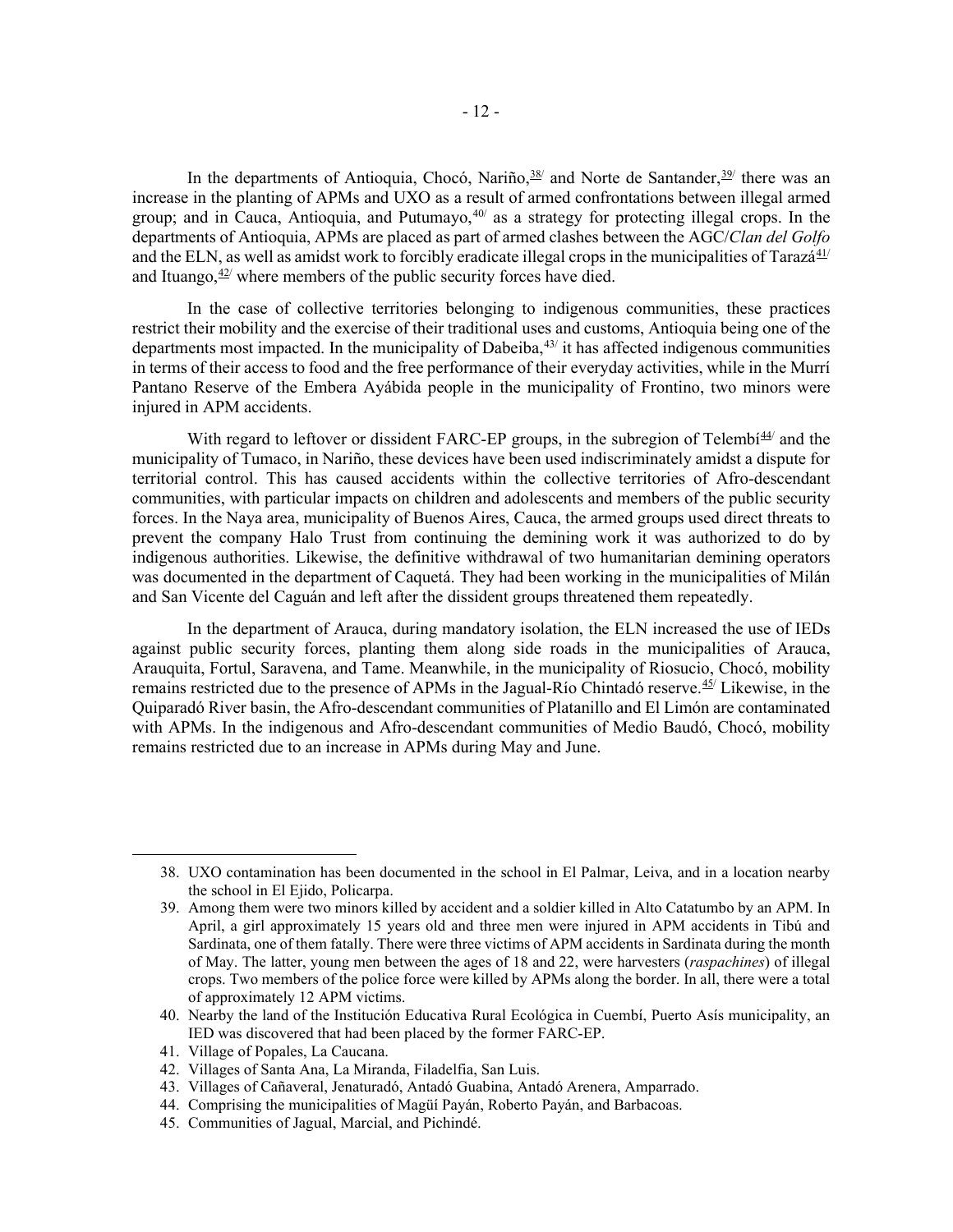In the departments of Antioquia, Chocó, Nariño,[38] and Norte de Santander,[39] there was an increase in the planting of APMs and UXO as a result of armed confrontations between illegal armed group; and in Cauca, Antioquia, and Putumayo,[40] as a strategy for protecting illegal crops. In the departments of Antioquia, APMs are placed as part of armed clashes between the AGC/*Clan del Golfo* and the ELN, as well as amidst work to forcibly eradicate illegal crops in the municipalities of Tarazá[41] and Ituango,[42] where members of the public security forces have died.

In the case of collective territories belonging to indigenous communities, these practices restrict their mobility and the exercise of their traditional uses and customs, Antioquia being one of the departments most impacted. In the municipality of Dabeiba,[43] it has affected indigenous communities in terms of their access to food and the free performance of their everyday activities, while in the Murrí Pantano Reserve of the Embera Ayábida people in the municipality of Frontino, two minors were injured in APM accidents.

With regard to leftover or dissident FARC-EP groups, in the subregion of Telembí[44] and the municipality of Tumaco, in Nariño, these devices have been used indiscriminately amidst a dispute for territorial control. This has caused accidents within the collective territories of Afro-descendant communities, with particular impacts on children and adolescents and members of the public security forces. In the Naya area, municipality of Buenos Aires, Cauca, the armed groups used direct threats to prevent the company Halo Trust from continuing the demining work it was authorized to do by indigenous authorities. Likewise, the definitive withdrawal of two humanitarian demining operators was documented in the department of Caquetá. They had been working in the municipalities of Milán and San Vicente del Caguán and left after the dissident groups threatened them repeatedly.

In the department of Arauca, during mandatory isolation, the ELN increased the use of IEDs against public security forces, planting them along side roads in the municipalities of Arauca, Arauquita, Fortul, Saravena, and Tame. Meanwhile, in the municipality of Riosucio, Chocó, mobility remains restricted due to the presence of APMs in the Jagual-Río Chintadó reserve.[45] Likewise, in the Quiparadó River basin, the Afro-descendant communities of Platanillo and El Limón are contaminated with APMs. In the indigenous and Afro-descendant communities of Medio Baudó, Chocó, mobility remains restricted due to an increase in APMs during May and June.

---

38. UXO contamination has been documented in the school in El Palmar, Leiva, and in a location nearby the school in El Ejido, Policarpa.
39. Among them were two minors killed by accident and a soldier killed in Alto Catatumbo by an APM. In April, a girl approximately 15 years old and three men were injured in APM accidents in Tibú and Sardinata, one of them fatally. There were three victims of APM accidents in Sardinata during the month of May. The latter, young men between the ages of 18 and 22, were harvesters (*raspachines*) of illegal crops. Two members of the police force were killed by APMs along the border. In all, there were a total of approximately 12 APM victims.
40. Nearby the land of the Institución Educativa Rural Ecológica in Cuembí, Puerto Asís municipality, an IED was discovered that had been placed by the former FARC-EP.
41. Village of Popales, La Caucana.
42. Villages of Santa Ana, La Miranda, Filadelfia, San Luis.
43. Villages of Cañaveral, Jenaturadó, Antadó Guabina, Antadó Arenera, Amparrado.
44. Comprising the municipalities of Magüí Payán, Roberto Payán, and Barbacoas.
45. Communities of Jagual, Marcial, and Pichindé.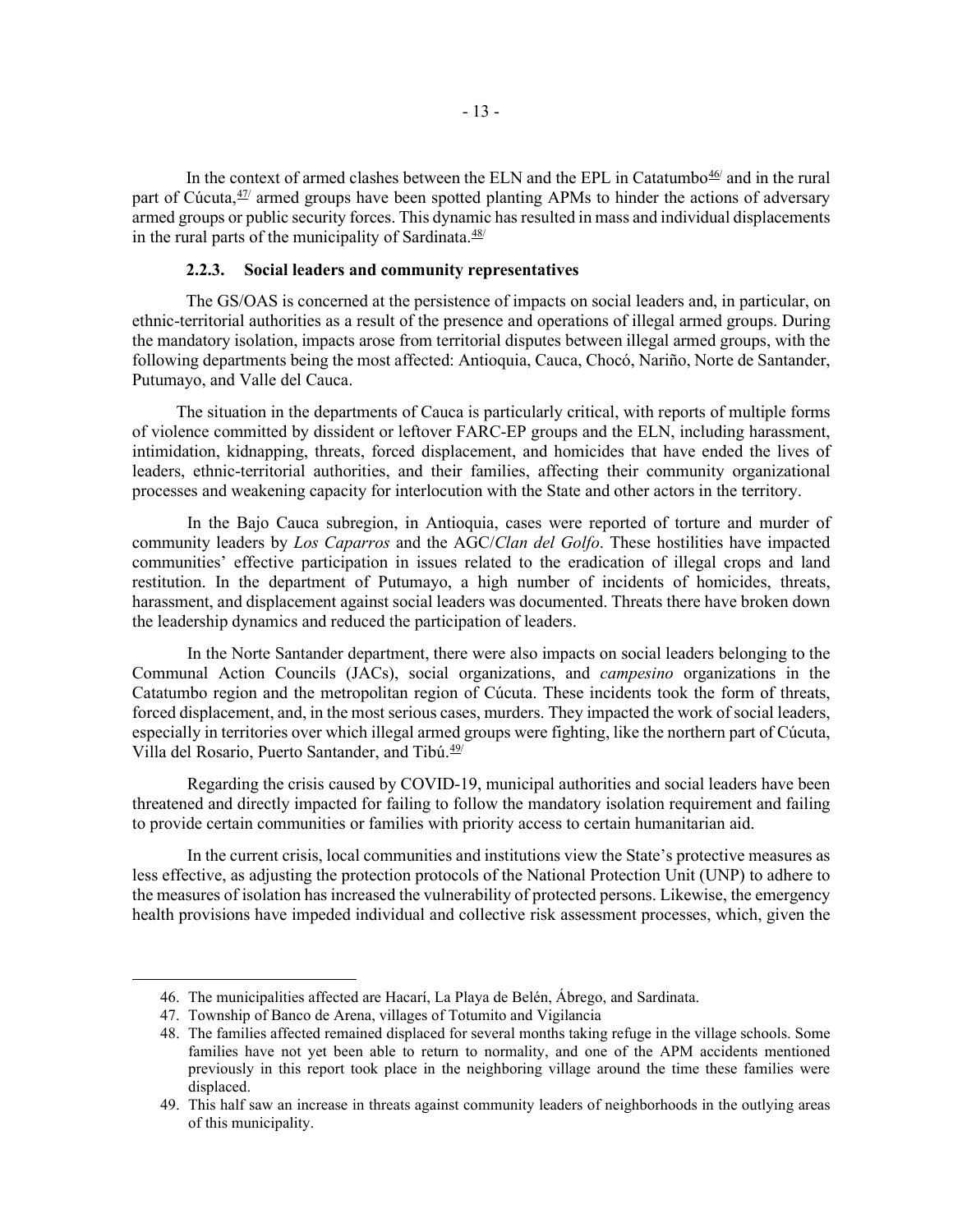In the context of armed clashes between the ELN and the EPL in Catatumbo[46] and in the rural part of Cúcuta,[47] armed groups have been spotted planting APMs to hinder the actions of adversary armed groups or public security forces. This dynamic has resulted in mass and individual displacements in the rural parts of the municipality of Sardinata.[48]

### 2.2.3. Social leaders and community representatives

The GS/OAS is concerned at the persistence of impacts on social leaders and, in particular, on ethnic-territorial authorities as a result of the presence and operations of illegal armed groups. During the mandatory isolation, impacts arose from territorial disputes between illegal armed groups, with the following departments being the most affected: Antioquia, Cauca, Chocó, Nariño, Norte de Santander, Putumayo, and Valle del Cauca.

The situation in the departments of Cauca is particularly critical, with reports of multiple forms of violence committed by dissident or leftover FARC-EP groups and the ELN, including harassment, intimidation, kidnapping, threats, forced displacement, and homicides that have ended the lives of leaders, ethnic-territorial authorities, and their families, affecting their community organizational processes and weakening capacity for interlocution with the State and other actors in the territory.

In the Bajo Cauca subregion, in Antioquia, cases were reported of torture and murder of community leaders by *Los Caparros* and the AGC/*Clan del Golfo*. These hostilities have impacted communities' effective participation in issues related to the eradication of illegal crops and land restitution. In the department of Putumayo, a high number of incidents of homicides, threats, harassment, and displacement against social leaders was documented. Threats there have broken down the leadership dynamics and reduced the participation of leaders.

In the Norte Santander department, there were also impacts on social leaders belonging to the Communal Action Councils (JACs), social organizations, and *campesino* organizations in the Catatumbo region and the metropolitan region of Cúcuta. These incidents took the form of threats, forced displacement, and, in the most serious cases, murders. They impacted the work of social leaders, especially in territories over which illegal armed groups were fighting, like the northern part of Cúcuta, Villa del Rosario, Puerto Santander, and Tibú.[49]

Regarding the crisis caused by COVID-19, municipal authorities and social leaders have been threatened and directly impacted for failing to follow the mandatory isolation requirement and failing to provide certain communities or families with priority access to certain humanitarian aid.

In the current crisis, local communities and institutions view the State's protective measures as less effective, as adjusting the protection protocols of the National Protection Unit (UNP) to adhere to the measures of isolation has increased the vulnerability of protected persons. Likewise, the emergency health provisions have impeded individual and collective risk assessment processes, which, given the

---

46. The municipalities affected are Hacarí, La Playa de Belén, Ábrego, and Sardinata.
47. Township of Banco de Arena, villages of Totumito and Vigilancia
48. The families affected remained displaced for several months taking refuge in the village schools. Some families have not yet been able to return to normality, and one of the APM accidents mentioned previously in this report took place in the neighboring village around the time these families were displaced.
49. This half saw an increase in threats against community leaders of neighborhoods in the outlying areas of this municipality.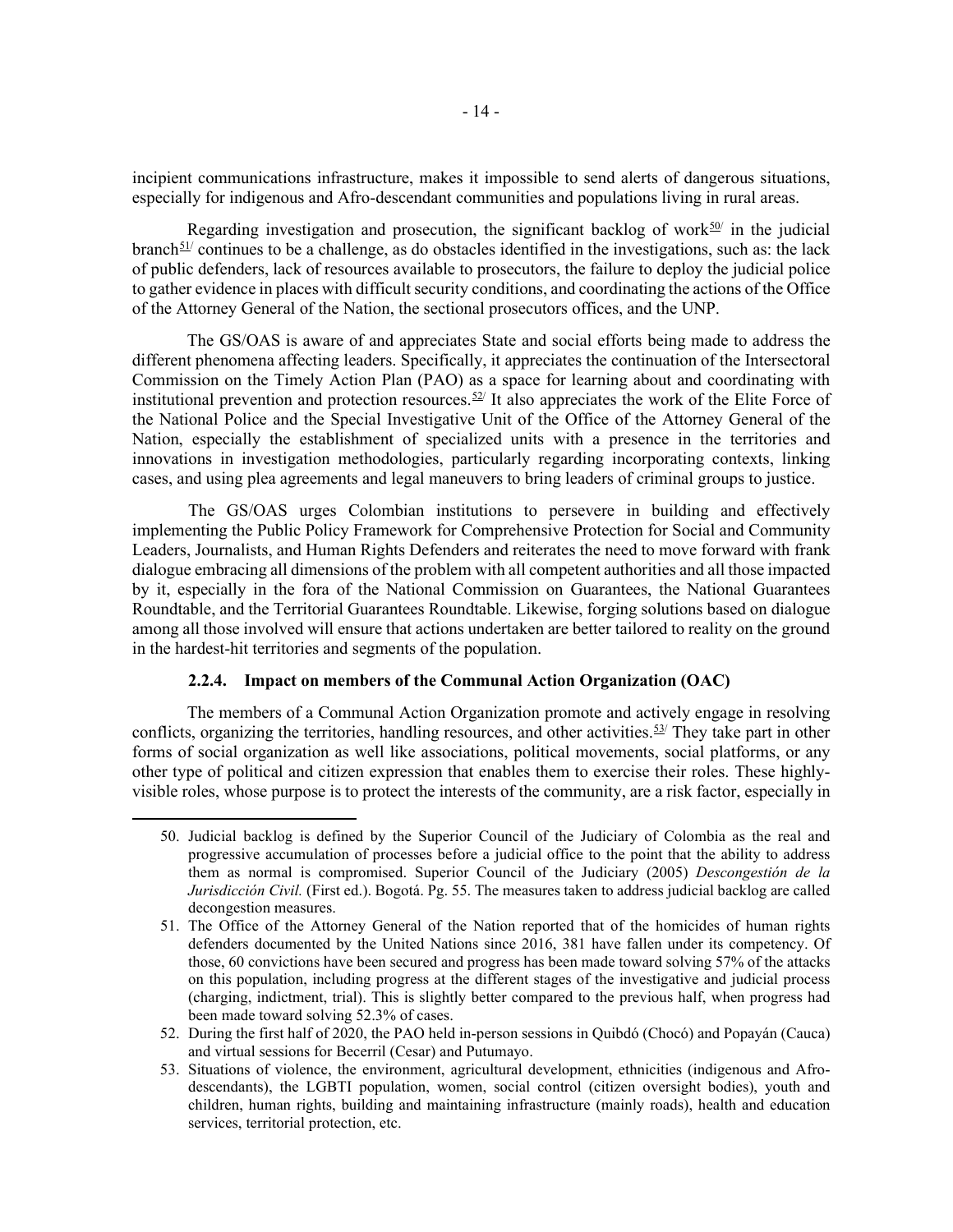incipient communications infrastructure, makes it impossible to send alerts of dangerous situations, especially for indigenous and Afro-descendant communities and populations living in rural areas.

Regarding investigation and prosecution, the significant backlog of work[50] in the judicial branch[51] continues to be a challenge, as do obstacles identified in the investigations, such as: the lack of public defenders, lack of resources available to prosecutors, the failure to deploy the judicial police to gather evidence in places with difficult security conditions, and coordinating the actions of the Office of the Attorney General of the Nation, the sectional prosecutors offices, and the UNP.

The GS/OAS is aware of and appreciates State and social efforts being made to address the different phenomena affecting leaders. Specifically, it appreciates the continuation of the Intersectoral Commission on the Timely Action Plan (PAO) as a space for learning about and coordinating with institutional prevention and protection resources.[52] It also appreciates the work of the Elite Force of the National Police and the Special Investigative Unit of the Office of the Attorney General of the Nation, especially the establishment of specialized units with a presence in the territories and innovations in investigation methodologies, particularly regarding incorporating contexts, linking cases, and using plea agreements and legal maneuvers to bring leaders of criminal groups to justice.

The GS/OAS urges Colombian institutions to persevere in building and effectively implementing the Public Policy Framework for Comprehensive Protection for Social and Community Leaders, Journalists, and Human Rights Defenders and reiterates the need to move forward with frank dialogue embracing all dimensions of the problem with all competent authorities and all those impacted by it, especially in the fora of the National Commission on Guarantees, the National Guarantees Roundtable, and the Territorial Guarantees Roundtable. Likewise, forging solutions based on dialogue among all those involved will ensure that actions undertaken are better tailored to reality on the ground in the hardest-hit territories and segments of the population.

#### 2.2.4. Impact on members of the Communal Action Organization (OAC)

The members of a Communal Action Organization promote and actively engage in resolving conflicts, organizing the territories, handling resources, and other activities.[53] They take part in other forms of social organization as well like associations, political movements, social platforms, or any other type of political and citizen expression that enables them to exercise their roles. These highly-visible roles, whose purpose is to protect the interests of the community, are a risk factor, especially in

---

50. Judicial backlog is defined by the Superior Council of the Judiciary of Colombia as the real and progressive accumulation of processes before a judicial office to the point that the ability to address them as normal is compromised. Superior Council of the Judiciary (2005) *Descongestión de la Jurisdicción Civil.* (First ed.). Bogotá. Pg. 55. The measures taken to address judicial backlog are called decongestion measures.

51. The Office of the Attorney General of the Nation reported that of the homicides of human rights defenders documented by the United Nations since 2016, 381 have fallen under its competency. Of those, 60 convictions have been secured and progress has been made toward solving 57% of the attacks on this population, including progress at the different stages of the investigative and judicial process (charging, indictment, trial). This is slightly better compared to the previous half, when progress had been made toward solving 52.3% of cases.

52. During the first half of 2020, the PAO held in-person sessions in Quibdó (Chocó) and Popayán (Cauca) and virtual sessions for Becerril (Cesar) and Putumayo.

53. Situations of violence, the environment, agricultural development, ethnicities (indigenous and Afro-descendants), the LGBTI population, women, social control (citizen oversight bodies), youth and children, human rights, building and maintaining infrastructure (mainly roads), health and education services, territorial protection, etc.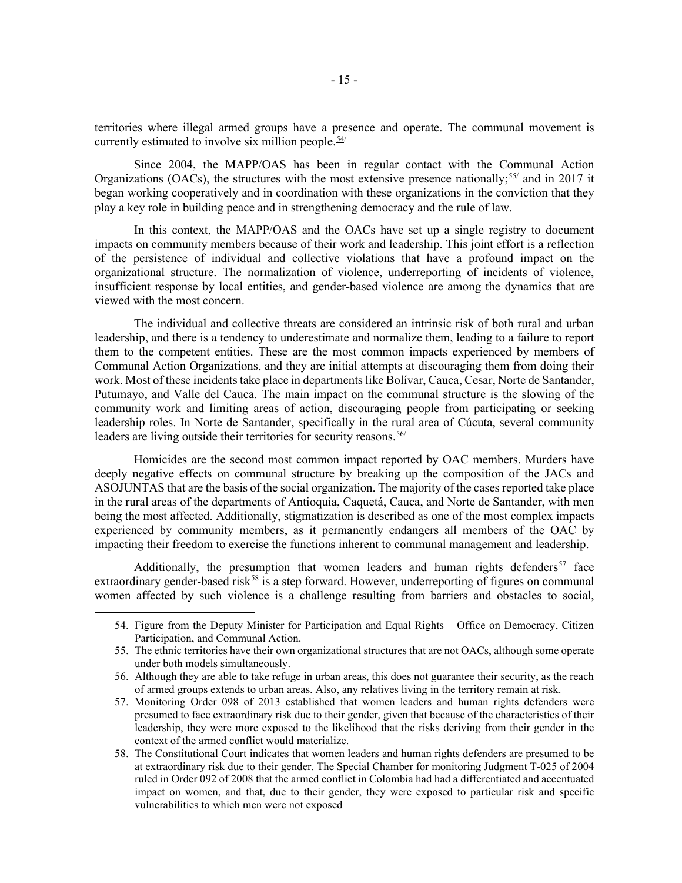territories where illegal armed groups have a presence and operate. The communal movement is currently estimated to involve six million people.[54]

Since 2004, the MAPP/OAS has been in regular contact with the Communal Action Organizations (OACs), the structures with the most extensive presence nationally;[55] and in 2017 it began working cooperatively and in coordination with these organizations in the conviction that they play a key role in building peace and in strengthening democracy and the rule of law.

In this context, the MAPP/OAS and the OACs have set up a single registry to document impacts on community members because of their work and leadership. This joint effort is a reflection of the persistence of individual and collective violations that have a profound impact on the organizational structure. The normalization of violence, underreporting of incidents of violence, insufficient response by local entities, and gender-based violence are among the dynamics that are viewed with the most concern.

The individual and collective threats are considered an intrinsic risk of both rural and urban leadership, and there is a tendency to underestimate and normalize them, leading to a failure to report them to the competent entities. These are the most common impacts experienced by members of Communal Action Organizations, and they are initial attempts at discouraging them from doing their work. Most of these incidents take place in departments like Bolívar, Cauca, Cesar, Norte de Santander, Putumayo, and Valle del Cauca. The main impact on the communal structure is the slowing of the community work and limiting areas of action, discouraging people from participating or seeking leadership roles. In Norte de Santander, specifically in the rural area of Cúcuta, several community leaders are living outside their territories for security reasons.[56]

Homicides are the second most common impact reported by OAC members. Murders have deeply negative effects on communal structure by breaking up the composition of the JACs and ASOJUNTAS that are the basis of the social organization. The majority of the cases reported take place in the rural areas of the departments of Antioquia, Caquetá, Cauca, and Norte de Santander, with men being the most affected. Additionally, stigmatization is described as one of the most complex impacts experienced by community members, as it permanently endangers all members of the OAC by impacting their freedom to exercise the functions inherent to communal management and leadership.

Additionally, the presumption that women leaders and human rights defenders[57] face extraordinary gender-based risk[58] is a step forward. However, underreporting of figures on communal women affected by such violence is a challenge resulting from barriers and obstacles to social,

---

54. Figure from the Deputy Minister for Participation and Equal Rights – Office on Democracy, Citizen Participation, and Communal Action.
55. The ethnic territories have their own organizational structures that are not OACs, although some operate under both models simultaneously.
56. Although they are able to take refuge in urban areas, this does not guarantee their security, as the reach of armed groups extends to urban areas. Also, any relatives living in the territory remain at risk.
57. Monitoring Order 098 of 2013 established that women leaders and human rights defenders were presumed to face extraordinary risk due to their gender, given that because of the characteristics of their leadership, they were more exposed to the likelihood that the risks deriving from their gender in the context of the armed conflict would materialize.
58. The Constitutional Court indicates that women leaders and human rights defenders are presumed to be at extraordinary risk due to their gender. The Special Chamber for monitoring Judgment T-025 of 2004 ruled in Order 092 of 2008 that the armed conflict in Colombia had had a differentiated and accentuated impact on women, and that, due to their gender, they were exposed to particular risk and specific vulnerabilities to which men were not exposed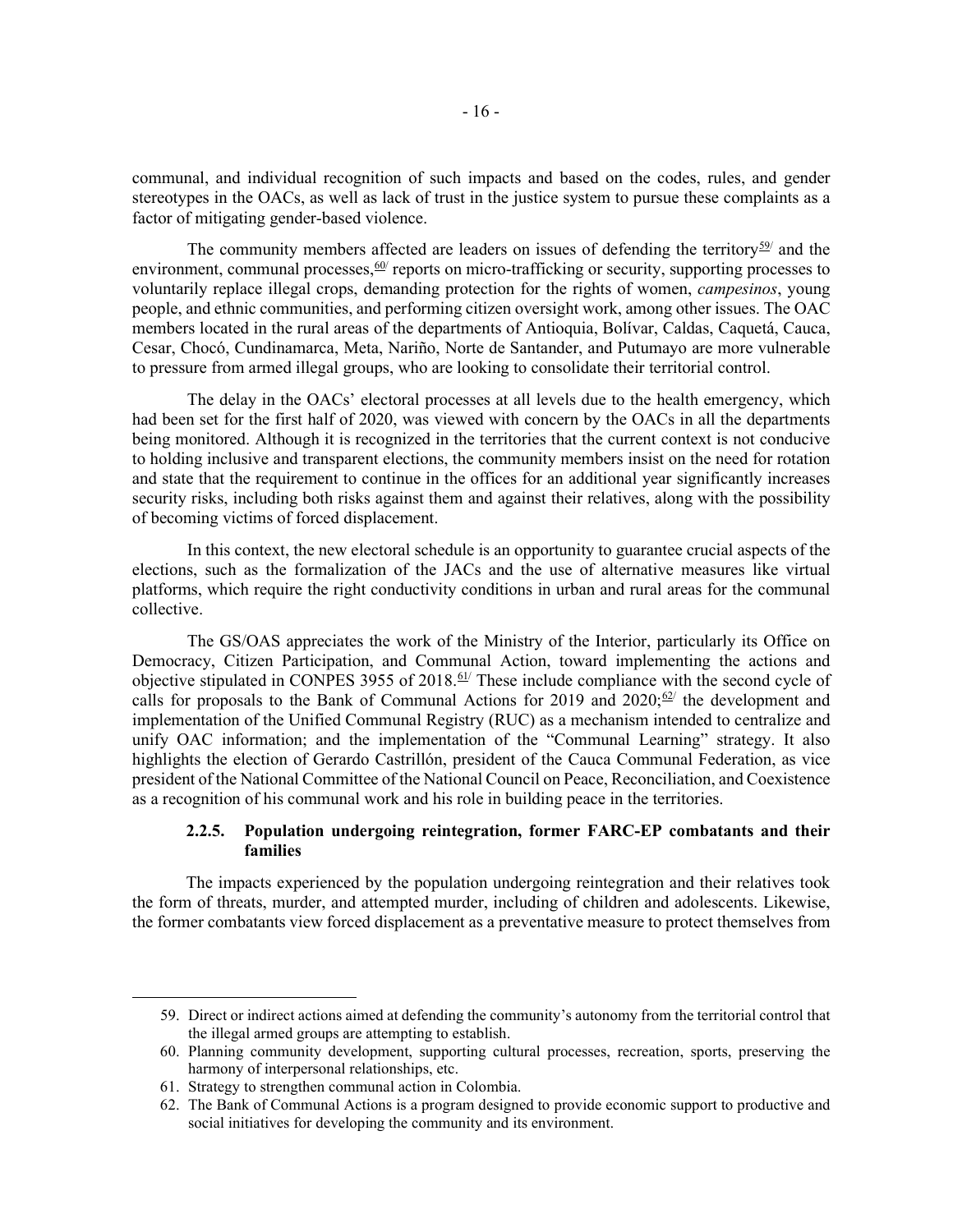communal, and individual recognition of such impacts and based on the codes, rules, and gender stereotypes in the OACs, as well as lack of trust in the justice system to pursue these complaints as a factor of mitigating gender-based violence.

The community members affected are leaders on issues of defending the territory[59] and the environment, communal processes,[60] reports on micro-trafficking or security, supporting processes to voluntarily replace illegal crops, demanding protection for the rights of women, *campesinos*, young people, and ethnic communities, and performing citizen oversight work, among other issues. The OAC members located in the rural areas of the departments of Antioquia, Bolívar, Caldas, Caquetá, Cauca, Cesar, Chocó, Cundinamarca, Meta, Nariño, Norte de Santander, and Putumayo are more vulnerable to pressure from armed illegal groups, who are looking to consolidate their territorial control.

The delay in the OACs' electoral processes at all levels due to the health emergency, which had been set for the first half of 2020, was viewed with concern by the OACs in all the departments being monitored. Although it is recognized in the territories that the current context is not conducive to holding inclusive and transparent elections, the community members insist on the need for rotation and state that the requirement to continue in the offices for an additional year significantly increases security risks, including both risks against them and against their relatives, along with the possibility of becoming victims of forced displacement.

In this context, the new electoral schedule is an opportunity to guarantee crucial aspects of the elections, such as the formalization of the JACs and the use of alternative measures like virtual platforms, which require the right conductivity conditions in urban and rural areas for the communal collective.

The GS/OAS appreciates the work of the Ministry of the Interior, particularly its Office on Democracy, Citizen Participation, and Communal Action, toward implementing the actions and objective stipulated in CONPES 3955 of 2018.[61] These include compliance with the second cycle of calls for proposals to the Bank of Communal Actions for 2019 and 2020;[62] the development and implementation of the Unified Communal Registry (RUC) as a mechanism intended to centralize and unify OAC information; and the implementation of the "Communal Learning" strategy. It also highlights the election of Gerardo Castrillón, president of the Cauca Communal Federation, as vice president of the National Committee of the National Council on Peace, Reconciliation, and Coexistence as a recognition of his communal work and his role in building peace in the territories.

### 2.2.5. Population undergoing reintegration, former FARC-EP combatants and their families

The impacts experienced by the population undergoing reintegration and their relatives took the form of threats, murder, and attempted murder, including of children and adolescents. Likewise, the former combatants view forced displacement as a preventative measure to protect themselves from

---

59. Direct or indirect actions aimed at defending the community's autonomy from the territorial control that the illegal armed groups are attempting to establish.
60. Planning community development, supporting cultural processes, recreation, sports, preserving the harmony of interpersonal relationships, etc.
61. Strategy to strengthen communal action in Colombia.
62. The Bank of Communal Actions is a program designed to provide economic support to productive and social initiatives for developing the community and its environment.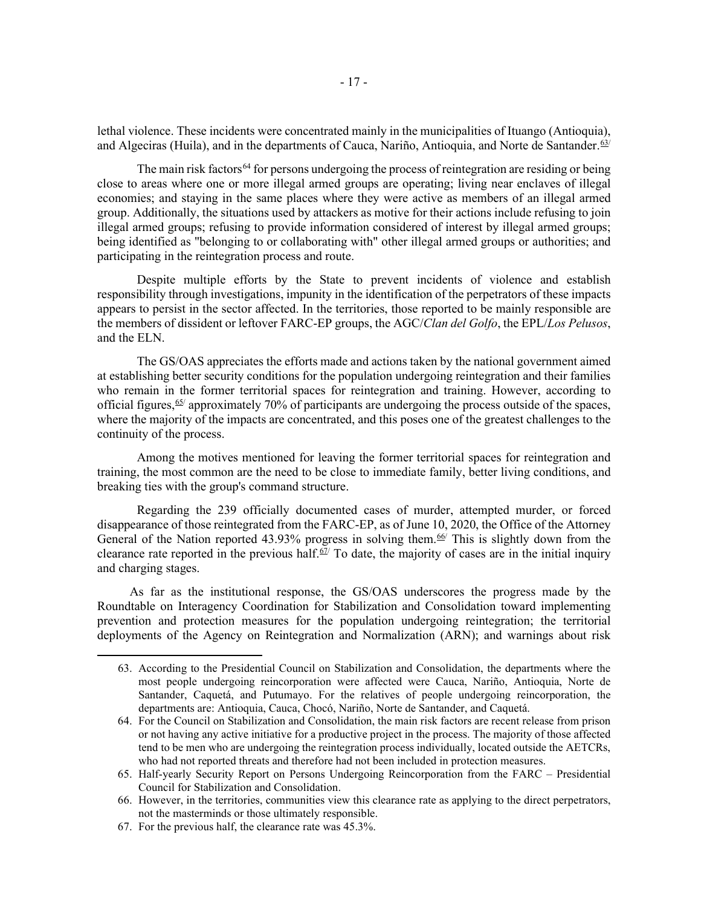lethal violence. These incidents were concentrated mainly in the municipalities of Ituango (Antioquia), and Algeciras (Huila), and in the departments of Cauca, Nariño, Antioquia, and Norte de Santander.[63]

The main risk factors[64] for persons undergoing the process of reintegration are residing or being close to areas where one or more illegal armed groups are operating; living near enclaves of illegal economies; and staying in the same places where they were active as members of an illegal armed group. Additionally, the situations used by attackers as motive for their actions include refusing to join illegal armed groups; refusing to provide information considered of interest by illegal armed groups; being identified as "belonging to or collaborating with" other illegal armed groups or authorities; and participating in the reintegration process and route.

Despite multiple efforts by the State to prevent incidents of violence and establish responsibility through investigations, impunity in the identification of the perpetrators of these impacts appears to persist in the sector affected. In the territories, those reported to be mainly responsible are the members of dissident or leftover FARC-EP groups, the AGC/*Clan del Golfo*, the EPL/*Los Pelusos*, and the ELN.

The GS/OAS appreciates the efforts made and actions taken by the national government aimed at establishing better security conditions for the population undergoing reintegration and their families who remain in the former territorial spaces for reintegration and training. However, according to official figures,[65] approximately 70% of participants are undergoing the process outside of the spaces, where the majority of the impacts are concentrated, and this poses one of the greatest challenges to the continuity of the process.

Among the motives mentioned for leaving the former territorial spaces for reintegration and training, the most common are the need to be close to immediate family, better living conditions, and breaking ties with the group's command structure.

Regarding the 239 officially documented cases of murder, attempted murder, or forced disappearance of those reintegrated from the FARC-EP, as of June 10, 2020, the Office of the Attorney General of the Nation reported 43.93% progress in solving them.[66] This is slightly down from the clearance rate reported in the previous half.[67] To date, the majority of cases are in the initial inquiry and charging stages.

As far as the institutional response, the GS/OAS underscores the progress made by the Roundtable on Interagency Coordination for Stabilization and Consolidation toward implementing prevention and protection measures for the population undergoing reintegration; the territorial deployments of the Agency on Reintegration and Normalization (ARN); and warnings about risk

---

63. According to the Presidential Council on Stabilization and Consolidation, the departments where the most people undergoing reincorporation were affected were Cauca, Nariño, Antioquia, Norte de Santander, Caquetá, and Putumayo. For the relatives of people undergoing reincorporation, the departments are: Antioquia, Cauca, Chocó, Nariño, Norte de Santander, and Caquetá.

64. For the Council on Stabilization and Consolidation, the main risk factors are recent release from prison or not having any active initiative for a productive project in the process. The majority of those affected tend to be men who are undergoing the reintegration process individually, located outside the AETCRs, who had not reported threats and therefore had not been included in protection measures.

65. Half-yearly Security Report on Persons Undergoing Reincorporation from the FARC – Presidential Council for Stabilization and Consolidation.

66. However, in the territories, communities view this clearance rate as applying to the direct perpetrators, not the masterminds or those ultimately responsible.

67. For the previous half, the clearance rate was 45.3%.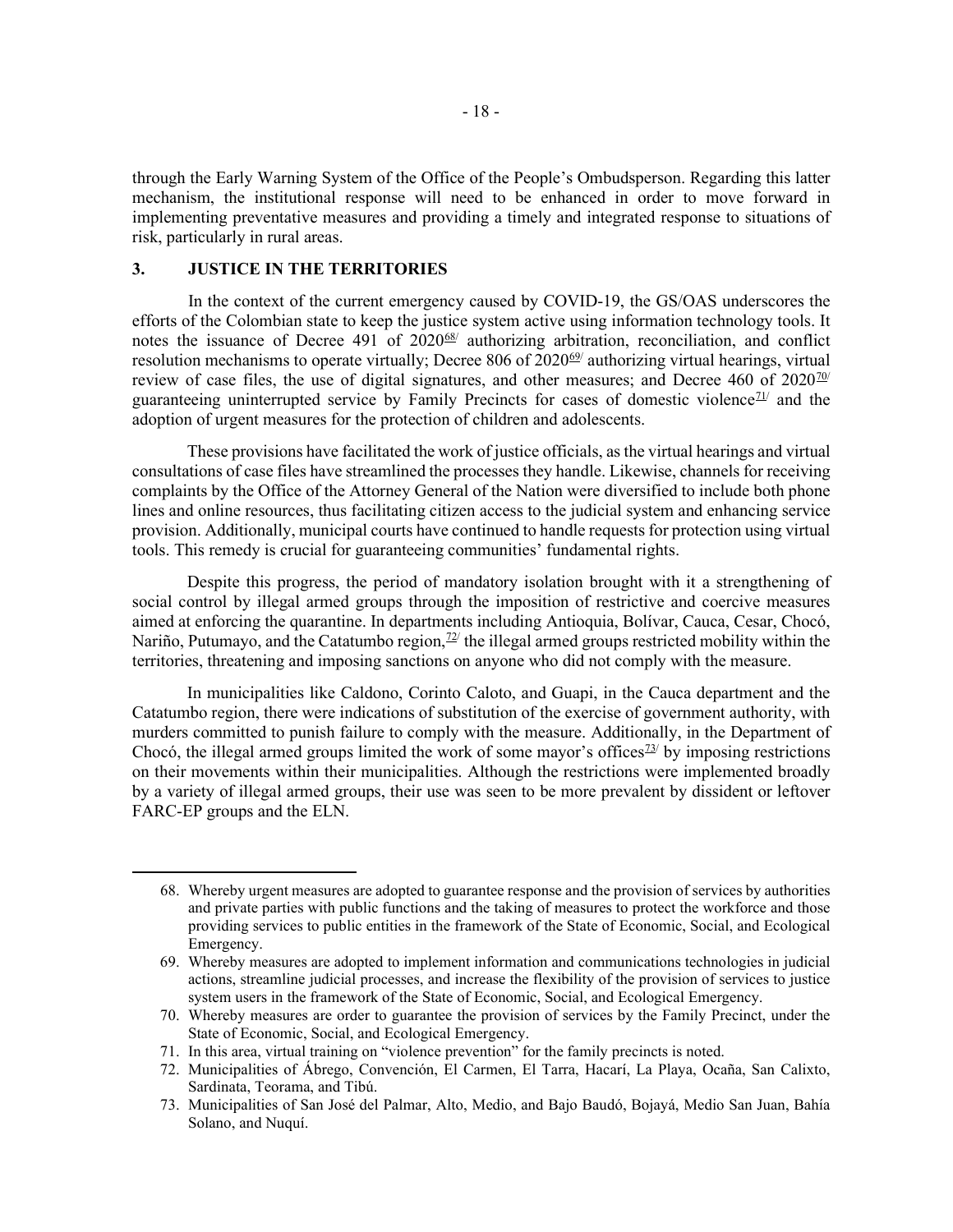through the Early Warning System of the Office of the People's Ombudsperson. Regarding this latter mechanism, the institutional response will need to be enhanced in order to move forward in implementing preventative measures and providing a timely and integrated response to situations of risk, particularly in rural areas.

## 3. JUSTICE IN THE TERRITORIES

In the context of the current emergency caused by COVID-19, the GS/OAS underscores the efforts of the Colombian state to keep the justice system active using information technology tools. It notes the issuance of Decree 491 of 2020[68] authorizing arbitration, reconciliation, and conflict resolution mechanisms to operate virtually; Decree 806 of 2020[69] authorizing virtual hearings, virtual review of case files, the use of digital signatures, and other measures; and Decree 460 of 2020[70] guaranteeing uninterrupted service by Family Precincts for cases of domestic violence[71] and the adoption of urgent measures for the protection of children and adolescents.

These provisions have facilitated the work of justice officials, as the virtual hearings and virtual consultations of case files have streamlined the processes they handle. Likewise, channels for receiving complaints by the Office of the Attorney General of the Nation were diversified to include both phone lines and online resources, thus facilitating citizen access to the judicial system and enhancing service provision. Additionally, municipal courts have continued to handle requests for protection using virtual tools. This remedy is crucial for guaranteeing communities' fundamental rights.

Despite this progress, the period of mandatory isolation brought with it a strengthening of social control by illegal armed groups through the imposition of restrictive and coercive measures aimed at enforcing the quarantine. In departments including Antioquia, Bolívar, Cauca, Cesar, Chocó, Nariño, Putumayo, and the Catatumbo region,[72] the illegal armed groups restricted mobility within the territories, threatening and imposing sanctions on anyone who did not comply with the measure.

In municipalities like Caldono, Corinto Caloto, and Guapi, in the Cauca department and the Catatumbo region, there were indications of substitution of the exercise of government authority, with murders committed to punish failure to comply with the measure. Additionally, in the Department of Chocó, the illegal armed groups limited the work of some mayor's offices[73] by imposing restrictions on their movements within their municipalities. Although the restrictions were implemented broadly by a variety of illegal armed groups, their use was seen to be more prevalent by dissident or leftover FARC-EP groups and the ELN.

---

68. Whereby urgent measures are adopted to guarantee response and the provision of services by authorities and private parties with public functions and the taking of measures to protect the workforce and those providing services to public entities in the framework of the State of Economic, Social, and Ecological Emergency.
69. Whereby measures are adopted to implement information and communications technologies in judicial actions, streamline judicial processes, and increase the flexibility of the provision of services to justice system users in the framework of the State of Economic, Social, and Ecological Emergency.
70. Whereby measures are order to guarantee the provision of services by the Family Precinct, under the State of Economic, Social, and Ecological Emergency.
71. In this area, virtual training on "violence prevention" for the family precincts is noted.
72. Municipalities of Ábrego, Convención, El Carmen, El Tarra, Hacarí, La Playa, Ocaña, San Calixto, Sardinata, Teorama, and Tibú.
73. Municipalities of San José del Palmar, Alto, Medio, and Bajo Baudó, Bojayá, Medio San Juan, Bahía Solano, and Nuquí.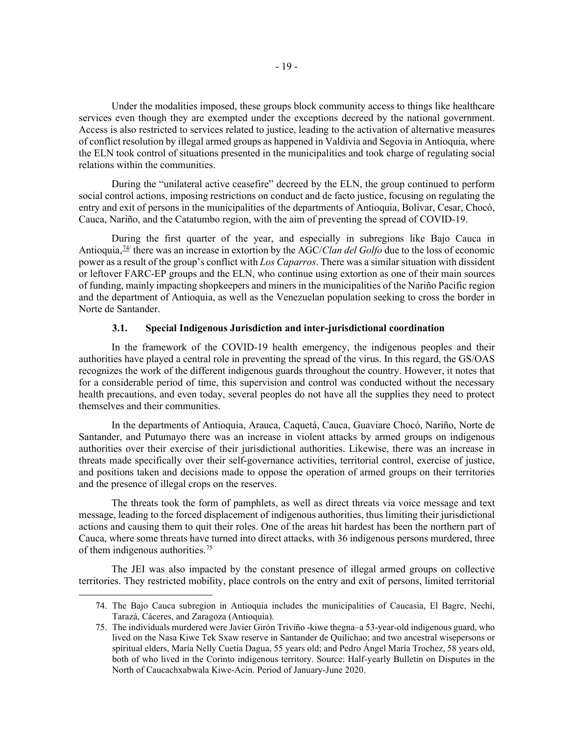Under the modalities imposed, these groups block community access to things like healthcare services even though they are exempted under the exceptions decreed by the national government. Access is also restricted to services related to justice, leading to the activation of alternative measures of conflict resolution by illegal armed groups as happened in Valdivia and Segovia in Antioquia, where the ELN took control of situations presented in the municipalities and took charge of regulating social relations within the communities.

During the "unilateral active ceasefire" decreed by the ELN, the group continued to perform social control actions, imposing restrictions on conduct and de facto justice, focusing on regulating the entry and exit of persons in the municipalities of the departments of Antioquia, Bolívar, Cesar, Chocó, Cauca, Nariño, and the Catatumbo region, with the aim of preventing the spread of COVID-19.

During the first quarter of the year, and especially in subregions like Bajo Cauca in Antioquia,[74] there was an increase in extortion by the AGC/*Clan del Golfo* due to the loss of economic power as a result of the group's conflict with *Los Caparros*. There was a similar situation with dissident or leftover FARC-EP groups and the ELN, who continue using extortion as one of their main sources of funding, mainly impacting shopkeepers and miners in the municipalities of the Nariño Pacific region and the department of Antioquia, as well as the Venezuelan population seeking to cross the border in Norte de Santander.

### 3.1. Special Indigenous Jurisdiction and inter-jurisdictional coordination

In the framework of the COVID-19 health emergency, the indigenous peoples and their authorities have played a central role in preventing the spread of the virus. In this regard, the GS/OAS recognizes the work of the different indigenous guards throughout the country. However, it notes that for a considerable period of time, this supervision and control was conducted without the necessary health precautions, and even today, several peoples do not have all the supplies they need to protect themselves and their communities.

In the departments of Antioquia, Arauca, Caquetá, Cauca, Guaviare Chocó, Nariño, Norte de Santander, and Putumayo there was an increase in violent attacks by armed groups on indigenous authorities over their exercise of their jurisdictional authorities. Likewise, there was an increase in threats made specifically over their self-governance activities, territorial control, exercise of justice, and positions taken and decisions made to oppose the operation of armed groups on their territories and the presence of illegal crops on the reserves.

The threats took the form of pamphlets, as well as direct threats via voice message and text message, leading to the forced displacement of indigenous authorities, thus limiting their jurisdictional actions and causing them to quit their roles. One of the areas hit hardest has been the northern part of Cauca, where some threats have turned into direct attacks, with 36 indigenous persons murdered, three of them indigenous authorities.[75]

The JEI was also impacted by the constant presence of illegal armed groups on collective territories. They restricted mobility, place controls on the entry and exit of persons, limited territorial

---

74. The Bajo Cauca subregion in Antioquia includes the municipalities of Caucasia, El Bagre, Nechí, Tarazá, Cáceres, and Zaragoza (Antioquia).

75. The individuals murdered were Javier Girón Triviño -kiwe thegna–a 53-year-old indigenous guard, who lived on the Nasa Kiwe Tek Sxaw reserve in Santander de Quilichao; and two ancestral wisepersons or spiritual elders, María Nelly Cuetia Dagua, 55 years old; and Pedro Ángel María Trochez, 58 years old, both of who lived in the Corinto indigenous territory. Source: Half-yearly Bulletin on Disputes in the North of Caucachxabwala Kiwe-Acin. Period of January-June 2020.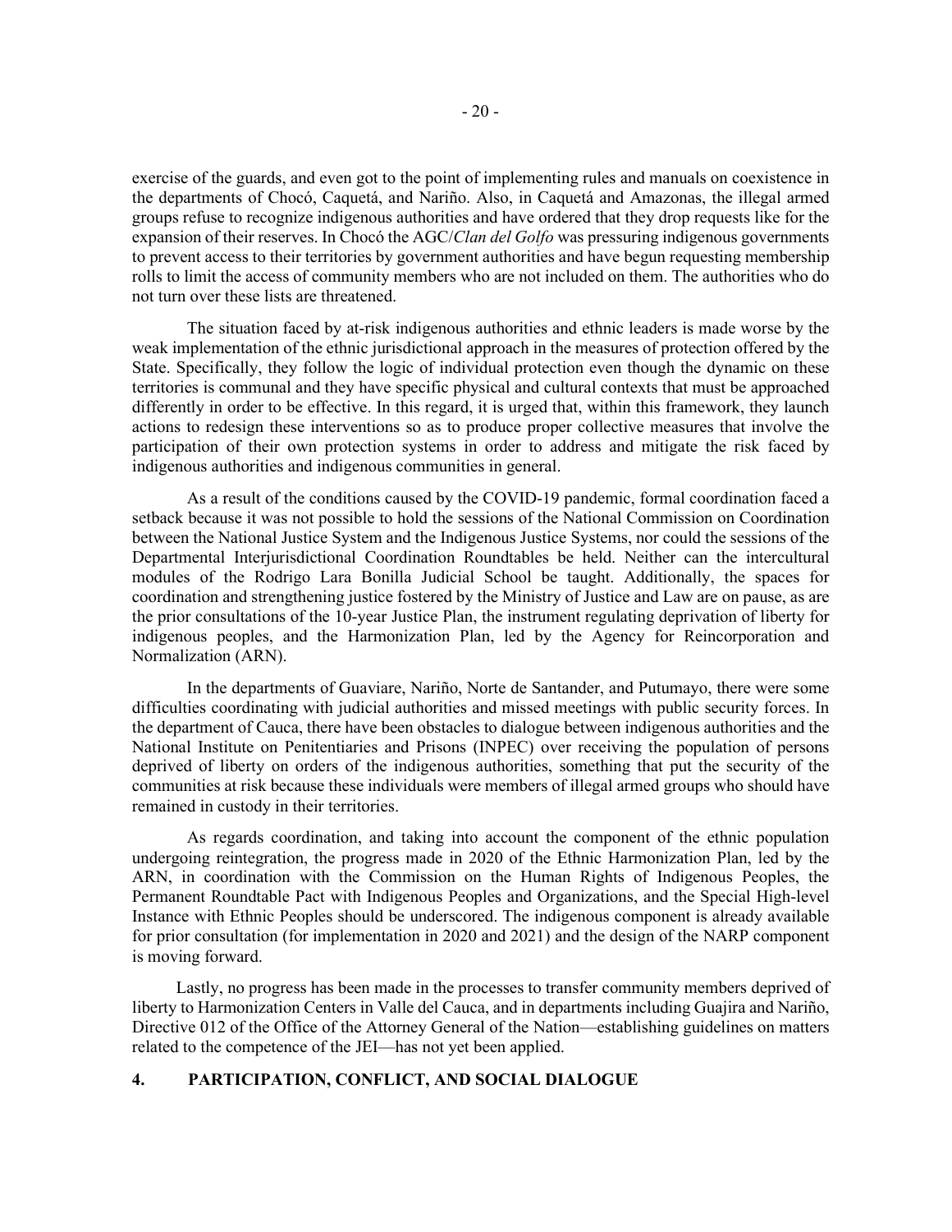exercise of the guards, and even got to the point of implementing rules and manuals on coexistence in the departments of Chocó, Caquetá, and Nariño. Also, in Caquetá and Amazonas, the illegal armed groups refuse to recognize indigenous authorities and have ordered that they drop requests like for the expansion of their reserves. In Chocó the AGC/*Clan del Golfo* was pressuring indigenous governments to prevent access to their territories by government authorities and have begun requesting membership rolls to limit the access of community members who are not included on them. The authorities who do not turn over these lists are threatened.

The situation faced by at-risk indigenous authorities and ethnic leaders is made worse by the weak implementation of the ethnic jurisdictional approach in the measures of protection offered by the State. Specifically, they follow the logic of individual protection even though the dynamic on these territories is communal and they have specific physical and cultural contexts that must be approached differently in order to be effective. In this regard, it is urged that, within this framework, they launch actions to redesign these interventions so as to produce proper collective measures that involve the participation of their own protection systems in order to address and mitigate the risk faced by indigenous authorities and indigenous communities in general.

As a result of the conditions caused by the COVID-19 pandemic, formal coordination faced a setback because it was not possible to hold the sessions of the National Commission on Coordination between the National Justice System and the Indigenous Justice Systems, nor could the sessions of the Departmental Interjurisdictional Coordination Roundtables be held. Neither can the intercultural modules of the Rodrigo Lara Bonilla Judicial School be taught. Additionally, the spaces for coordination and strengthening justice fostered by the Ministry of Justice and Law are on pause, as are the prior consultations of the 10-year Justice Plan, the instrument regulating deprivation of liberty for indigenous peoples, and the Harmonization Plan, led by the Agency for Reincorporation and Normalization (ARN).

In the departments of Guaviare, Nariño, Norte de Santander, and Putumayo, there were some difficulties coordinating with judicial authorities and missed meetings with public security forces. In the department of Cauca, there have been obstacles to dialogue between indigenous authorities and the National Institute on Penitentiaries and Prisons (INPEC) over receiving the population of persons deprived of liberty on orders of the indigenous authorities, something that put the security of the communities at risk because these individuals were members of illegal armed groups who should have remained in custody in their territories.

As regards coordination, and taking into account the component of the ethnic population undergoing reintegration, the progress made in 2020 of the Ethnic Harmonization Plan, led by the ARN, in coordination with the Commission on the Human Rights of Indigenous Peoples, the Permanent Roundtable Pact with Indigenous Peoples and Organizations, and the Special High-level Instance with Ethnic Peoples should be underscored. The indigenous component is already available for prior consultation (for implementation in 2020 and 2021) and the design of the NARP component is moving forward.

Lastly, no progress has been made in the processes to transfer community members deprived of liberty to Harmonization Centers in Valle del Cauca, and in departments including Guajira and Nariño, Directive 012 of the Office of the Attorney General of the Nation—establishing guidelines on matters related to the competence of the JEI—has not yet been applied.

## 4. PARTICIPATION, CONFLICT, AND SOCIAL DIALOGUE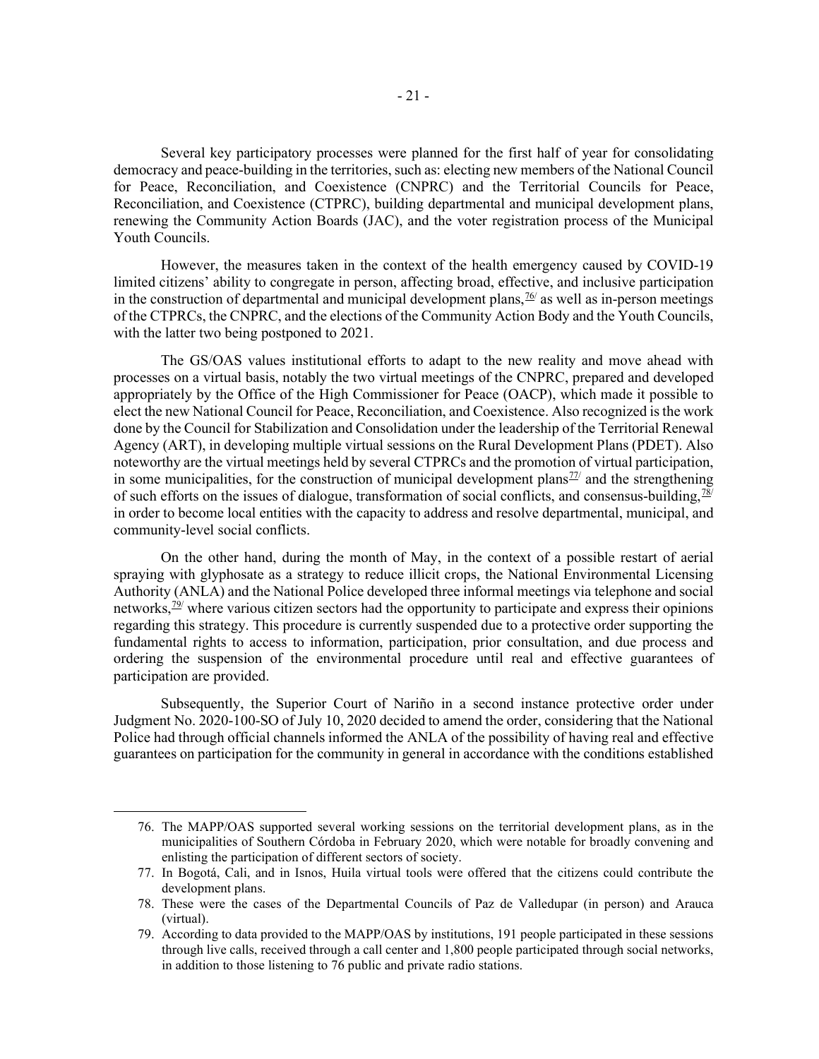Several key participatory processes were planned for the first half of year for consolidating democracy and peace-building in the territories, such as: electing new members of the National Council for Peace, Reconciliation, and Coexistence (CNPRC) and the Territorial Councils for Peace, Reconciliation, and Coexistence (CTPRC), building departmental and municipal development plans, renewing the Community Action Boards (JAC), and the voter registration process of the Municipal Youth Councils.

However, the measures taken in the context of the health emergency caused by COVID-19 limited citizens' ability to congregate in person, affecting broad, effective, and inclusive participation in the construction of departmental and municipal development plans,[76] as well as in-person meetings of the CTPRCs, the CNPRC, and the elections of the Community Action Body and the Youth Councils, with the latter two being postponed to 2021.

The GS/OAS values institutional efforts to adapt to the new reality and move ahead with processes on a virtual basis, notably the two virtual meetings of the CNPRC, prepared and developed appropriately by the Office of the High Commissioner for Peace (OACP), which made it possible to elect the new National Council for Peace, Reconciliation, and Coexistence. Also recognized is the work done by the Council for Stabilization and Consolidation under the leadership of the Territorial Renewal Agency (ART), in developing multiple virtual sessions on the Rural Development Plans (PDET). Also noteworthy are the virtual meetings held by several CTPRCs and the promotion of virtual participation, in some municipalities, for the construction of municipal development plans[77] and the strengthening of such efforts on the issues of dialogue, transformation of social conflicts, and consensus-building,[78] in order to become local entities with the capacity to address and resolve departmental, municipal, and community-level social conflicts.

On the other hand, during the month of May, in the context of a possible restart of aerial spraying with glyphosate as a strategy to reduce illicit crops, the National Environmental Licensing Authority (ANLA) and the National Police developed three informal meetings via telephone and social networks,[79] where various citizen sectors had the opportunity to participate and express their opinions regarding this strategy. This procedure is currently suspended due to a protective order supporting the fundamental rights to access to information, participation, prior consultation, and due process and ordering the suspension of the environmental procedure until real and effective guarantees of participation are provided.

Subsequently, the Superior Court of Nariño in a second instance protective order under Judgment No. 2020-100-SO of July 10, 2020 decided to amend the order, considering that the National Police had through official channels informed the ANLA of the possibility of having real and effective guarantees on participation for the community in general in accordance with the conditions established

---

76. The MAPP/OAS supported several working sessions on the territorial development plans, as in the municipalities of Southern Córdoba in February 2020, which were notable for broadly convening and enlisting the participation of different sectors of society.

77. In Bogotá, Cali, and in Isnos, Huila virtual tools were offered that the citizens could contribute the development plans.

78. These were the cases of the Departmental Councils of Paz de Valledupar (in person) and Arauca (virtual).

79. According to data provided to the MAPP/OAS by institutions, 191 people participated in these sessions through live calls, received through a call center and 1,800 people participated through social networks, in addition to those listening to 76 public and private radio stations.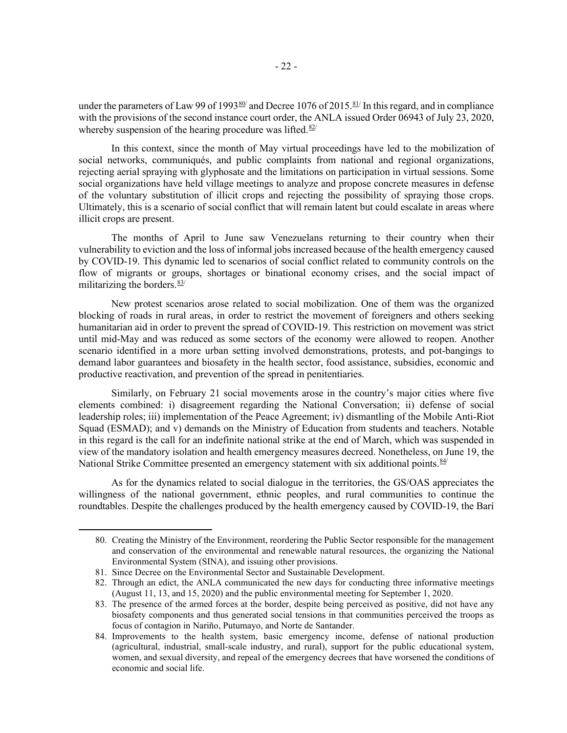under the parameters of Law 99 of 1993[80] and Decree 1076 of 2015.[81] In this regard, and in compliance with the provisions of the second instance court order, the ANLA issued Order 06943 of July 23, 2020, whereby suspension of the hearing procedure was lifted.[82]

In this context, since the month of May virtual proceedings have led to the mobilization of social networks, communiqués, and public complaints from national and regional organizations, rejecting aerial spraying with glyphosate and the limitations on participation in virtual sessions. Some social organizations have held village meetings to analyze and propose concrete measures in defense of the voluntary substitution of illicit crops and rejecting the possibility of spraying those crops. Ultimately, this is a scenario of social conflict that will remain latent but could escalate in areas where illicit crops are present.

The months of April to June saw Venezuelans returning to their country when their vulnerability to eviction and the loss of informal jobs increased because of the health emergency caused by COVID-19. This dynamic led to scenarios of social conflict related to community controls on the flow of migrants or groups, shortages or binational economy crises, and the social impact of militarizing the borders.[83]

New protest scenarios arose related to social mobilization. One of them was the organized blocking of roads in rural areas, in order to restrict the movement of foreigners and others seeking humanitarian aid in order to prevent the spread of COVID-19. This restriction on movement was strict until mid-May and was reduced as some sectors of the economy were allowed to reopen. Another scenario identified in a more urban setting involved demonstrations, protests, and pot-bangings to demand labor guarantees and biosafety in the health sector, food assistance, subsidies, economic and productive reactivation, and prevention of the spread in penitentiaries.

Similarly, on February 21 social movements arose in the country's major cities where five elements combined: i) disagreement regarding the National Conversation; ii) defense of social leadership roles; iii) implementation of the Peace Agreement; iv) dismantling of the Mobile Anti-Riot Squad (ESMAD); and v) demands on the Ministry of Education from students and teachers. Notable in this regard is the call for an indefinite national strike at the end of March, which was suspended in view of the mandatory isolation and health emergency measures decreed. Nonetheless, on June 19, the National Strike Committee presented an emergency statement with six additional points.[84]

As for the dynamics related to social dialogue in the territories, the GS/OAS appreciates the willingness of the national government, ethnic peoples, and rural communities to continue the roundtables. Despite the challenges produced by the health emergency caused by COVID-19, the Barí

---

80. Creating the Ministry of the Environment, reordering the Public Sector responsible for the management and conservation of the environmental and renewable natural resources, the organizing the National Environmental System (SINA), and issuing other provisions.
81. Since Decree on the Environmental Sector and Sustainable Development.
82. Through an edict, the ANLA communicated the new days for conducting three informative meetings (August 11, 13, and 15, 2020) and the public environmental meeting for September 1, 2020.
83. The presence of the armed forces at the border, despite being perceived as positive, did not have any biosafety components and thus generated social tensions in that communities perceived the troops as focus of contagion in Nariño, Putumayo, and Norte de Santander.
84. Improvements to the health system, basic emergency income, defense of national production (agricultural, industrial, small-scale industry, and rural), support for the public educational system, women, and sexual diversity, and repeal of the emergency decrees that have worsened the conditions of economic and social life.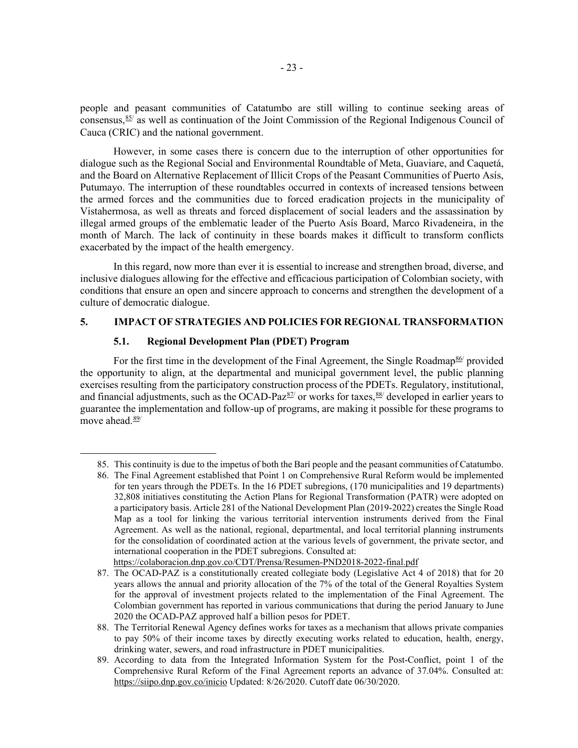people and peasant communities of Catatumbo are still willing to continue seeking areas of consensus,[85] as well as continuation of the Joint Commission of the Regional Indigenous Council of Cauca (CRIC) and the national government.

However, in some cases there is concern due to the interruption of other opportunities for dialogue such as the Regional Social and Environmental Roundtable of Meta, Guaviare, and Caquetá, and the Board on Alternative Replacement of Illicit Crops of the Peasant Communities of Puerto Asís, Putumayo. The interruption of these roundtables occurred in contexts of increased tensions between the armed forces and the communities due to forced eradication projects in the municipality of Vistahermosa, as well as threats and forced displacement of social leaders and the assassination by illegal armed groups of the emblematic leader of the Puerto Asís Board, Marco Rivadeneira, in the month of March. The lack of continuity in these boards makes it difficult to transform conflicts exacerbated by the impact of the health emergency.

In this regard, now more than ever it is essential to increase and strengthen broad, diverse, and inclusive dialogues allowing for the effective and efficacious participation of Colombian society, with conditions that ensure an open and sincere approach to concerns and strengthen the development of a culture of democratic dialogue.

## 5. IMPACT OF STRATEGIES AND POLICIES FOR REGIONAL TRANSFORMATION

### 5.1. Regional Development Plan (PDET) Program

For the first time in the development of the Final Agreement, the Single Roadmap[86] provided the opportunity to align, at the departmental and municipal government level, the public planning exercises resulting from the participatory construction process of the PDETs. Regulatory, institutional, and financial adjustments, such as the OCAD-Paz[87] or works for taxes,[88] developed in earlier years to guarantee the implementation and follow-up of programs, are making it possible for these programs to move ahead.[89]

---

85. This continuity is due to the impetus of both the Barí people and the peasant communities of Catatumbo.
86. The Final Agreement established that Point 1 on Comprehensive Rural Reform would be implemented for ten years through the PDETs. In the 16 PDET subregions, (170 municipalities and 19 departments) 32,808 initiatives constituting the Action Plans for Regional Transformation (PATR) were adopted on a participatory basis. Article 281 of the National Development Plan (2019-2022) creates the Single Road Map as a tool for linking the various territorial intervention instruments derived from the Final Agreement. As well as the national, regional, departmental, and local territorial planning instruments for the consolidation of coordinated action at the various levels of government, the private sector, and international cooperation in the PDET subregions. Consulted at: https://colaboracion.dnp.gov.co/CDT/Prensa/Resumen-PND2018-2022-final.pdf
87. The OCAD-PAZ is a constitutionally created collegiate body (Legislative Act 4 of 2018) that for 20 years allows the annual and priority allocation of the 7% of the total of the General Royalties System for the approval of investment projects related to the implementation of the Final Agreement. The Colombian government has reported in various communications that during the period January to June 2020 the OCAD-PAZ approved half a billion pesos for PDET.
88. The Territorial Renewal Agency defines works for taxes as a mechanism that allows private companies to pay 50% of their income taxes by directly executing works related to education, health, energy, drinking water, sewers, and road infrastructure in PDET municipalities.
89. According to data from the Integrated Information System for the Post-Conflict, point 1 of the Comprehensive Rural Reform of the Final Agreement reports an advance of 37.04%. Consulted at: https://siipo.dnp.gov.co/inicio Updated: 8/26/2020. Cutoff date 06/30/2020.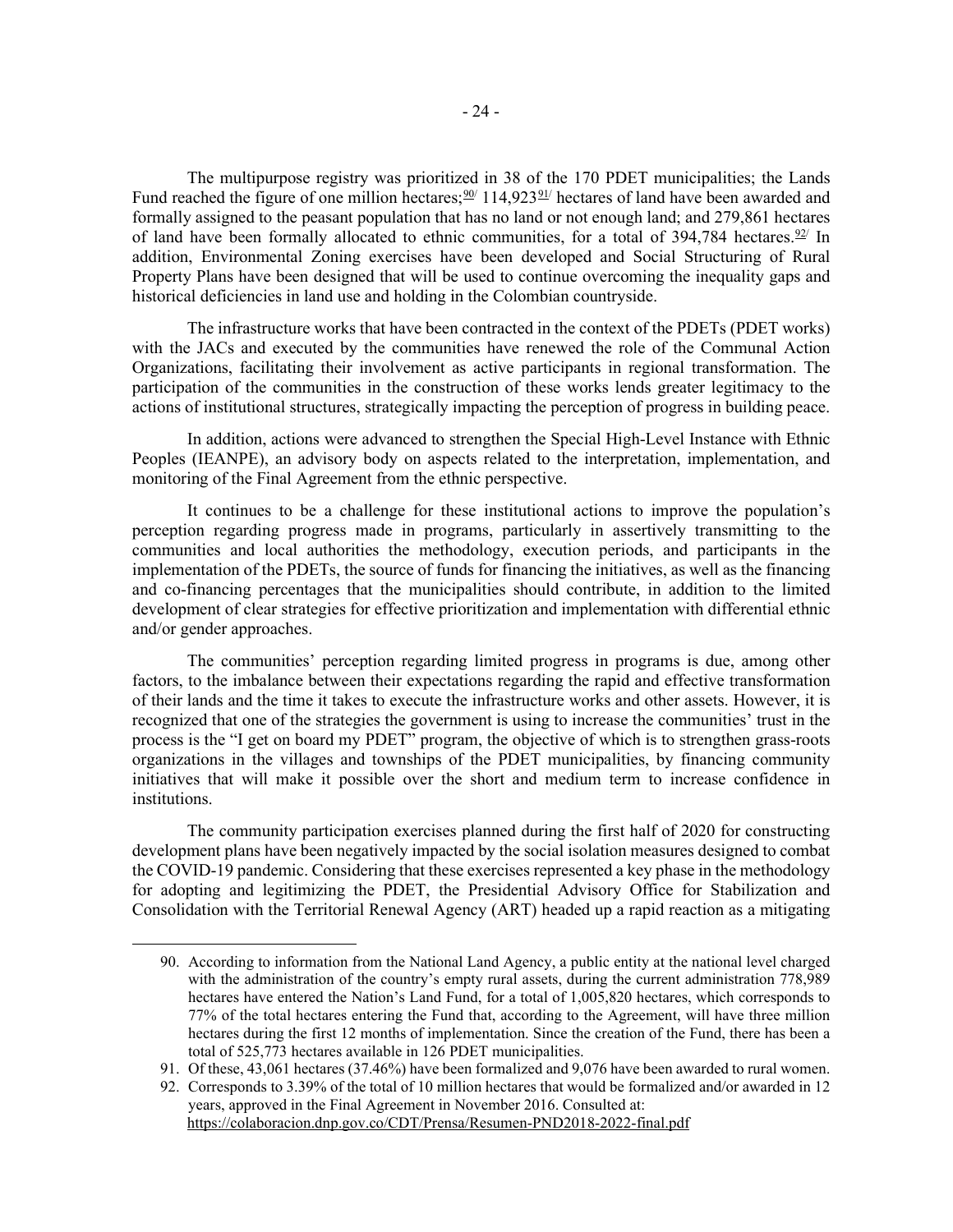The multipurpose registry was prioritized in 38 of the 170 PDET municipalities; the Lands Fund reached the figure of one million hectares;[90] 114,923[91] hectares of land have been awarded and formally assigned to the peasant population that has no land or not enough land; and 279,861 hectares of land have been formally allocated to ethnic communities, for a total of 394,784 hectares.[92] In addition, Environmental Zoning exercises have been developed and Social Structuring of Rural Property Plans have been designed that will be used to continue overcoming the inequality gaps and historical deficiencies in land use and holding in the Colombian countryside.

The infrastructure works that have been contracted in the context of the PDETs (PDET works) with the JACs and executed by the communities have renewed the role of the Communal Action Organizations, facilitating their involvement as active participants in regional transformation. The participation of the communities in the construction of these works lends greater legitimacy to the actions of institutional structures, strategically impacting the perception of progress in building peace.

In addition, actions were advanced to strengthen the Special High-Level Instance with Ethnic Peoples (IEANPE), an advisory body on aspects related to the interpretation, implementation, and monitoring of the Final Agreement from the ethnic perspective.

It continues to be a challenge for these institutional actions to improve the population's perception regarding progress made in programs, particularly in assertively transmitting to the communities and local authorities the methodology, execution periods, and participants in the implementation of the PDETs, the source of funds for financing the initiatives, as well as the financing and co-financing percentages that the municipalities should contribute, in addition to the limited development of clear strategies for effective prioritization and implementation with differential ethnic and/or gender approaches.

The communities' perception regarding limited progress in programs is due, among other factors, to the imbalance between their expectations regarding the rapid and effective transformation of their lands and the time it takes to execute the infrastructure works and other assets. However, it is recognized that one of the strategies the government is using to increase the communities' trust in the process is the "I get on board my PDET" program, the objective of which is to strengthen grass-roots organizations in the villages and townships of the PDET municipalities, by financing community initiatives that will make it possible over the short and medium term to increase confidence in institutions.

The community participation exercises planned during the first half of 2020 for constructing development plans have been negatively impacted by the social isolation measures designed to combat the COVID-19 pandemic. Considering that these exercises represented a key phase in the methodology for adopting and legitimizing the PDET, the Presidential Advisory Office for Stabilization and Consolidation with the Territorial Renewal Agency (ART) headed up a rapid reaction as a mitigating

---

90. According to information from the National Land Agency, a public entity at the national level charged with the administration of the country's empty rural assets, during the current administration 778,989 hectares have entered the Nation's Land Fund, for a total of 1,005,820 hectares, which corresponds to 77% of the total hectares entering the Fund that, according to the Agreement, will have three million hectares during the first 12 months of implementation. Since the creation of the Fund, there has been a total of 525,773 hectares available in 126 PDET municipalities.

91. Of these, 43,061 hectares (37.46%) have been formalized and 9,076 have been awarded to rural women.

92. Corresponds to 3.39% of the total of 10 million hectares that would be formalized and/or awarded in 12 years, approved in the Final Agreement in November 2016. Consulted at: https://colaboracion.dnp.gov.co/CDT/Prensa/Resumen-PND2018-2022-final.pdf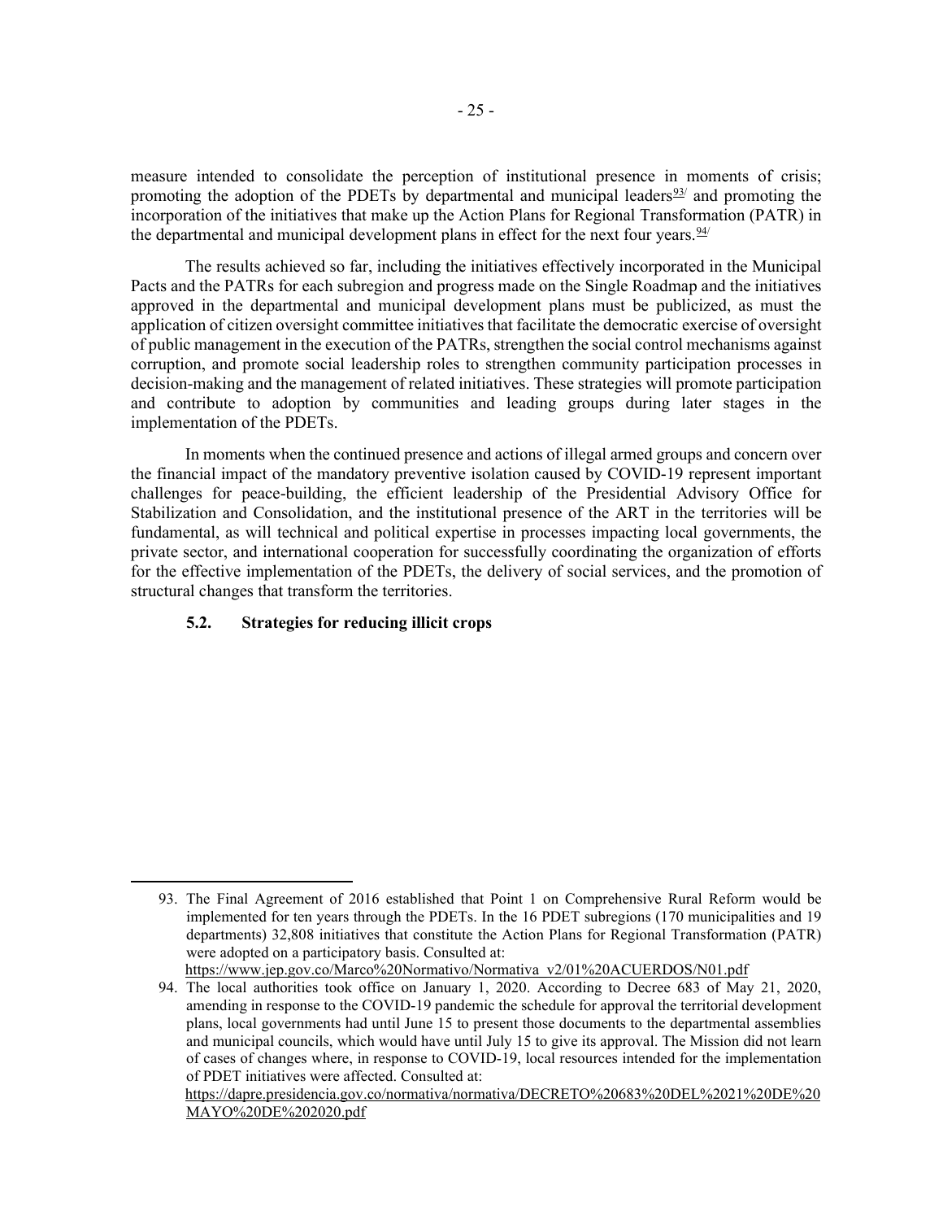measure intended to consolidate the perception of institutional presence in moments of crisis; promoting the adoption of the PDETs by departmental and municipal leaders[93] and promoting the incorporation of the initiatives that make up the Action Plans for Regional Transformation (PATR) in the departmental and municipal development plans in effect for the next four years.[94]

The results achieved so far, including the initiatives effectively incorporated in the Municipal Pacts and the PATRs for each subregion and progress made on the Single Roadmap and the initiatives approved in the departmental and municipal development plans must be publicized, as must the application of citizen oversight committee initiatives that facilitate the democratic exercise of oversight of public management in the execution of the PATRs, strengthen the social control mechanisms against corruption, and promote social leadership roles to strengthen community participation processes in decision-making and the management of related initiatives. These strategies will promote participation and contribute to adoption by communities and leading groups during later stages in the implementation of the PDETs.

In moments when the continued presence and actions of illegal armed groups and concern over the financial impact of the mandatory preventive isolation caused by COVID-19 represent important challenges for peace-building, the efficient leadership of the Presidential Advisory Office for Stabilization and Consolidation, and the institutional presence of the ART in the territories will be fundamental, as will technical and political expertise in processes impacting local governments, the private sector, and international cooperation for successfully coordinating the organization of efforts for the effective implementation of the PDETs, the delivery of social services, and the promotion of structural changes that transform the territories.

### 5.2. Strategies for reducing illicit crops

---

93. The Final Agreement of 2016 established that Point 1 on Comprehensive Rural Reform would be implemented for ten years through the PDETs. In the 16 PDET subregions (170 municipalities and 19 departments) 32,808 initiatives that constitute the Action Plans for Regional Transformation (PATR) were adopted on a participatory basis. Consulted at: https://www.jep.gov.co/Marco%20Normativo/Normativa_v2/01%20ACUERDOS/N01.pdf

94. The local authorities took office on January 1, 2020. According to Decree 683 of May 21, 2020, amending in response to the COVID-19 pandemic the schedule for approval the territorial development plans, local governments had until June 15 to present those documents to the departmental assemblies and municipal councils, which would have until July 15 to give its approval. The Mission did not learn of cases of changes where, in response to COVID-19, local resources intended for the implementation of PDET initiatives were affected. Consulted at: https://dapre.presidencia.gov.co/normativa/normativa/DECRETO%20683%20DEL%2021%20DE%20MAYO%20DE%202020.pdf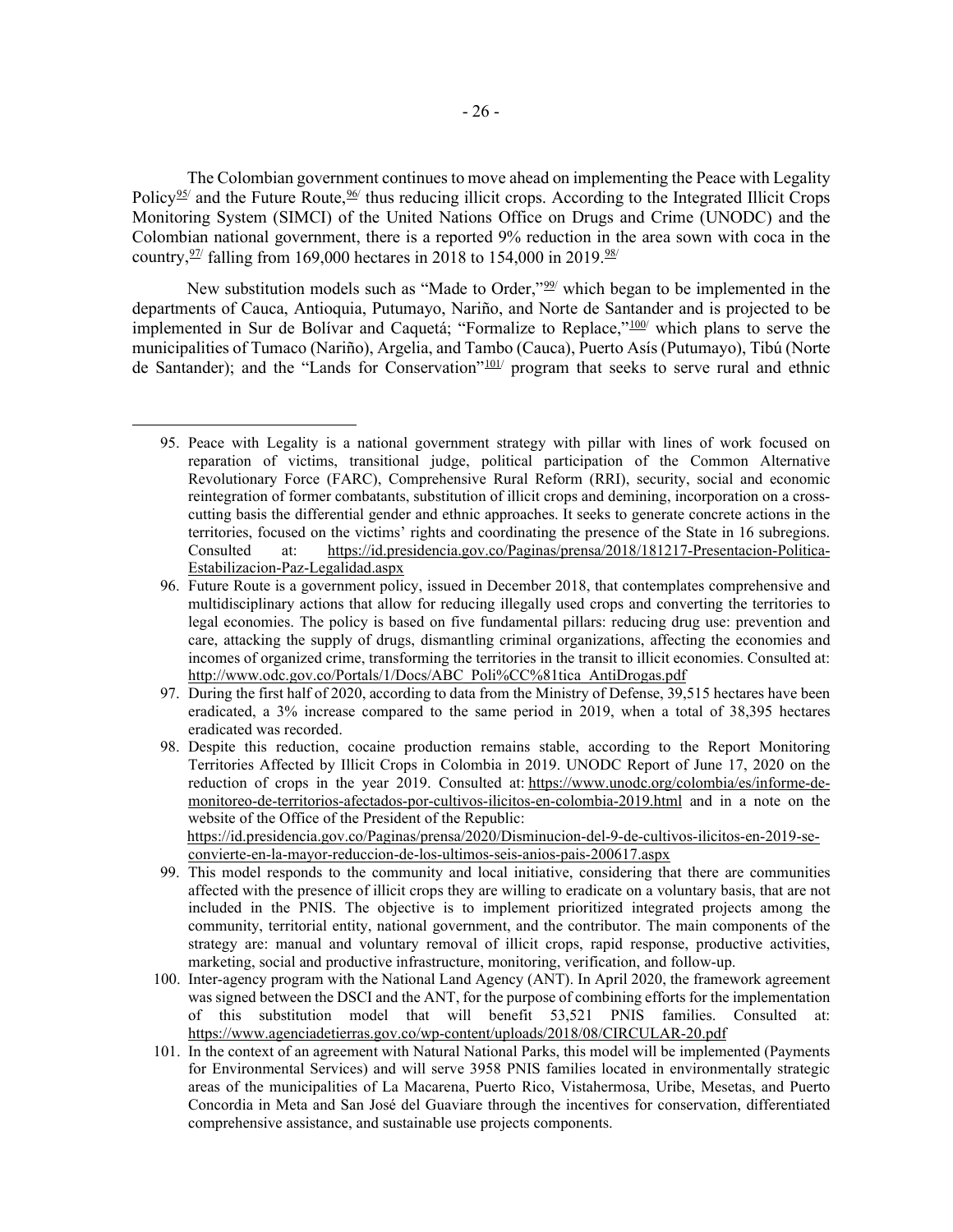The Colombian government continues to move ahead on implementing the Peace with Legality Policy[95/] and the Future Route,[96/] thus reducing illicit crops. According to the Integrated Illicit Crops Monitoring System (SIMCI) of the United Nations Office on Drugs and Crime (UNODC) and the Colombian national government, there is a reported 9% reduction in the area sown with coca in the country,[97/] falling from 169,000 hectares in 2018 to 154,000 in 2019.[98/]

New substitution models such as "Made to Order,"[99/] which began to be implemented in the departments of Cauca, Antioquia, Putumayo, Nariño, and Norte de Santander and is projected to be implemented in Sur de Bolívar and Caquetá; "Formalize to Replace,"[100/] which plans to serve the municipalities of Tumaco (Nariño), Argelia, and Tambo (Cauca), Puerto Asís (Putumayo), Tibú (Norte de Santander); and the "Lands for Conservation"[101/] program that seeks to serve rural and ethnic

---

95. Peace with Legality is a national government strategy with pillar with lines of work focused on reparation of victims, transitional judge, political participation of the Common Alternative Revolutionary Force (FARC), Comprehensive Rural Reform (RRI), security, social and economic reintegration of former combatants, substitution of illicit crops and demining, incorporation on a cross-cutting basis the differential gender and ethnic approaches. It seeks to generate concrete actions in the territories, focused on the victims' rights and coordinating the presence of the State in 16 subregions. Consulted at: https://id.presidencia.gov.co/Paginas/prensa/2018/181217-Presentacion-Politica-Estabilizacion-Paz-Legalidad.aspx

96. Future Route is a government policy, issued in December 2018, that contemplates comprehensive and multidisciplinary actions that allow for reducing illegally used crops and converting the territories to legal economies. The policy is based on five fundamental pillars: reducing drug use: prevention and care, attacking the supply of drugs, dismantling criminal organizations, affecting the economies and incomes of organized crime, transforming the territories in the transit to illicit economies. Consulted at: http://www.odc.gov.co/Portals/1/Docs/ABC_Poli%CC%81tica_AntiDrogas.pdf

97. During the first half of 2020, according to data from the Ministry of Defense, 39,515 hectares have been eradicated, a 3% increase compared to the same period in 2019, when a total of 38,395 hectares eradicated was recorded.

98. Despite this reduction, cocaine production remains stable, according to the Report Monitoring Territories Affected by Illicit Crops in Colombia in 2019. UNODC Report of June 17, 2020 on the reduction of crops in the year 2019. Consulted at: https://www.unodc.org/colombia/es/informe-de-monitoreo-de-territorios-afectados-por-cultivos-ilicitos-en-colombia-2019.html and in a note on the website of the Office of the President of the Republic: https://id.presidencia.gov.co/Paginas/prensa/2020/Disminucion-del-9-de-cultivos-ilicitos-en-2019-se-convierte-en-la-mayor-reduccion-de-los-ultimos-seis-anios-pais-200617.aspx

99. This model responds to the community and local initiative, considering that there are communities affected with the presence of illicit crops they are willing to eradicate on a voluntary basis, that are not included in the PNIS. The objective is to implement prioritized integrated projects among the community, territorial entity, national government, and the contributor. The main components of the strategy are: manual and voluntary removal of illicit crops, rapid response, productive activities, marketing, social and productive infrastructure, monitoring, verification, and follow-up.

100. Inter-agency program with the National Land Agency (ANT). In April 2020, the framework agreement was signed between the DSCI and the ANT, for the purpose of combining efforts for the implementation of this substitution model that will benefit 53,521 PNIS families. Consulted at: https://www.agenciadetierras.gov.co/wp-content/uploads/2018/08/CIRCULAR-20.pdf

101. In the context of an agreement with Natural National Parks, this model will be implemented (Payments for Environmental Services) and will serve 3958 PNIS families located in environmentally strategic areas of the municipalities of La Macarena, Puerto Rico, Vistahermosa, Uribe, Mesetas, and Puerto Concordia in Meta and San José del Guaviare through the incentives for conservation, differentiated comprehensive assistance, and sustainable use projects components.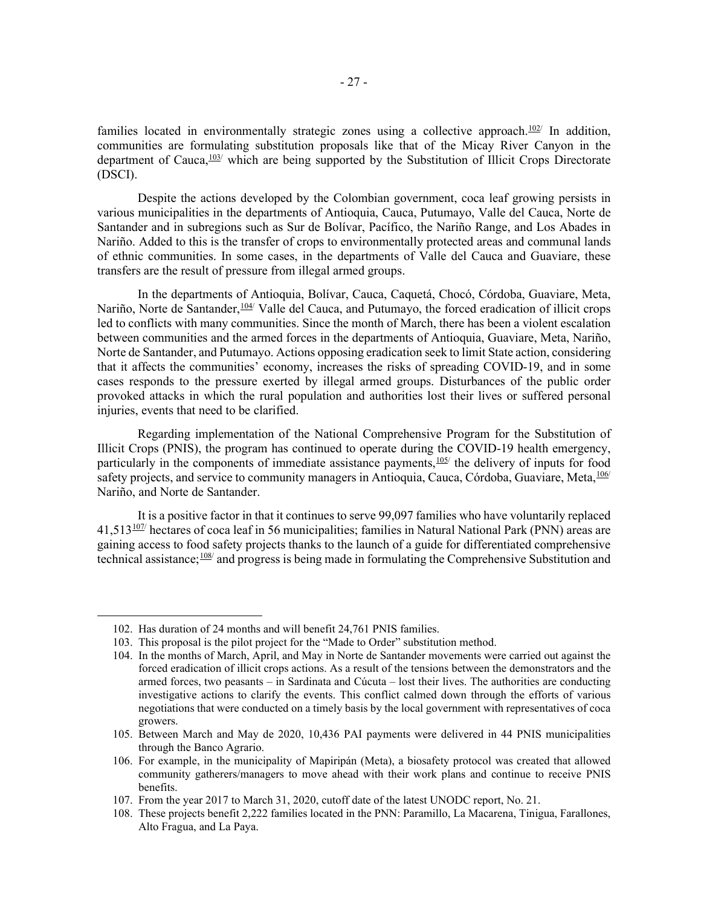families located in environmentally strategic zones using a collective approach.[102] In addition, communities are formulating substitution proposals like that of the Micay River Canyon in the department of Cauca,[103] which are being supported by the Substitution of Illicit Crops Directorate (DSCI).

Despite the actions developed by the Colombian government, coca leaf growing persists in various municipalities in the departments of Antioquia, Cauca, Putumayo, Valle del Cauca, Norte de Santander and in subregions such as Sur de Bolívar, Pacífico, the Nariño Range, and Los Abades in Nariño. Added to this is the transfer of crops to environmentally protected areas and communal lands of ethnic communities. In some cases, in the departments of Valle del Cauca and Guaviare, these transfers are the result of pressure from illegal armed groups.

In the departments of Antioquia, Bolívar, Cauca, Caquetá, Chocó, Córdoba, Guaviare, Meta, Nariño, Norte de Santander,[104] Valle del Cauca, and Putumayo, the forced eradication of illicit crops led to conflicts with many communities. Since the month of March, there has been a violent escalation between communities and the armed forces in the departments of Antioquia, Guaviare, Meta, Nariño, Norte de Santander, and Putumayo. Actions opposing eradication seek to limit State action, considering that it affects the communities' economy, increases the risks of spreading COVID-19, and in some cases responds to the pressure exerted by illegal armed groups. Disturbances of the public order provoked attacks in which the rural population and authorities lost their lives or suffered personal injuries, events that need to be clarified.

Regarding implementation of the National Comprehensive Program for the Substitution of Illicit Crops (PNIS), the program has continued to operate during the COVID-19 health emergency, particularly in the components of immediate assistance payments,[105] the delivery of inputs for food safety projects, and service to community managers in Antioquia, Cauca, Córdoba, Guaviare, Meta,[106] Nariño, and Norte de Santander.

It is a positive factor in that it continues to serve 99,097 families who have voluntarily replaced 41,513[107] hectares of coca leaf in 56 municipalities; families in Natural National Park (PNN) areas are gaining access to food safety projects thanks to the launch of a guide for differentiated comprehensive technical assistance;[108] and progress is being made in formulating the Comprehensive Substitution and

---

102. Has duration of 24 months and will benefit 24,761 PNIS families.
103. This proposal is the pilot project for the "Made to Order" substitution method.
104. In the months of March, April, and May in Norte de Santander movements were carried out against the forced eradication of illicit crops actions. As a result of the tensions between the demonstrators and the armed forces, two peasants – in Sardinata and Cúcuta – lost their lives. The authorities are conducting investigative actions to clarify the events. This conflict calmed down through the efforts of various negotiations that were conducted on a timely basis by the local government with representatives of coca growers.
105. Between March and May de 2020, 10,436 PAI payments were delivered in 44 PNIS municipalities through the Banco Agrario.
106. For example, in the municipality of Mapiripán (Meta), a biosafety protocol was created that allowed community gatherers/managers to move ahead with their work plans and continue to receive PNIS benefits.
107. From the year 2017 to March 31, 2020, cutoff date of the latest UNODC report, No. 21.
108. These projects benefit 2,222 families located in the PNN: Paramillo, La Macarena, Tinigua, Farallones, Alto Fragua, and La Paya.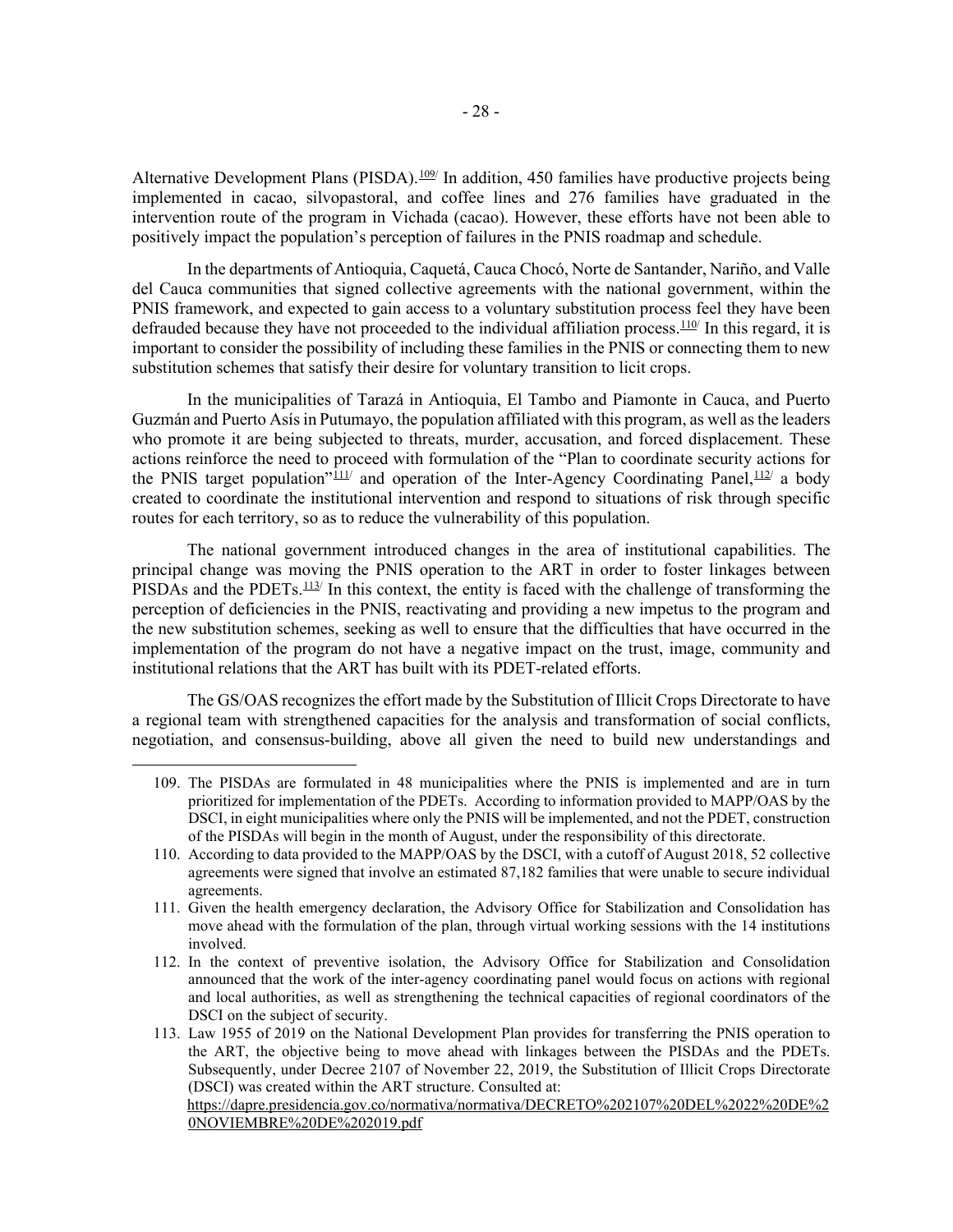Alternative Development Plans (PISDA).[109] In addition, 450 families have productive projects being implemented in cacao, silvopastoral, and coffee lines and 276 families have graduated in the intervention route of the program in Vichada (cacao). However, these efforts have not been able to positively impact the population's perception of failures in the PNIS roadmap and schedule.

In the departments of Antioquia, Caquetá, Cauca Chocó, Norte de Santander, Nariño, and Valle del Cauca communities that signed collective agreements with the national government, within the PNIS framework, and expected to gain access to a voluntary substitution process feel they have been defrauded because they have not proceeded to the individual affiliation process.[110] In this regard, it is important to consider the possibility of including these families in the PNIS or connecting them to new substitution schemes that satisfy their desire for voluntary transition to licit crops.

In the municipalities of Tarazá in Antioquia, El Tambo and Piamonte in Cauca, and Puerto Guzmán and Puerto Asís in Putumayo, the population affiliated with this program, as well as the leaders who promote it are being subjected to threats, murder, accusation, and forced displacement. These actions reinforce the need to proceed with formulation of the "Plan to coordinate security actions for the PNIS target population"[111] and operation of the Inter-Agency Coordinating Panel,[112] a body created to coordinate the institutional intervention and respond to situations of risk through specific routes for each territory, so as to reduce the vulnerability of this population.

The national government introduced changes in the area of institutional capabilities. The principal change was moving the PNIS operation to the ART in order to foster linkages between PISDAs and the PDETs.[113] In this context, the entity is faced with the challenge of transforming the perception of deficiencies in the PNIS, reactivating and providing a new impetus to the program and the new substitution schemes, seeking as well to ensure that the difficulties that have occurred in the implementation of the program do not have a negative impact on the trust, image, community and institutional relations that the ART has built with its PDET-related efforts.

The GS/OAS recognizes the effort made by the Substitution of Illicit Crops Directorate to have a regional team with strengthened capacities for the analysis and transformation of social conflicts, negotiation, and consensus-building, above all given the need to build new understandings and

---

109. The PISDAs are formulated in 48 municipalities where the PNIS is implemented and are in turn prioritized for implementation of the PDETs. According to information provided to MAPP/OAS by the DSCI, in eight municipalities where only the PNIS will be implemented, and not the PDET, construction of the PISDAs will begin in the month of August, under the responsibility of this directorate.

110. According to data provided to the MAPP/OAS by the DSCI, with a cutoff of August 2018, 52 collective agreements were signed that involve an estimated 87,182 families that were unable to secure individual agreements.

111. Given the health emergency declaration, the Advisory Office for Stabilization and Consolidation has move ahead with the formulation of the plan, through virtual working sessions with the 14 institutions involved.

112. In the context of preventive isolation, the Advisory Office for Stabilization and Consolidation announced that the work of the inter-agency coordinating panel would focus on actions with regional and local authorities, as well as strengthening the technical capacities of regional coordinators of the DSCI on the subject of security.

113. Law 1955 of 2019 on the National Development Plan provides for transferring the PNIS operation to the ART, the objective being to move ahead with linkages between the PISDAs and the PDETs. Subsequently, under Decree 2107 of November 22, 2019, the Substitution of Illicit Crops Directorate (DSCI) was created within the ART structure. Consulted at: https://dapre.presidencia.gov.co/normativa/normativa/DECRETO%202107%20DEL%2022%20DE%20NOVIEMBRE%20DE%202019.pdf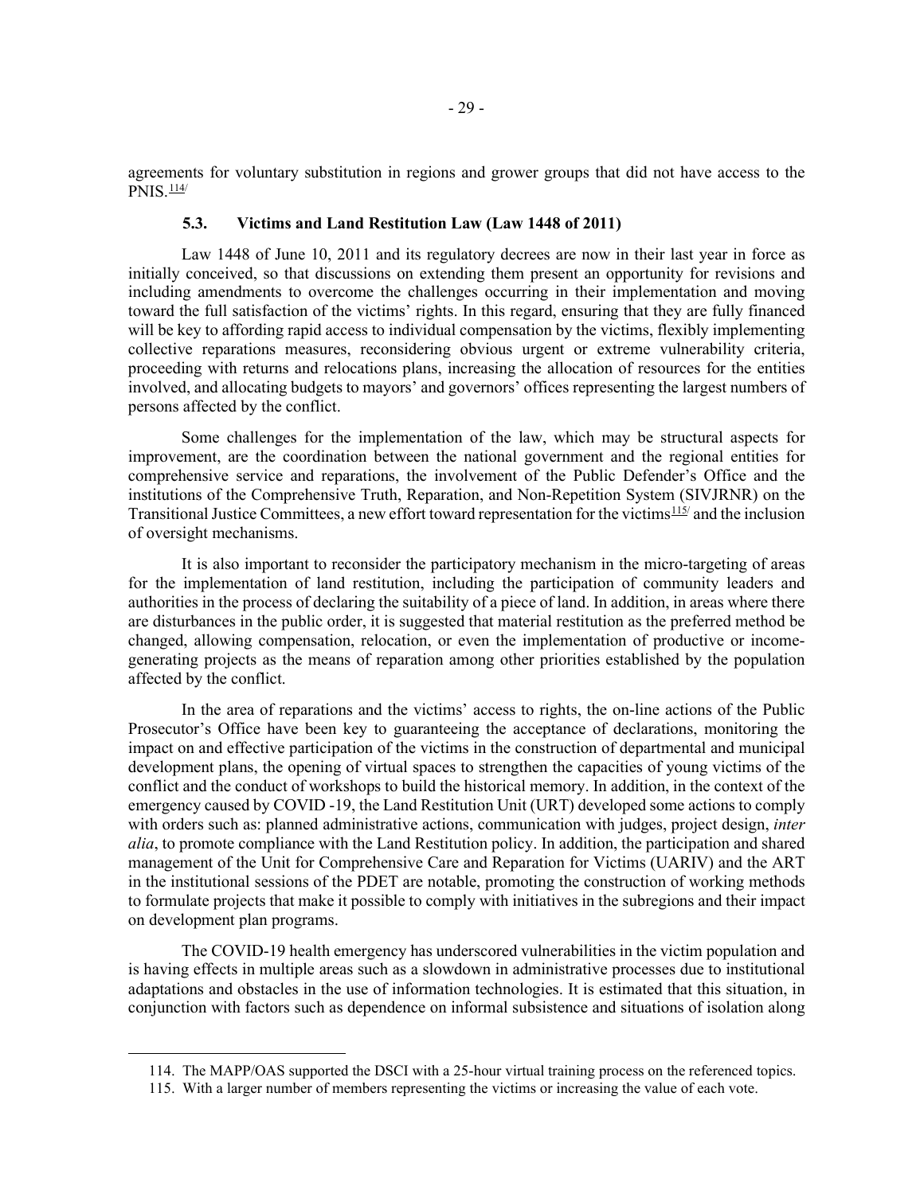agreements for voluntary substitution in regions and grower groups that did not have access to the PNIS.[114]

### 5.3. Victims and Land Restitution Law (Law 1448 of 2011)

Law 1448 of June 10, 2011 and its regulatory decrees are now in their last year in force as initially conceived, so that discussions on extending them present an opportunity for revisions and including amendments to overcome the challenges occurring in their implementation and moving toward the full satisfaction of the victims' rights. In this regard, ensuring that they are fully financed will be key to affording rapid access to individual compensation by the victims, flexibly implementing collective reparations measures, reconsidering obvious urgent or extreme vulnerability criteria, proceeding with returns and relocations plans, increasing the allocation of resources for the entities involved, and allocating budgets to mayors' and governors' offices representing the largest numbers of persons affected by the conflict.

Some challenges for the implementation of the law, which may be structural aspects for improvement, are the coordination between the national government and the regional entities for comprehensive service and reparations, the involvement of the Public Defender's Office and the institutions of the Comprehensive Truth, Reparation, and Non-Repetition System (SIVJRNR) on the Transitional Justice Committees, a new effort toward representation for the victims[115] and the inclusion of oversight mechanisms.

It is also important to reconsider the participatory mechanism in the micro-targeting of areas for the implementation of land restitution, including the participation of community leaders and authorities in the process of declaring the suitability of a piece of land. In addition, in areas where there are disturbances in the public order, it is suggested that material restitution as the preferred method be changed, allowing compensation, relocation, or even the implementation of productive or income-generating projects as the means of reparation among other priorities established by the population affected by the conflict.

In the area of reparations and the victims' access to rights, the on-line actions of the Public Prosecutor's Office have been key to guaranteeing the acceptance of declarations, monitoring the impact on and effective participation of the victims in the construction of departmental and municipal development plans, the opening of virtual spaces to strengthen the capacities of young victims of the conflict and the conduct of workshops to build the historical memory. In addition, in the context of the emergency caused by COVID -19, the Land Restitution Unit (URT) developed some actions to comply with orders such as: planned administrative actions, communication with judges, project design, *inter alia*, to promote compliance with the Land Restitution policy. In addition, the participation and shared management of the Unit for Comprehensive Care and Reparation for Victims (UARIV) and the ART in the institutional sessions of the PDET are notable, promoting the construction of working methods to formulate projects that make it possible to comply with initiatives in the subregions and their impact on development plan programs.

The COVID-19 health emergency has underscored vulnerabilities in the victim population and is having effects in multiple areas such as a slowdown in administrative processes due to institutional adaptations and obstacles in the use of information technologies. It is estimated that this situation, in conjunction with factors such as dependence on informal subsistence and situations of isolation along

---

114. The MAPP/OAS supported the DSCI with a 25-hour virtual training process on the referenced topics.

115. With a larger number of members representing the victims or increasing the value of each vote.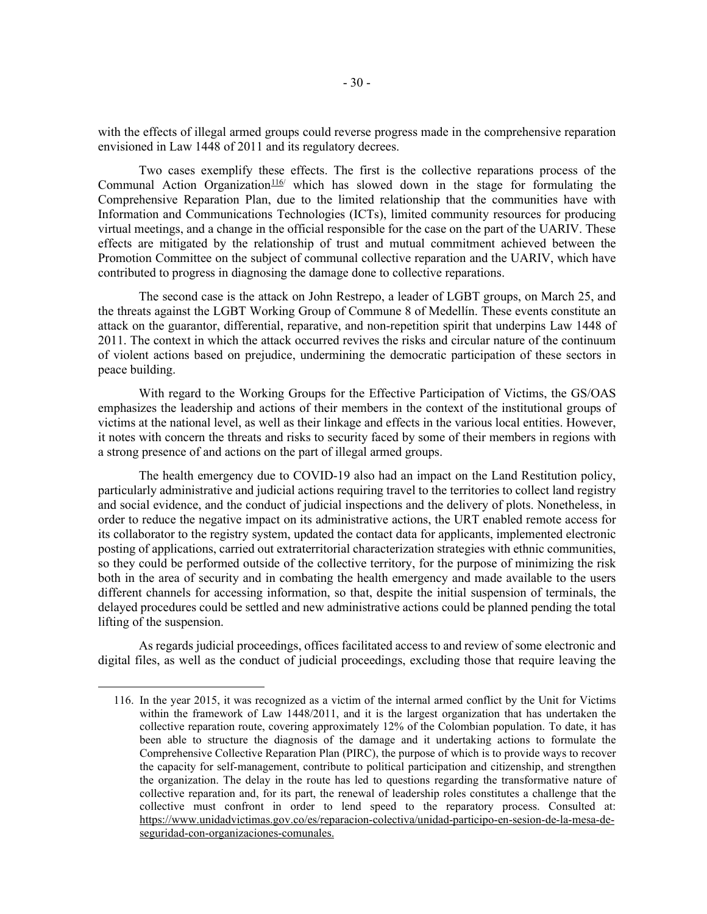with the effects of illegal armed groups could reverse progress made in the comprehensive reparation envisioned in Law 1448 of 2011 and its regulatory decrees.

Two cases exemplify these effects. The first is the collective reparations process of the Communal Action Organization[116] which has slowed down in the stage for formulating the Comprehensive Reparation Plan, due to the limited relationship that the communities have with Information and Communications Technologies (ICTs), limited community resources for producing virtual meetings, and a change in the official responsible for the case on the part of the UARIV. These effects are mitigated by the relationship of trust and mutual commitment achieved between the Promotion Committee on the subject of communal collective reparation and the UARIV, which have contributed to progress in diagnosing the damage done to collective reparations.

The second case is the attack on John Restrepo, a leader of LGBT groups, on March 25, and the threats against the LGBT Working Group of Commune 8 of Medellín. These events constitute an attack on the guarantor, differential, reparative, and non-repetition spirit that underpins Law 1448 of 2011. The context in which the attack occurred revives the risks and circular nature of the continuum of violent actions based on prejudice, undermining the democratic participation of these sectors in peace building.

With regard to the Working Groups for the Effective Participation of Victims, the GS/OAS emphasizes the leadership and actions of their members in the context of the institutional groups of victims at the national level, as well as their linkage and effects in the various local entities. However, it notes with concern the threats and risks to security faced by some of their members in regions with a strong presence of and actions on the part of illegal armed groups.

The health emergency due to COVID-19 also had an impact on the Land Restitution policy, particularly administrative and judicial actions requiring travel to the territories to collect land registry and social evidence, and the conduct of judicial inspections and the delivery of plots. Nonetheless, in order to reduce the negative impact on its administrative actions, the URT enabled remote access for its collaborator to the registry system, updated the contact data for applicants, implemented electronic posting of applications, carried out extraterritorial characterization strategies with ethnic communities, so they could be performed outside of the collective territory, for the purpose of minimizing the risk both in the area of security and in combating the health emergency and made available to the users different channels for accessing information, so that, despite the initial suspension of terminals, the delayed procedures could be settled and new administrative actions could be planned pending the total lifting of the suspension.

As regards judicial proceedings, offices facilitated access to and review of some electronic and digital files, as well as the conduct of judicial proceedings, excluding those that require leaving the

---

116. In the year 2015, it was recognized as a victim of the internal armed conflict by the Unit for Victims within the framework of Law 1448/2011, and it is the largest organization that has undertaken the collective reparation route, covering approximately 12% of the Colombian population. To date, it has been able to structure the diagnosis of the damage and it undertaking actions to formulate the Comprehensive Collective Reparation Plan (PIRC), the purpose of which is to provide ways to recover the capacity for self-management, contribute to political participation and citizenship, and strengthen the organization. The delay in the route has led to questions regarding the transformative nature of collective reparation and, for its part, the renewal of leadership roles constitutes a challenge that the collective must confront in order to lend speed to the reparatory process. Consulted at: https://www.unidadvictimas.gov.co/es/reparacion-colectiva/unidad-participo-en-sesion-de-la-mesa-de-seguridad-con-organizaciones-comunales.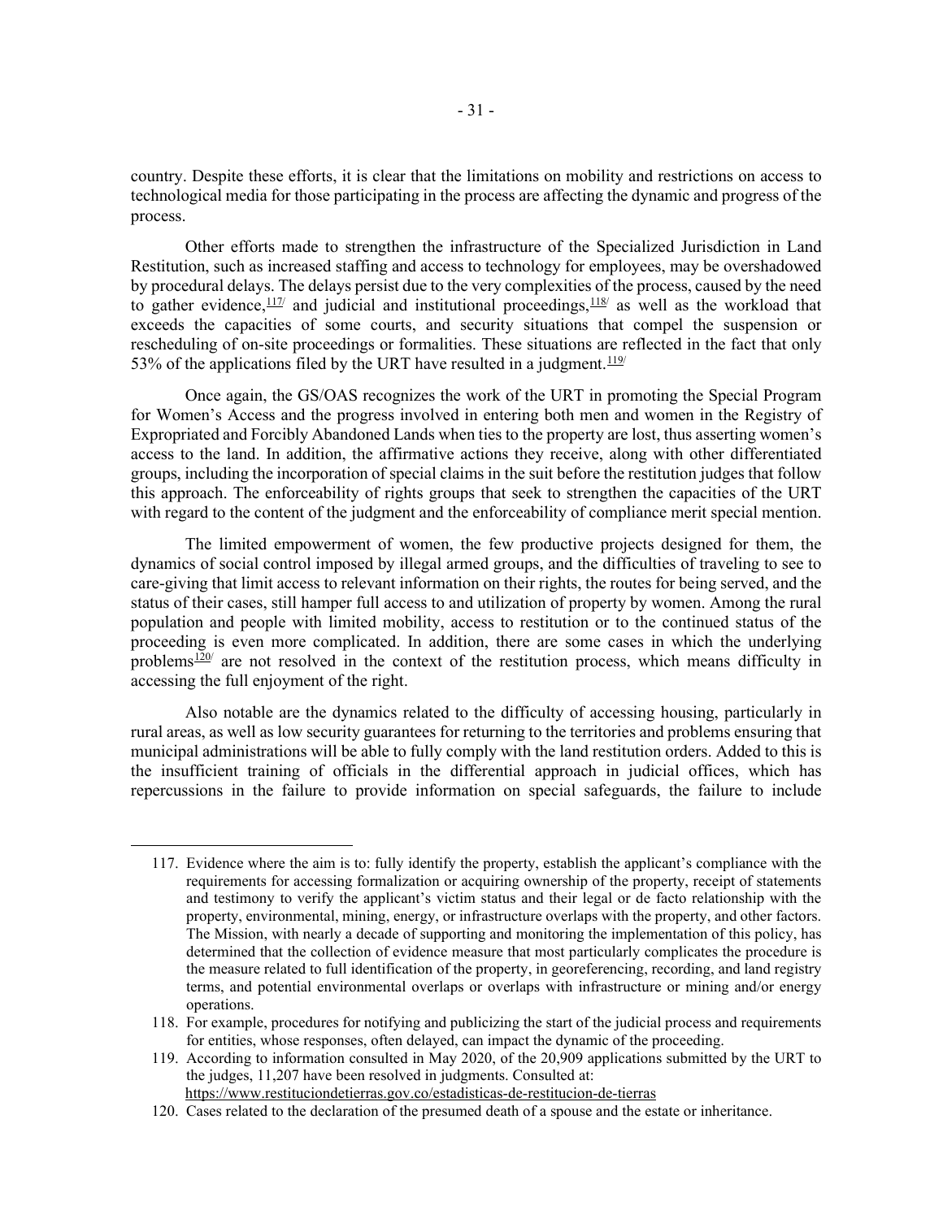country. Despite these efforts, it is clear that the limitations on mobility and restrictions on access to technological media for those participating in the process are affecting the dynamic and progress of the process.

Other efforts made to strengthen the infrastructure of the Specialized Jurisdiction in Land Restitution, such as increased staffing and access to technology for employees, may be overshadowed by procedural delays. The delays persist due to the very complexities of the process, caused by the need to gather evidence,[117] and judicial and institutional proceedings,[118] as well as the workload that exceeds the capacities of some courts, and security situations that compel the suspension or rescheduling of on-site proceedings or formalities. These situations are reflected in the fact that only 53% of the applications filed by the URT have resulted in a judgment.[119]

Once again, the GS/OAS recognizes the work of the URT in promoting the Special Program for Women's Access and the progress involved in entering both men and women in the Registry of Expropriated and Forcibly Abandoned Lands when ties to the property are lost, thus asserting women's access to the land. In addition, the affirmative actions they receive, along with other differentiated groups, including the incorporation of special claims in the suit before the restitution judges that follow this approach. The enforceability of rights groups that seek to strengthen the capacities of the URT with regard to the content of the judgment and the enforceability of compliance merit special mention.

The limited empowerment of women, the few productive projects designed for them, the dynamics of social control imposed by illegal armed groups, and the difficulties of traveling to see to care-giving that limit access to relevant information on their rights, the routes for being served, and the status of their cases, still hamper full access to and utilization of property by women. Among the rural population and people with limited mobility, access to restitution or to the continued status of the proceeding is even more complicated. In addition, there are some cases in which the underlying problems[120] are not resolved in the context of the restitution process, which means difficulty in accessing the full enjoyment of the right.

Also notable are the dynamics related to the difficulty of accessing housing, particularly in rural areas, as well as low security guarantees for returning to the territories and problems ensuring that municipal administrations will be able to fully comply with the land restitution orders. Added to this is the insufficient training of officials in the differential approach in judicial offices, which has repercussions in the failure to provide information on special safeguards, the failure to include

---

117. Evidence where the aim is to: fully identify the property, establish the applicant's compliance with the requirements for accessing formalization or acquiring ownership of the property, receipt of statements and testimony to verify the applicant's victim status and their legal or de facto relationship with the property, environmental, mining, energy, or infrastructure overlaps with the property, and other factors. The Mission, with nearly a decade of supporting and monitoring the implementation of this policy, has determined that the collection of evidence measure that most particularly complicates the procedure is the measure related to full identification of the property, in georeferencing, recording, and land registry terms, and potential environmental overlaps or overlaps with infrastructure or mining and/or energy operations.

118. For example, procedures for notifying and publicizing the start of the judicial process and requirements for entities, whose responses, often delayed, can impact the dynamic of the proceeding.

119. According to information consulted in May 2020, of the 20,909 applications submitted by the URT to the judges, 11,207 have been resolved in judgments. Consulted at: https://www.restituciondetierras.gov.co/estadisticas-de-restitucion-de-tierras

120. Cases related to the declaration of the presumed death of a spouse and the estate or inheritance.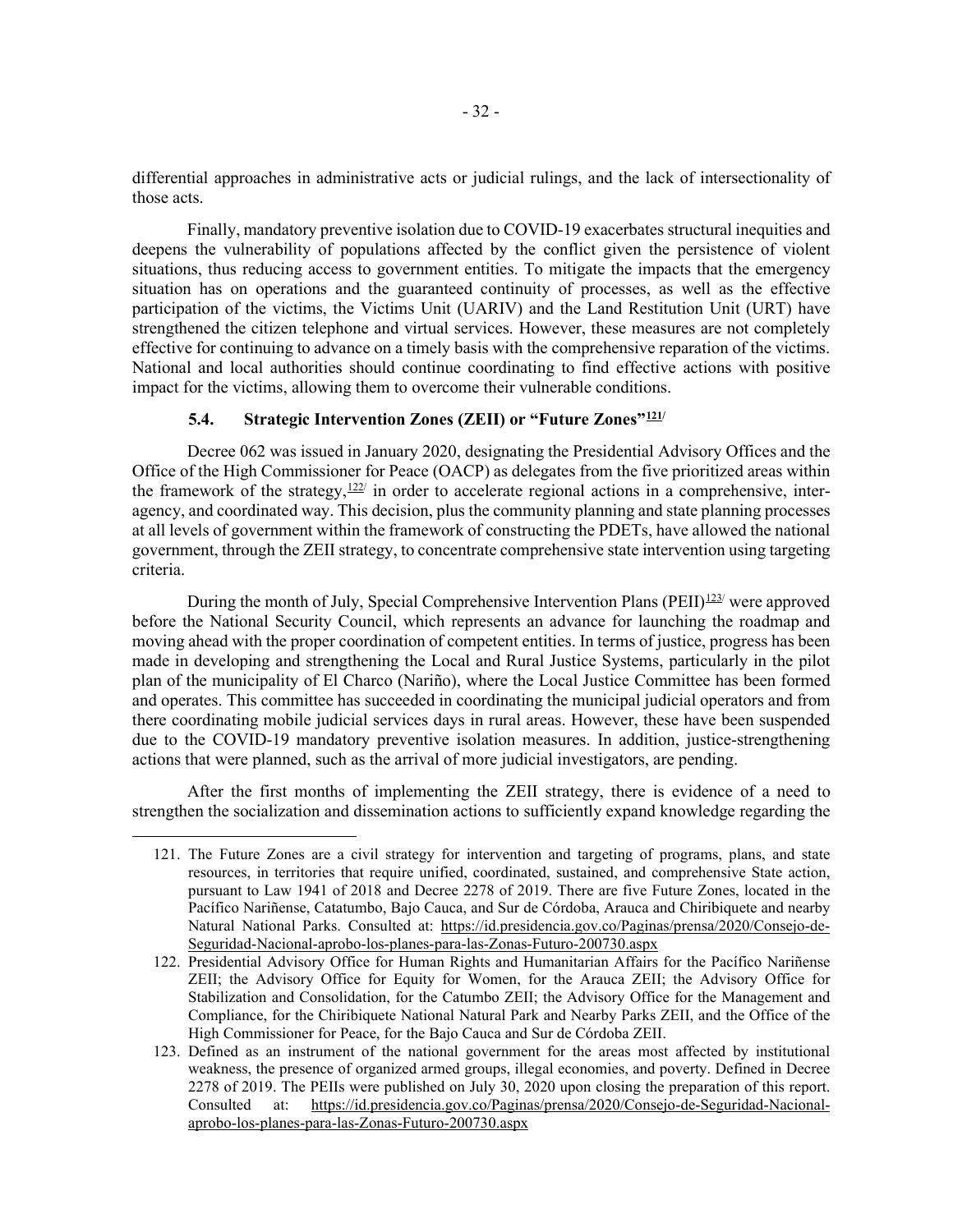differential approaches in administrative acts or judicial rulings, and the lack of intersectionality of those acts.

Finally, mandatory preventive isolation due to COVID-19 exacerbates structural inequities and deepens the vulnerability of populations affected by the conflict given the persistence of violent situations, thus reducing access to government entities. To mitigate the impacts that the emergency situation has on operations and the guaranteed continuity of processes, as well as the effective participation of the victims, the Victims Unit (UARIV) and the Land Restitution Unit (URT) have strengthened the citizen telephone and virtual services. However, these measures are not completely effective for continuing to advance on a timely basis with the comprehensive reparation of the victims. National and local authorities should continue coordinating to find effective actions with positive impact for the victims, allowing them to overcome their vulnerable conditions.

### 5.4. Strategic Intervention Zones (ZEII) or "Future Zones"[121]

Decree 062 was issued in January 2020, designating the Presidential Advisory Offices and the Office of the High Commissioner for Peace (OACP) as delegates from the five prioritized areas within the framework of the strategy,[122] in order to accelerate regional actions in a comprehensive, inter-agency, and coordinated way. This decision, plus the community planning and state planning processes at all levels of government within the framework of constructing the PDETs, have allowed the national government, through the ZEII strategy, to concentrate comprehensive state intervention using targeting criteria.

During the month of July, Special Comprehensive Intervention Plans (PEII)[123] were approved before the National Security Council, which represents an advance for launching the roadmap and moving ahead with the proper coordination of competent entities. In terms of justice, progress has been made in developing and strengthening the Local and Rural Justice Systems, particularly in the pilot plan of the municipality of El Charco (Nariño), where the Local Justice Committee has been formed and operates. This committee has succeeded in coordinating the municipal judicial operators and from there coordinating mobile judicial services days in rural areas. However, these have been suspended due to the COVID-19 mandatory preventive isolation measures. In addition, justice-strengthening actions that were planned, such as the arrival of more judicial investigators, are pending.

After the first months of implementing the ZEII strategy, there is evidence of a need to strengthen the socialization and dissemination actions to sufficiently expand knowledge regarding the

---

121. The Future Zones are a civil strategy for intervention and targeting of programs, plans, and state resources, in territories that require unified, coordinated, sustained, and comprehensive State action, pursuant to Law 1941 of 2018 and Decree 2278 of 2019. There are five Future Zones, located in the Pacífico Nariñense, Catatumbo, Bajo Cauca, and Sur de Córdoba, Arauca and Chiribiquete and nearby Natural National Parks. Consulted at: https://id.presidencia.gov.co/Paginas/prensa/2020/Consejo-de-Seguridad-Nacional-aprobo-los-planes-para-las-Zonas-Futuro-200730.aspx

122. Presidential Advisory Office for Human Rights and Humanitarian Affairs for the Pacífico Nariñense ZEII; the Advisory Office for Equity for Women, for the Arauca ZEII; the Advisory Office for Stabilization and Consolidation, for the Catumbo ZEII; the Advisory Office for the Management and Compliance, for the Chiribiquete National Natural Park and Nearby Parks ZEII, and the Office of the High Commissioner for Peace, for the Bajo Cauca and Sur de Córdoba ZEII.

123. Defined as an instrument of the national government for the areas most affected by institutional weakness, the presence of organized armed groups, illegal economies, and poverty. Defined in Decree 2278 of 2019. The PEIIs were published on July 30, 2020 upon closing the preparation of this report. Consulted at: https://id.presidencia.gov.co/Paginas/prensa/2020/Consejo-de-Seguridad-Nacional-aprobo-los-planes-para-las-Zonas-Futuro-200730.aspx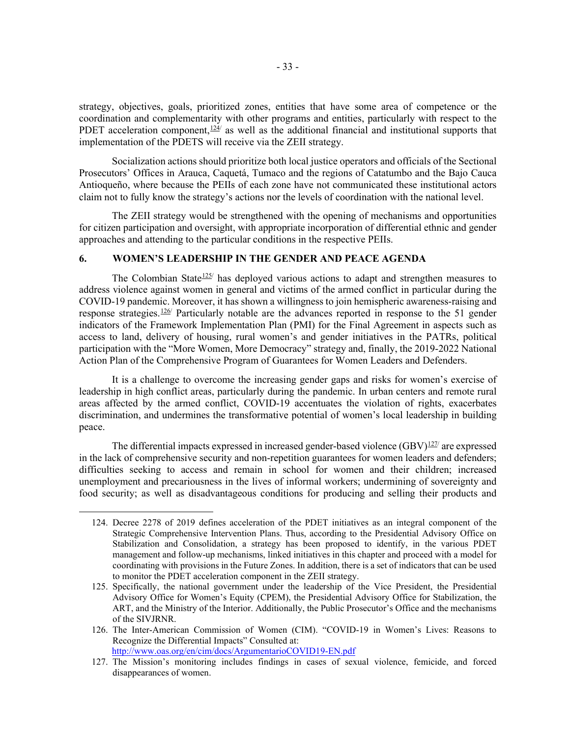strategy, objectives, goals, prioritized zones, entities that have some area of competence or the coordination and complementarity with other programs and entities, particularly with respect to the PDET acceleration component,[124] as well as the additional financial and institutional supports that implementation of the PDETS will receive via the ZEII strategy.

Socialization actions should prioritize both local justice operators and officials of the Sectional Prosecutors' Offices in Arauca, Caquetá, Tumaco and the regions of Catatumbo and the Bajo Cauca Antioqueño, where because the PEIIs of each zone have not communicated these institutional actors claim not to fully know the strategy's actions nor the levels of coordination with the national level.

The ZEII strategy would be strengthened with the opening of mechanisms and opportunities for citizen participation and oversight, with appropriate incorporation of differential ethnic and gender approaches and attending to the particular conditions in the respective PEIIs.

## 6. WOMEN'S LEADERSHIP IN THE GENDER AND PEACE AGENDA

The Colombian State[125] has deployed various actions to adapt and strengthen measures to address violence against women in general and victims of the armed conflict in particular during the COVID-19 pandemic. Moreover, it has shown a willingness to join hemispheric awareness-raising and response strategies.[126] Particularly notable are the advances reported in response to the 51 gender indicators of the Framework Implementation Plan (PMI) for the Final Agreement in aspects such as access to land, delivery of housing, rural women's and gender initiatives in the PATRs, political participation with the "More Women, More Democracy" strategy and, finally, the 2019-2022 National Action Plan of the Comprehensive Program of Guarantees for Women Leaders and Defenders.

It is a challenge to overcome the increasing gender gaps and risks for women's exercise of leadership in high conflict areas, particularly during the pandemic. In urban centers and remote rural areas affected by the armed conflict, COVID-19 accentuates the violation of rights, exacerbates discrimination, and undermines the transformative potential of women's local leadership in building peace.

The differential impacts expressed in increased gender-based violence (GBV)[127] are expressed in the lack of comprehensive security and non-repetition guarantees for women leaders and defenders; difficulties seeking to access and remain in school for women and their children; increased unemployment and precariousness in the lives of informal workers; undermining of sovereignty and food security; as well as disadvantageous conditions for producing and selling their products and

---

124. Decree 2278 of 2019 defines acceleration of the PDET initiatives as an integral component of the Strategic Comprehensive Intervention Plans. Thus, according to the Presidential Advisory Office on Stabilization and Consolidation, a strategy has been proposed to identify, in the various PDET management and follow-up mechanisms, linked initiatives in this chapter and proceed with a model for coordinating with provisions in the Future Zones. In addition, there is a set of indicators that can be used to monitor the PDET acceleration component in the ZEII strategy.

125. Specifically, the national government under the leadership of the Vice President, the Presidential Advisory Office for Women's Equity (CPEM), the Presidential Advisory Office for Stabilization, the ART, and the Ministry of the Interior. Additionally, the Public Prosecutor's Office and the mechanisms of the SIVJRNR.

126. The Inter-American Commission of Women (CIM). "COVID-19 in Women's Lives: Reasons to Recognize the Differential Impacts" Consulted at: http://www.oas.org/en/cim/docs/ArgumentarioCOVID19-EN.pdf

127. The Mission's monitoring includes findings in cases of sexual violence, femicide, and forced disappearances of women.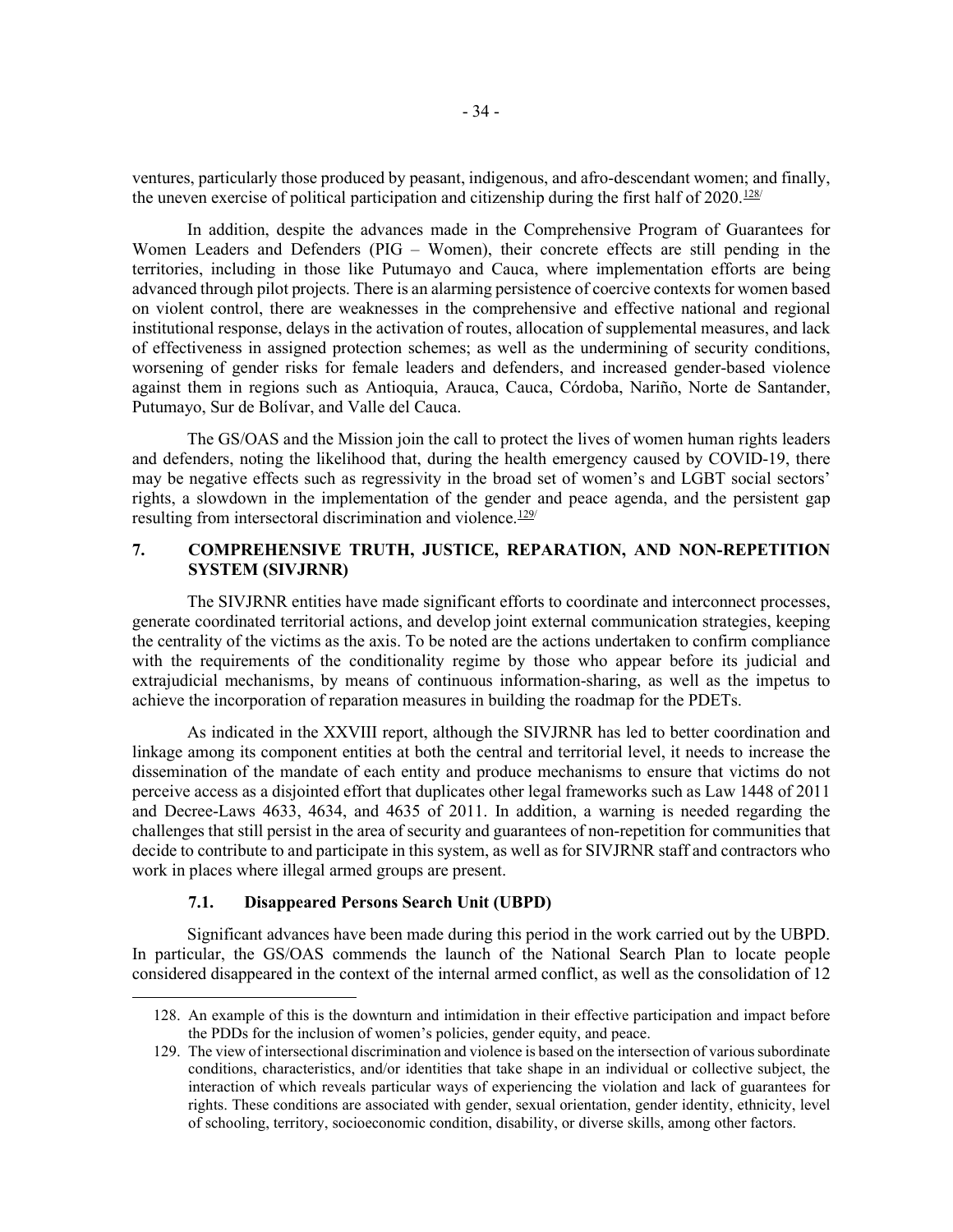ventures, particularly those produced by peasant, indigenous, and afro-descendant women; and finally, the uneven exercise of political participation and citizenship during the first half of 2020.[128]

In addition, despite the advances made in the Comprehensive Program of Guarantees for Women Leaders and Defenders (PIG – Women), their concrete effects are still pending in the territories, including in those like Putumayo and Cauca, where implementation efforts are being advanced through pilot projects. There is an alarming persistence of coercive contexts for women based on violent control, there are weaknesses in the comprehensive and effective national and regional institutional response, delays in the activation of routes, allocation of supplemental measures, and lack of effectiveness in assigned protection schemes; as well as the undermining of security conditions, worsening of gender risks for female leaders and defenders, and increased gender-based violence against them in regions such as Antioquia, Arauca, Cauca, Córdoba, Nariño, Norte de Santander, Putumayo, Sur de Bolívar, and Valle del Cauca.

The GS/OAS and the Mission join the call to protect the lives of women human rights leaders and defenders, noting the likelihood that, during the health emergency caused by COVID-19, there may be negative effects such as regressivity in the broad set of women's and LGBT social sectors' rights, a slowdown in the implementation of the gender and peace agenda, and the persistent gap resulting from intersectoral discrimination and violence.[129]

## 7. COMPREHENSIVE TRUTH, JUSTICE, REPARATION, AND NON-REPETITION SYSTEM (SIVJRNR)

The SIVJRNR entities have made significant efforts to coordinate and interconnect processes, generate coordinated territorial actions, and develop joint external communication strategies, keeping the centrality of the victims as the axis. To be noted are the actions undertaken to confirm compliance with the requirements of the conditionality regime by those who appear before its judicial and extrajudicial mechanisms, by means of continuous information-sharing, as well as the impetus to achieve the incorporation of reparation measures in building the roadmap for the PDETs.

As indicated in the XXVIII report, although the SIVJRNR has led to better coordination and linkage among its component entities at both the central and territorial level, it needs to increase the dissemination of the mandate of each entity and produce mechanisms to ensure that victims do not perceive access as a disjointed effort that duplicates other legal frameworks such as Law 1448 of 2011 and Decree-Laws 4633, 4634, and 4635 of 2011. In addition, a warning is needed regarding the challenges that still persist in the area of security and guarantees of non-repetition for communities that decide to contribute to and participate in this system, as well as for SIVJRNR staff and contractors who work in places where illegal armed groups are present.

### 7.1. Disappeared Persons Search Unit (UBPD)

Significant advances have been made during this period in the work carried out by the UBPD. In particular, the GS/OAS commends the launch of the National Search Plan to locate people considered disappeared in the context of the internal armed conflict, as well as the consolidation of 12

---

128. An example of this is the downturn and intimidation in their effective participation and impact before the PDDs for the inclusion of women's policies, gender equity, and peace.

129. The view of intersectional discrimination and violence is based on the intersection of various subordinate conditions, characteristics, and/or identities that take shape in an individual or collective subject, the interaction of which reveals particular ways of experiencing the violation and lack of guarantees for rights. These conditions are associated with gender, sexual orientation, gender identity, ethnicity, level of schooling, territory, socioeconomic condition, disability, or diverse skills, among other factors.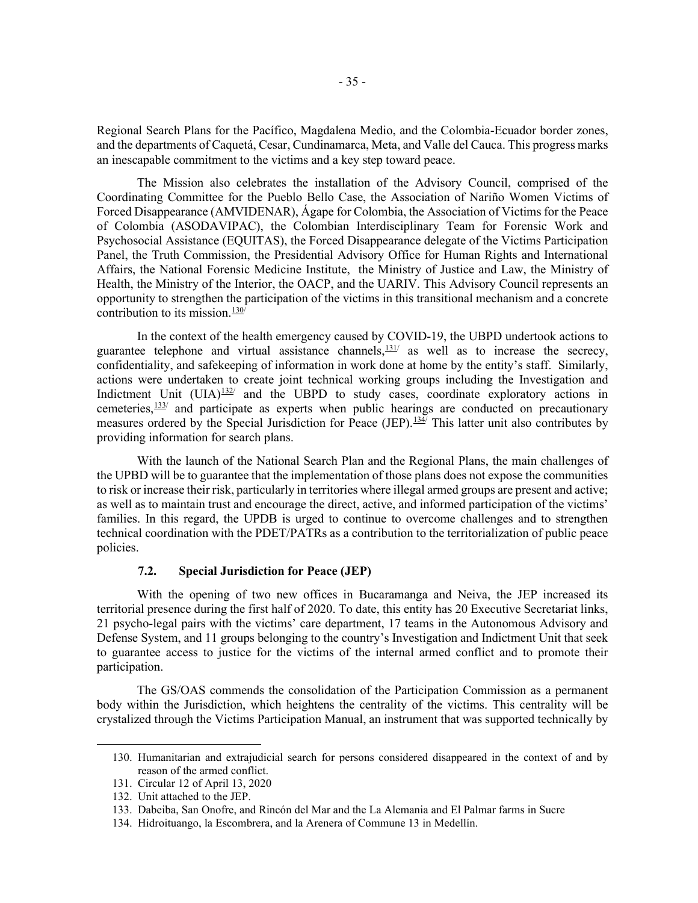Regional Search Plans for the Pacífico, Magdalena Medio, and the Colombia-Ecuador border zones, and the departments of Caquetá, Cesar, Cundinamarca, Meta, and Valle del Cauca. This progress marks an inescapable commitment to the victims and a key step toward peace.

The Mission also celebrates the installation of the Advisory Council, comprised of the Coordinating Committee for the Pueblo Bello Case, the Association of Nariño Women Victims of Forced Disappearance (AMVIDENAR), Ágape for Colombia, the Association of Victims for the Peace of Colombia (ASODAVIPAC), the Colombian Interdisciplinary Team for Forensic Work and Psychosocial Assistance (EQUITAS), the Forced Disappearance delegate of the Victims Participation Panel, the Truth Commission, the Presidential Advisory Office for Human Rights and International Affairs, the National Forensic Medicine Institute, the Ministry of Justice and Law, the Ministry of Health, the Ministry of the Interior, the OACP, and the UARIV. This Advisory Council represents an opportunity to strengthen the participation of the victims in this transitional mechanism and a concrete contribution to its mission.[130]

In the context of the health emergency caused by COVID-19, the UBPD undertook actions to guarantee telephone and virtual assistance channels,[131] as well as to increase the secrecy, confidentiality, and safekeeping of information in work done at home by the entity's staff. Similarly, actions were undertaken to create joint technical working groups including the Investigation and Indictment Unit (UIA)[132] and the UBPD to study cases, coordinate exploratory actions in cemeteries,[133] and participate as experts when public hearings are conducted on precautionary measures ordered by the Special Jurisdiction for Peace (JEP).[134] This latter unit also contributes by providing information for search plans.

With the launch of the National Search Plan and the Regional Plans, the main challenges of the UPBD will be to guarantee that the implementation of those plans does not expose the communities to risk or increase their risk, particularly in territories where illegal armed groups are present and active; as well as to maintain trust and encourage the direct, active, and informed participation of the victims' families. In this regard, the UPDB is urged to continue to overcome challenges and to strengthen technical coordination with the PDET/PATRs as a contribution to the territorialization of public peace policies.

### 7.2. Special Jurisdiction for Peace (JEP)

With the opening of two new offices in Bucaramanga and Neiva, the JEP increased its territorial presence during the first half of 2020. To date, this entity has 20 Executive Secretariat links, 21 psycho-legal pairs with the victims' care department, 17 teams in the Autonomous Advisory and Defense System, and 11 groups belonging to the country's Investigation and Indictment Unit that seek to guarantee access to justice for the victims of the internal armed conflict and to promote their participation.

The GS/OAS commends the consolidation of the Participation Commission as a permanent body within the Jurisdiction, which heightens the centrality of the victims. This centrality will be crystalized through the Victims Participation Manual, an instrument that was supported technically by

---

130. Humanitarian and extrajudicial search for persons considered disappeared in the context of and by reason of the armed conflict.
131. Circular 12 of April 13, 2020
132. Unit attached to the JEP.
133. Dabeiba, San Onofre, and Rincón del Mar and the La Alemania and El Palmar farms in Sucre
134. Hidroituango, la Escombrera, and la Arenera of Commune 13 in Medellín.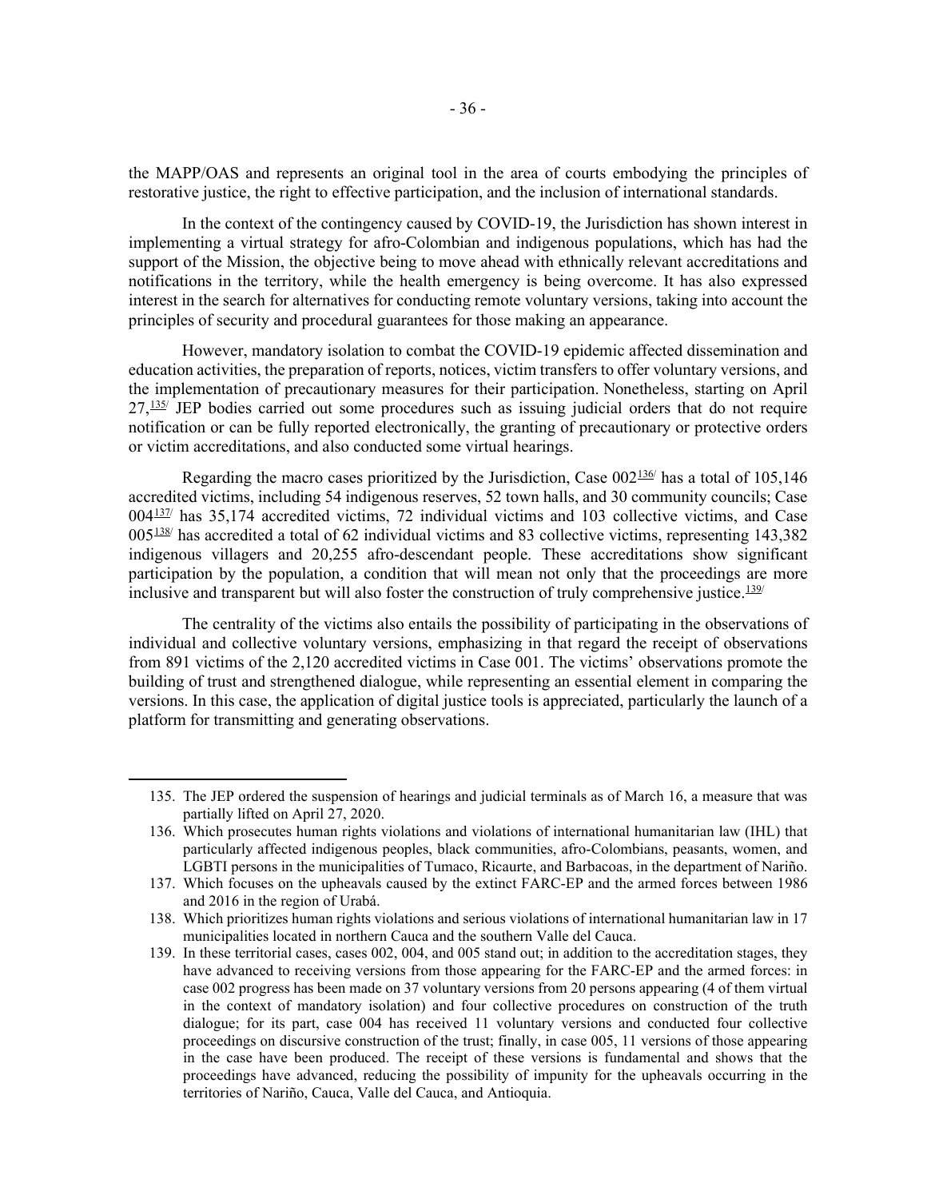the MAPP/OAS and represents an original tool in the area of courts embodying the principles of restorative justice, the right to effective participation, and the inclusion of international standards.

In the context of the contingency caused by COVID-19, the Jurisdiction has shown interest in implementing a virtual strategy for afro-Colombian and indigenous populations, which has had the support of the Mission, the objective being to move ahead with ethnically relevant accreditations and notifications in the territory, while the health emergency is being overcome. It has also expressed interest in the search for alternatives for conducting remote voluntary versions, taking into account the principles of security and procedural guarantees for those making an appearance.

However, mandatory isolation to combat the COVID-19 epidemic affected dissemination and education activities, the preparation of reports, notices, victim transfers to offer voluntary versions, and the implementation of precautionary measures for their participation. Nonetheless, starting on April 27,[135] JEP bodies carried out some procedures such as issuing judicial orders that do not require notification or can be fully reported electronically, the granting of precautionary or protective orders or victim accreditations, and also conducted some virtual hearings.

Regarding the macro cases prioritized by the Jurisdiction, Case 002[136] has a total of 105,146 accredited victims, including 54 indigenous reserves, 52 town halls, and 30 community councils; Case 004[137] has 35,174 accredited victims, 72 individual victims and 103 collective victims, and Case 005[138] has accredited a total of 62 individual victims and 83 collective victims, representing 143,382 indigenous villagers and 20,255 afro-descendant people. These accreditations show significant participation by the population, a condition that will mean not only that the proceedings are more inclusive and transparent but will also foster the construction of truly comprehensive justice.[139]

The centrality of the victims also entails the possibility of participating in the observations of individual and collective voluntary versions, emphasizing in that regard the receipt of observations from 891 victims of the 2,120 accredited victims in Case 001. The victims' observations promote the building of trust and strengthened dialogue, while representing an essential element in comparing the versions. In this case, the application of digital justice tools is appreciated, particularly the launch of a platform for transmitting and generating observations.

---

135. The JEP ordered the suspension of hearings and judicial terminals as of March 16, a measure that was partially lifted on April 27, 2020.

136. Which prosecutes human rights violations and violations of international humanitarian law (IHL) that particularly affected indigenous peoples, black communities, afro-Colombians, peasants, women, and LGBTI persons in the municipalities of Tumaco, Ricaurte, and Barbacoas, in the department of Nariño.

137. Which focuses on the upheavals caused by the extinct FARC-EP and the armed forces between 1986 and 2016 in the region of Urabá.

138. Which prioritizes human rights violations and serious violations of international humanitarian law in 17 municipalities located in northern Cauca and the southern Valle del Cauca.

139. In these territorial cases, cases 002, 004, and 005 stand out; in addition to the accreditation stages, they have advanced to receiving versions from those appearing for the FARC-EP and the armed forces: in case 002 progress has been made on 37 voluntary versions from 20 persons appearing (4 of them virtual in the context of mandatory isolation) and four collective procedures on construction of the truth dialogue; for its part, case 004 has received 11 voluntary versions and conducted four collective proceedings on discursive construction of the trust; finally, in case 005, 11 versions of those appearing in the case have been produced. The receipt of these versions is fundamental and shows that the proceedings have advanced, reducing the possibility of impunity for the upheavals occurring in the territories of Nariño, Cauca, Valle del Cauca, and Antioquia.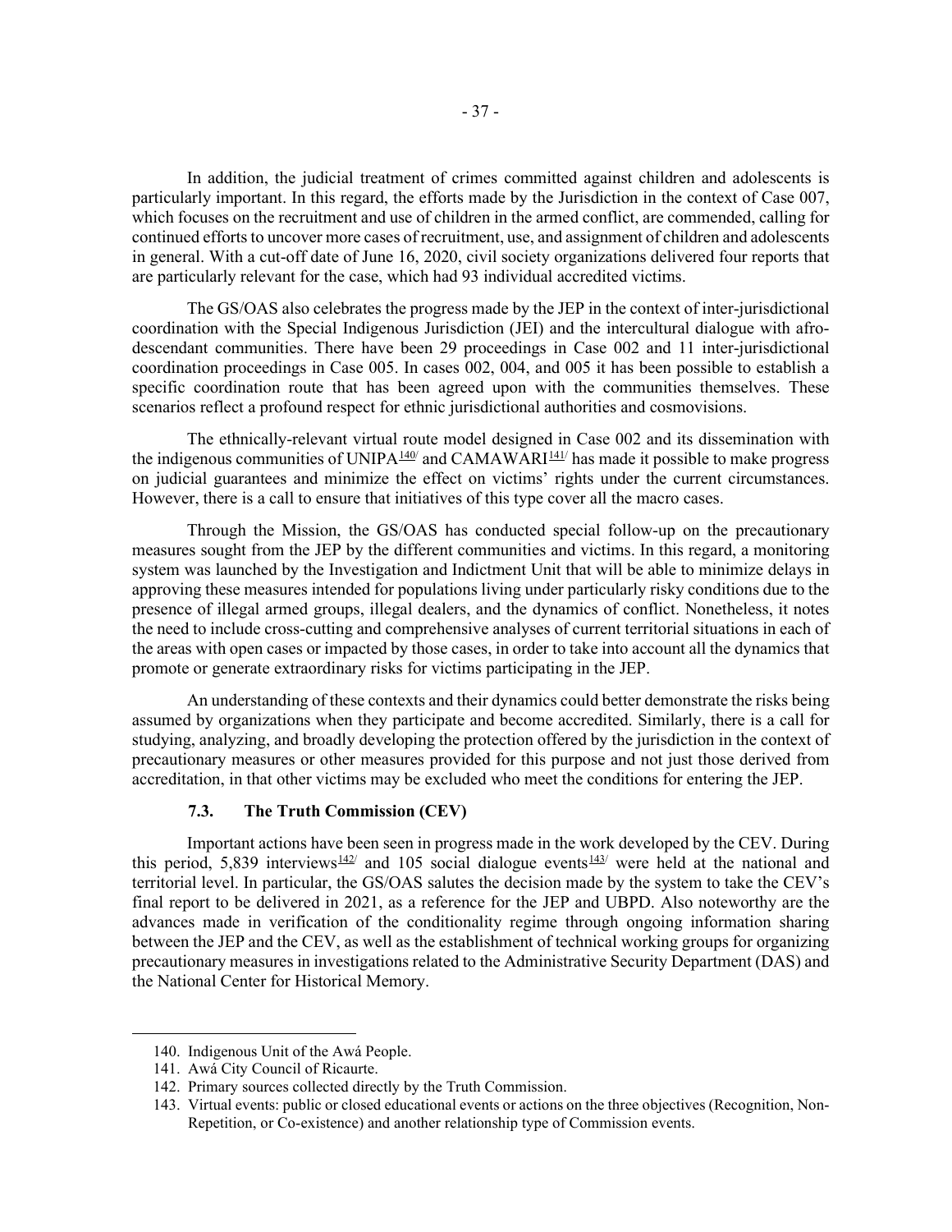In addition, the judicial treatment of crimes committed against children and adolescents is particularly important. In this regard, the efforts made by the Jurisdiction in the context of Case 007, which focuses on the recruitment and use of children in the armed conflict, are commended, calling for continued efforts to uncover more cases of recruitment, use, and assignment of children and adolescents in general. With a cut-off date of June 16, 2020, civil society organizations delivered four reports that are particularly relevant for the case, which had 93 individual accredited victims.

The GS/OAS also celebrates the progress made by the JEP in the context of inter-jurisdictional coordination with the Special Indigenous Jurisdiction (JEI) and the intercultural dialogue with afro-descendant communities. There have been 29 proceedings in Case 002 and 11 inter-jurisdictional coordination proceedings in Case 005. In cases 002, 004, and 005 it has been possible to establish a specific coordination route that has been agreed upon with the communities themselves. These scenarios reflect a profound respect for ethnic jurisdictional authorities and cosmovisions.

The ethnically-relevant virtual route model designed in Case 002 and its dissemination with the indigenous communities of UNIPA[140] and CAMAWARI[141] has made it possible to make progress on judicial guarantees and minimize the effect on victims' rights under the current circumstances. However, there is a call to ensure that initiatives of this type cover all the macro cases.

Through the Mission, the GS/OAS has conducted special follow-up on the precautionary measures sought from the JEP by the different communities and victims. In this regard, a monitoring system was launched by the Investigation and Indictment Unit that will be able to minimize delays in approving these measures intended for populations living under particularly risky conditions due to the presence of illegal armed groups, illegal dealers, and the dynamics of conflict. Nonetheless, it notes the need to include cross-cutting and comprehensive analyses of current territorial situations in each of the areas with open cases or impacted by those cases, in order to take into account all the dynamics that promote or generate extraordinary risks for victims participating in the JEP.

An understanding of these contexts and their dynamics could better demonstrate the risks being assumed by organizations when they participate and become accredited. Similarly, there is a call for studying, analyzing, and broadly developing the protection offered by the jurisdiction in the context of precautionary measures or other measures provided for this purpose and not just those derived from accreditation, in that other victims may be excluded who meet the conditions for entering the JEP.

### 7.3. The Truth Commission (CEV)

Important actions have been seen in progress made in the work developed by the CEV. During this period, 5,839 interviews[142] and 105 social dialogue events[143] were held at the national and territorial level. In particular, the GS/OAS salutes the decision made by the system to take the CEV's final report to be delivered in 2021, as a reference for the JEP and UBPD. Also noteworthy are the advances made in verification of the conditionality regime through ongoing information sharing between the JEP and the CEV, as well as the establishment of technical working groups for organizing precautionary measures in investigations related to the Administrative Security Department (DAS) and the National Center for Historical Memory.

140. Indigenous Unit of the Awá People.
141. Awá City Council of Ricaurte.
142. Primary sources collected directly by the Truth Commission.
143. Virtual events: public or closed educational events or actions on the three objectives (Recognition, Non-Repetition, or Co-existence) and another relationship type of Commission events.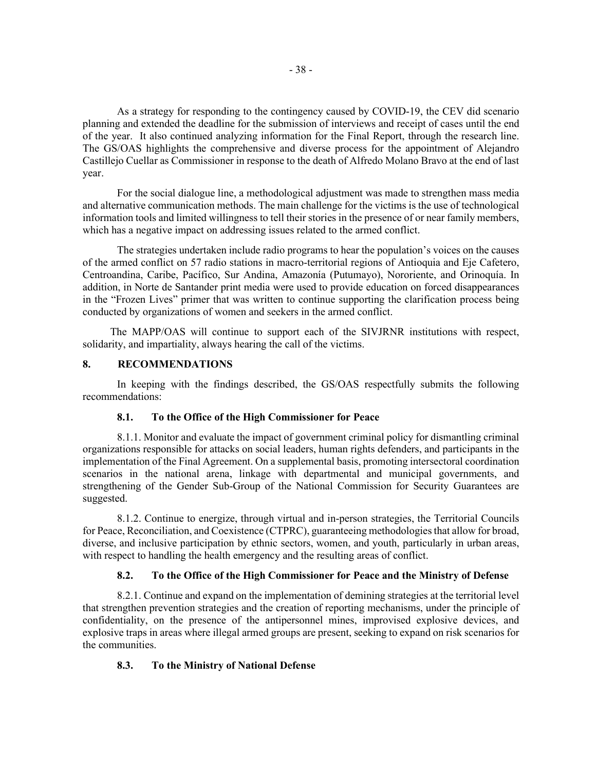As a strategy for responding to the contingency caused by COVID-19, the CEV did scenario planning and extended the deadline for the submission of interviews and receipt of cases until the end of the year. It also continued analyzing information for the Final Report, through the research line. The GS/OAS highlights the comprehensive and diverse process for the appointment of Alejandro Castillejo Cuellar as Commissioner in response to the death of Alfredo Molano Bravo at the end of last year.

For the social dialogue line, a methodological adjustment was made to strengthen mass media and alternative communication methods. The main challenge for the victims is the use of technological information tools and limited willingness to tell their stories in the presence of or near family members, which has a negative impact on addressing issues related to the armed conflict.

The strategies undertaken include radio programs to hear the population's voices on the causes of the armed conflict on 57 radio stations in macro-territorial regions of Antioquia and Eje Cafetero, Centroandina, Caribe, Pacífico, Sur Andina, Amazonía (Putumayo), Nororiente, and Orinoquía. In addition, in Norte de Santander print media were used to provide education on forced disappearances in the "Frozen Lives" primer that was written to continue supporting the clarification process being conducted by organizations of women and seekers in the armed conflict.

The MAPP/OAS will continue to support each of the SIVJRNR institutions with respect, solidarity, and impartiality, always hearing the call of the victims.

## 8. RECOMMENDATIONS

In keeping with the findings described, the GS/OAS respectfully submits the following recommendations:

### 8.1. To the Office of the High Commissioner for Peace

8.1.1. Monitor and evaluate the impact of government criminal policy for dismantling criminal organizations responsible for attacks on social leaders, human rights defenders, and participants in the implementation of the Final Agreement. On a supplemental basis, promoting intersectoral coordination scenarios in the national arena, linkage with departmental and municipal governments, and strengthening of the Gender Sub-Group of the National Commission for Security Guarantees are suggested.

8.1.2. Continue to energize, through virtual and in-person strategies, the Territorial Councils for Peace, Reconciliation, and Coexistence (CTPRC), guaranteeing methodologies that allow for broad, diverse, and inclusive participation by ethnic sectors, women, and youth, particularly in urban areas, with respect to handling the health emergency and the resulting areas of conflict.

### 8.2. To the Office of the High Commissioner for Peace and the Ministry of Defense

8.2.1. Continue and expand on the implementation of demining strategies at the territorial level that strengthen prevention strategies and the creation of reporting mechanisms, under the principle of confidentiality, on the presence of the antipersonnel mines, improvised explosive devices, and explosive traps in areas where illegal armed groups are present, seeking to expand on risk scenarios for the communities.

### 8.3. To the Ministry of National Defense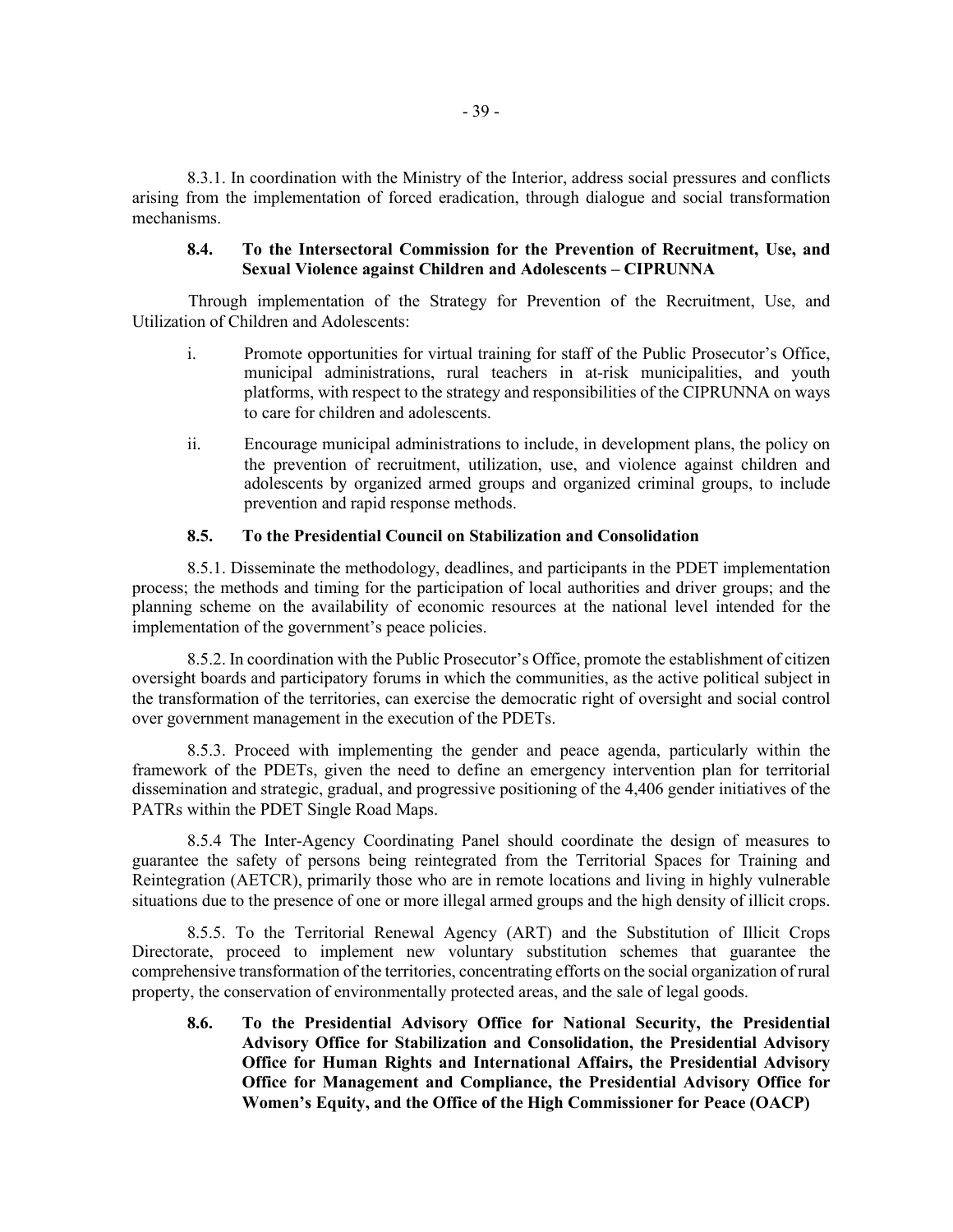8.3.1. In coordination with the Ministry of the Interior, address social pressures and conflicts arising from the implementation of forced eradication, through dialogue and social transformation mechanisms.

### 8.4. To the Intersectoral Commission for the Prevention of Recruitment, Use, and Sexual Violence against Children and Adolescents – CIPRUNNA

Through implementation of the Strategy for Prevention of the Recruitment, Use, and Utilization of Children and Adolescents:

i. Promote opportunities for virtual training for staff of the Public Prosecutor's Office, municipal administrations, rural teachers in at-risk municipalities, and youth platforms, with respect to the strategy and responsibilities of the CIPRUNNA on ways to care for children and adolescents.

ii. Encourage municipal administrations to include, in development plans, the policy on the prevention of recruitment, utilization, use, and violence against children and adolescents by organized armed groups and organized criminal groups, to include prevention and rapid response methods.

### 8.5. To the Presidential Council on Stabilization and Consolidation

8.5.1. Disseminate the methodology, deadlines, and participants in the PDET implementation process; the methods and timing for the participation of local authorities and driver groups; and the planning scheme on the availability of economic resources at the national level intended for the implementation of the government's peace policies.

8.5.2. In coordination with the Public Prosecutor's Office, promote the establishment of citizen oversight boards and participatory forums in which the communities, as the active political subject in the transformation of the territories, can exercise the democratic right of oversight and social control over government management in the execution of the PDETs.

8.5.3. Proceed with implementing the gender and peace agenda, particularly within the framework of the PDETs, given the need to define an emergency intervention plan for territorial dissemination and strategic, gradual, and progressive positioning of the 4,406 gender initiatives of the PATRs within the PDET Single Road Maps.

8.5.4 The Inter-Agency Coordinating Panel should coordinate the design of measures to guarantee the safety of persons being reintegrated from the Territorial Spaces for Training and Reintegration (AETCR), primarily those who are in remote locations and living in highly vulnerable situations due to the presence of one or more illegal armed groups and the high density of illicit crops.

8.5.5. To the Territorial Renewal Agency (ART) and the Substitution of Illicit Crops Directorate, proceed to implement new voluntary substitution schemes that guarantee the comprehensive transformation of the territories, concentrating efforts on the social organization of rural property, the conservation of environmentally protected areas, and the sale of legal goods.

### 8.6. To the Presidential Advisory Office for National Security, the Presidential Advisory Office for Stabilization and Consolidation, the Presidential Advisory Office for Human Rights and International Affairs, the Presidential Advisory Office for Management and Compliance, the Presidential Advisory Office for Women's Equity, and the Office of the High Commissioner for Peace (OACP)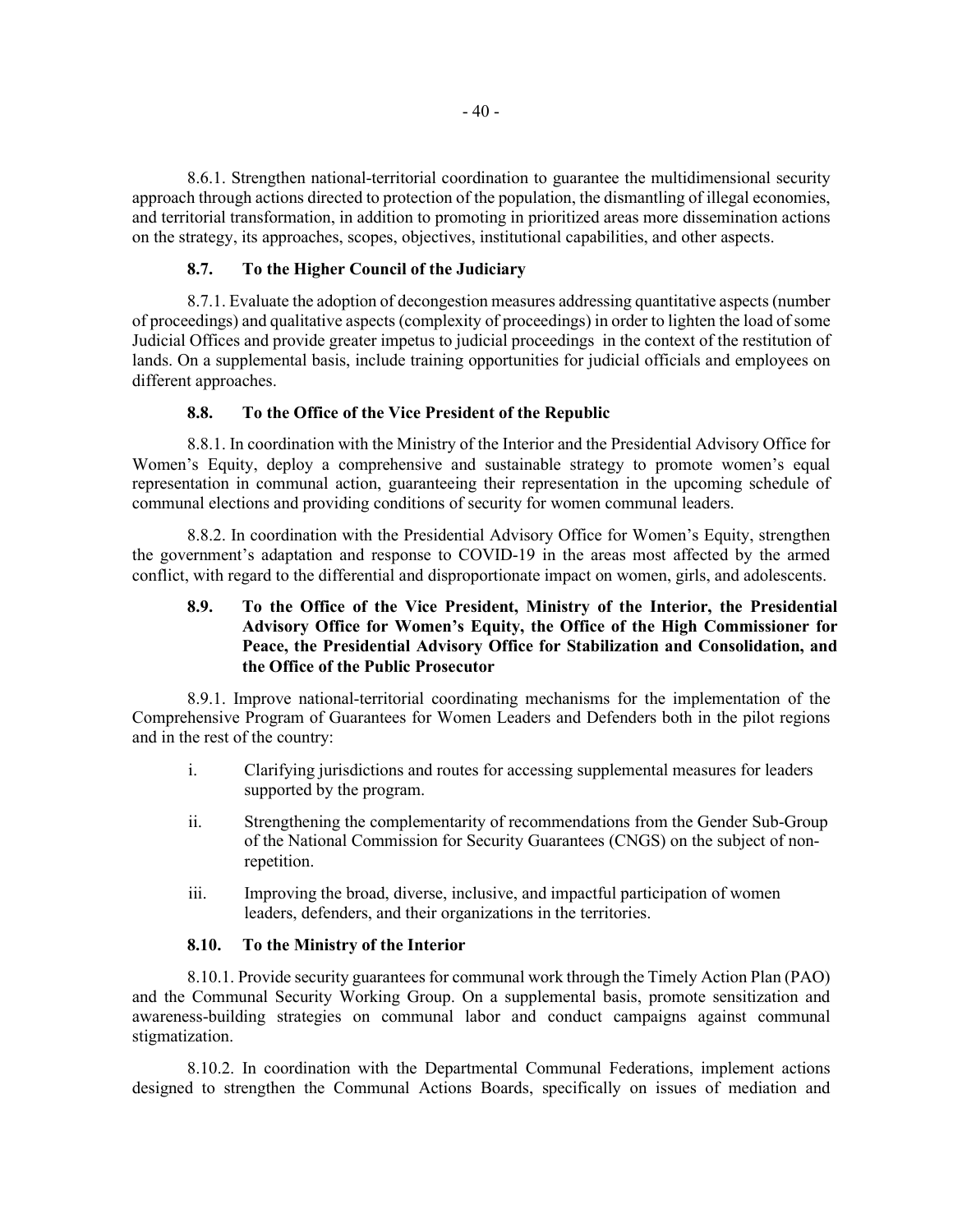8.6.1. Strengthen national-territorial coordination to guarantee the multidimensional security approach through actions directed to protection of the population, the dismantling of illegal economies, and territorial transformation, in addition to promoting in prioritized areas more dissemination actions on the strategy, its approaches, scopes, objectives, institutional capabilities, and other aspects.

### 8.7. To the Higher Council of the Judiciary

8.7.1. Evaluate the adoption of decongestion measures addressing quantitative aspects (number of proceedings) and qualitative aspects (complexity of proceedings) in order to lighten the load of some Judicial Offices and provide greater impetus to judicial proceedings in the context of the restitution of lands. On a supplemental basis, include training opportunities for judicial officials and employees on different approaches.

### 8.8. To the Office of the Vice President of the Republic

8.8.1. In coordination with the Ministry of the Interior and the Presidential Advisory Office for Women's Equity, deploy a comprehensive and sustainable strategy to promote women's equal representation in communal action, guaranteeing their representation in the upcoming schedule of communal elections and providing conditions of security for women communal leaders.

8.8.2. In coordination with the Presidential Advisory Office for Women's Equity, strengthen the government's adaptation and response to COVID-19 in the areas most affected by the armed conflict, with regard to the differential and disproportionate impact on women, girls, and adolescents.

### 8.9. To the Office of the Vice President, Ministry of the Interior, the Presidential Advisory Office for Women's Equity, the Office of the High Commissioner for Peace, the Presidential Advisory Office for Stabilization and Consolidation, and the Office of the Public Prosecutor

8.9.1. Improve national-territorial coordinating mechanisms for the implementation of the Comprehensive Program of Guarantees for Women Leaders and Defenders both in the pilot regions and in the rest of the country:

i. Clarifying jurisdictions and routes for accessing supplemental measures for leaders supported by the program.

ii. Strengthening the complementarity of recommendations from the Gender Sub-Group of the National Commission for Security Guarantees (CNGS) on the subject of non-repetition.

iii. Improving the broad, diverse, inclusive, and impactful participation of women leaders, defenders, and their organizations in the territories.

### 8.10. To the Ministry of the Interior

8.10.1. Provide security guarantees for communal work through the Timely Action Plan (PAO) and the Communal Security Working Group. On a supplemental basis, promote sensitization and awareness-building strategies on communal labor and conduct campaigns against communal stigmatization.

8.10.2. In coordination with the Departmental Communal Federations, implement actions designed to strengthen the Communal Actions Boards, specifically on issues of mediation and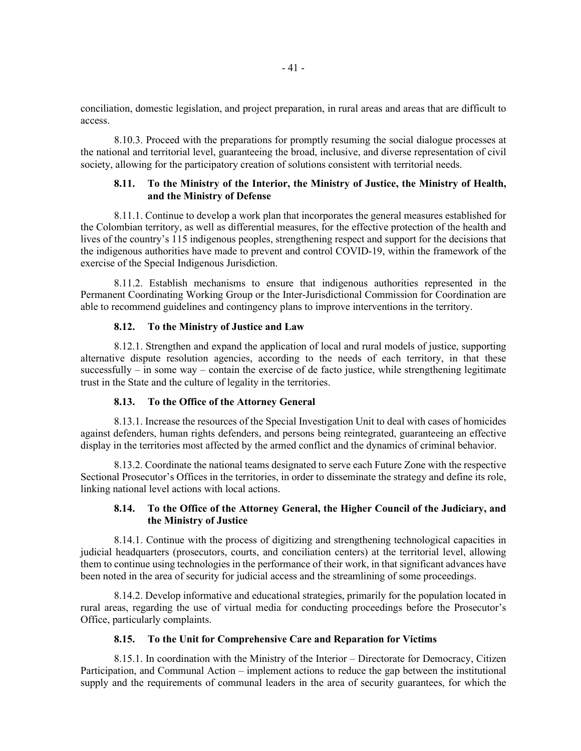conciliation, domestic legislation, and project preparation, in rural areas and areas that are difficult to access.

8.10.3. Proceed with the preparations for promptly resuming the social dialogue processes at the national and territorial level, guaranteeing the broad, inclusive, and diverse representation of civil society, allowing for the participatory creation of solutions consistent with territorial needs.

### 8.11. To the Ministry of the Interior, the Ministry of Justice, the Ministry of Health, and the Ministry of Defense

8.11.1. Continue to develop a work plan that incorporates the general measures established for the Colombian territory, as well as differential measures, for the effective protection of the health and lives of the country's 115 indigenous peoples, strengthening respect and support for the decisions that the indigenous authorities have made to prevent and control COVID-19, within the framework of the exercise of the Special Indigenous Jurisdiction.

8.11.2. Establish mechanisms to ensure that indigenous authorities represented in the Permanent Coordinating Working Group or the Inter-Jurisdictional Commission for Coordination are able to recommend guidelines and contingency plans to improve interventions in the territory.

### 8.12. To the Ministry of Justice and Law

8.12.1. Strengthen and expand the application of local and rural models of justice, supporting alternative dispute resolution agencies, according to the needs of each territory, in that these successfully – in some way – contain the exercise of de facto justice, while strengthening legitimate trust in the State and the culture of legality in the territories.

### 8.13. To the Office of the Attorney General

8.13.1. Increase the resources of the Special Investigation Unit to deal with cases of homicides against defenders, human rights defenders, and persons being reintegrated, guaranteeing an effective display in the territories most affected by the armed conflict and the dynamics of criminal behavior.

8.13.2. Coordinate the national teams designated to serve each Future Zone with the respective Sectional Prosecutor's Offices in the territories, in order to disseminate the strategy and define its role, linking national level actions with local actions.

### 8.14. To the Office of the Attorney General, the Higher Council of the Judiciary, and the Ministry of Justice

8.14.1. Continue with the process of digitizing and strengthening technological capacities in judicial headquarters (prosecutors, courts, and conciliation centers) at the territorial level, allowing them to continue using technologies in the performance of their work, in that significant advances have been noted in the area of security for judicial access and the streamlining of some proceedings.

8.14.2. Develop informative and educational strategies, primarily for the population located in rural areas, regarding the use of virtual media for conducting proceedings before the Prosecutor's Office, particularly complaints.

### 8.15. To the Unit for Comprehensive Care and Reparation for Victims

8.15.1. In coordination with the Ministry of the Interior – Directorate for Democracy, Citizen Participation, and Communal Action – implement actions to reduce the gap between the institutional supply and the requirements of communal leaders in the area of security guarantees, for which the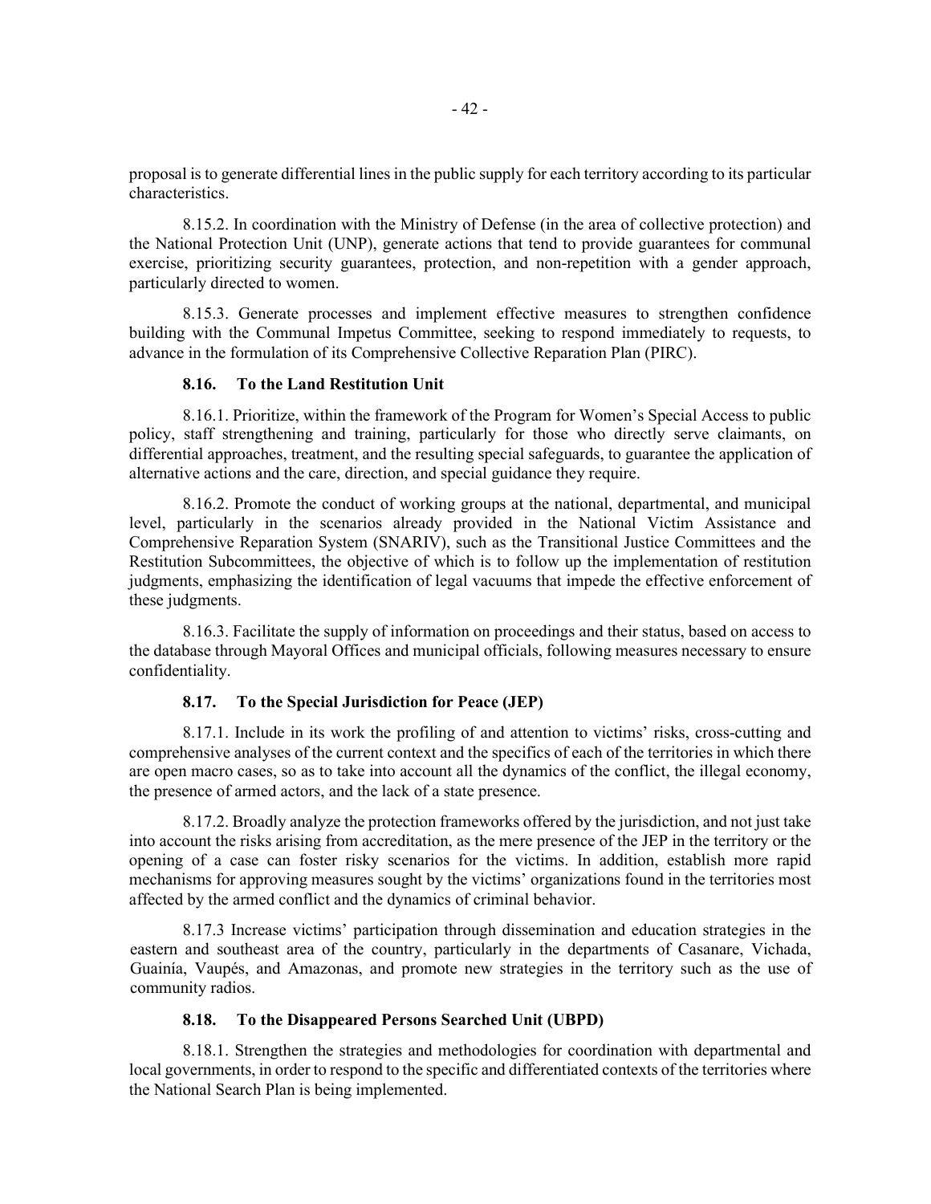proposal is to generate differential lines in the public supply for each territory according to its particular characteristics.

8.15.2. In coordination with the Ministry of Defense (in the area of collective protection) and the National Protection Unit (UNP), generate actions that tend to provide guarantees for communal exercise, prioritizing security guarantees, protection, and non-repetition with a gender approach, particularly directed to women.

8.15.3. Generate processes and implement effective measures to strengthen confidence building with the Communal Impetus Committee, seeking to respond immediately to requests, to advance in the formulation of its Comprehensive Collective Reparation Plan (PIRC).

#### 8.16. To the Land Restitution Unit

8.16.1. Prioritize, within the framework of the Program for Women's Special Access to public policy, staff strengthening and training, particularly for those who directly serve claimants, on differential approaches, treatment, and the resulting special safeguards, to guarantee the application of alternative actions and the care, direction, and special guidance they require.

8.16.2. Promote the conduct of working groups at the national, departmental, and municipal level, particularly in the scenarios already provided in the National Victim Assistance and Comprehensive Reparation System (SNARIV), such as the Transitional Justice Committees and the Restitution Subcommittees, the objective of which is to follow up the implementation of restitution judgments, emphasizing the identification of legal vacuums that impede the effective enforcement of these judgments.

8.16.3. Facilitate the supply of information on proceedings and their status, based on access to the database through Mayoral Offices and municipal officials, following measures necessary to ensure confidentiality.

#### 8.17. To the Special Jurisdiction for Peace (JEP)

8.17.1. Include in its work the profiling of and attention to victims' risks, cross-cutting and comprehensive analyses of the current context and the specifics of each of the territories in which there are open macro cases, so as to take into account all the dynamics of the conflict, the illegal economy, the presence of armed actors, and the lack of a state presence.

8.17.2. Broadly analyze the protection frameworks offered by the jurisdiction, and not just take into account the risks arising from accreditation, as the mere presence of the JEP in the territory or the opening of a case can foster risky scenarios for the victims. In addition, establish more rapid mechanisms for approving measures sought by the victims' organizations found in the territories most affected by the armed conflict and the dynamics of criminal behavior.

8.17.3 Increase victims' participation through dissemination and education strategies in the eastern and southeast area of the country, particularly in the departments of Casanare, Vichada, Guainía, Vaupés, and Amazonas, and promote new strategies in the territory such as the use of community radios.

#### 8.18. To the Disappeared Persons Searched Unit (UBPD)

8.18.1. Strengthen the strategies and methodologies for coordination with departmental and local governments, in order to respond to the specific and differentiated contexts of the territories where the National Search Plan is being implemented.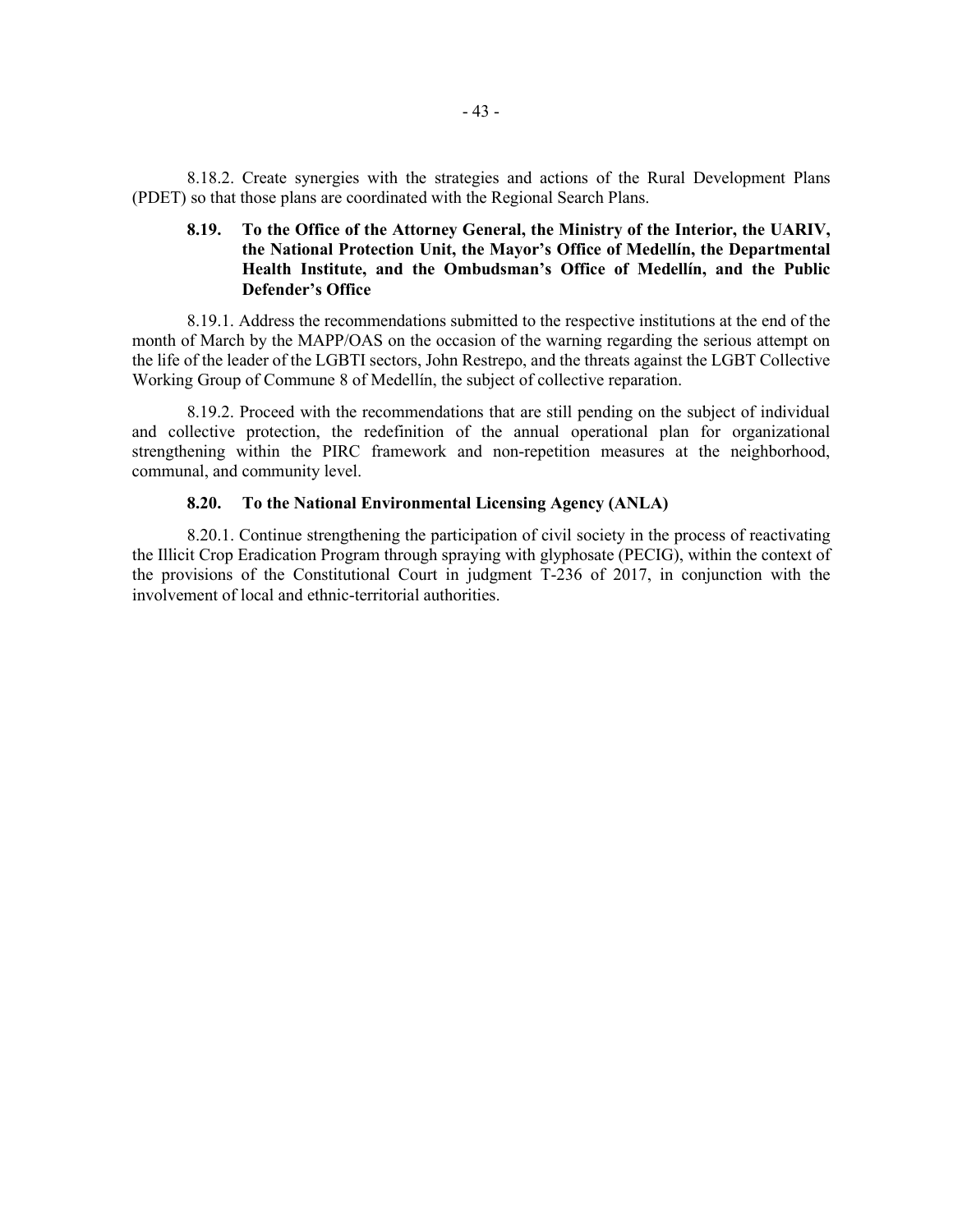8.18.2. Create synergies with the strategies and actions of the Rural Development Plans (PDET) so that those plans are coordinated with the Regional Search Plans.

### 8.19. To the Office of the Attorney General, the Ministry of the Interior, the UARIV, the National Protection Unit, the Mayor's Office of Medellín, the Departmental Health Institute, and the Ombudsman's Office of Medellín, and the Public Defender's Office

8.19.1. Address the recommendations submitted to the respective institutions at the end of the month of March by the MAPP/OAS on the occasion of the warning regarding the serious attempt on the life of the leader of the LGBTI sectors, John Restrepo, and the threats against the LGBT Collective Working Group of Commune 8 of Medellín, the subject of collective reparation.

8.19.2. Proceed with the recommendations that are still pending on the subject of individual and collective protection, the redefinition of the annual operational plan for organizational strengthening within the PIRC framework and non-repetition measures at the neighborhood, communal, and community level.

### 8.20. To the National Environmental Licensing Agency (ANLA)

8.20.1. Continue strengthening the participation of civil society in the process of reactivating the Illicit Crop Eradication Program through spraying with glyphosate (PECIG), within the context of the provisions of the Constitutional Court in judgment T-236 of 2017, in conjunction with the involvement of local and ethnic-territorial authorities.